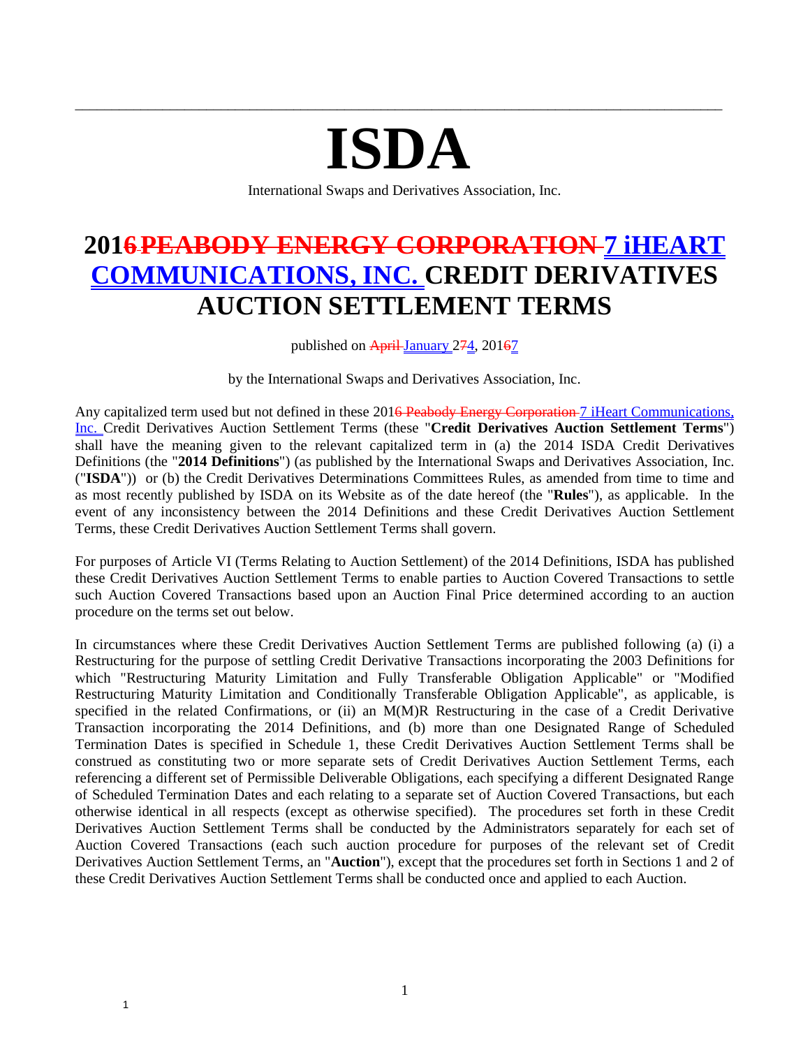# ISDA

International Swaps and Derivatives Association, Inc.

# 201~~6 PEABODY ENERGY CORPORATION~~ 7 iHEART COMMUNICATIONS, INC. CREDIT DERIVATIVES AUCTION SETTLEMENT TERMS

published on ~~April~~ January 2~~7~~4, 201~~6~~7

by the International Swaps and Derivatives Association, Inc.

Any capitalized term used but not defined in these 201~~6 Peabody Energy Corporation~~ 7 iHeart Communications, Inc. Credit Derivatives Auction Settlement Terms (these "**Credit Derivatives Auction Settlement Terms**") shall have the meaning given to the relevant capitalized term in (a) the 2014 ISDA Credit Derivatives Definitions (the "**2014 Definitions**") (as published by the International Swaps and Derivatives Association, Inc. ("**ISDA**")) or (b) the Credit Derivatives Determinations Committees Rules, as amended from time to time and as most recently published by ISDA on its Website as of the date hereof (the "**Rules**"), as applicable. In the event of any inconsistency between the 2014 Definitions and these Credit Derivatives Auction Settlement Terms, these Credit Derivatives Auction Settlement Terms shall govern.

For purposes of Article VI (Terms Relating to Auction Settlement) of the 2014 Definitions, ISDA has published these Credit Derivatives Auction Settlement Terms to enable parties to Auction Covered Transactions to settle such Auction Covered Transactions based upon an Auction Final Price determined according to an auction procedure on the terms set out below.

In circumstances where these Credit Derivatives Auction Settlement Terms are published following (a) (i) a Restructuring for the purpose of settling Credit Derivative Transactions incorporating the 2003 Definitions for which "Restructuring Maturity Limitation and Fully Transferable Obligation Applicable" or "Modified Restructuring Maturity Limitation and Conditionally Transferable Obligation Applicable", as applicable, is specified in the related Confirmations, or (ii) an M(M)R Restructuring in the case of a Credit Derivative Transaction incorporating the 2014 Definitions, and (b) more than one Designated Range of Scheduled Termination Dates is specified in Schedule 1, these Credit Derivatives Auction Settlement Terms shall be construed as constituting two or more separate sets of Credit Derivatives Auction Settlement Terms, each referencing a different set of Permissible Deliverable Obligations, each specifying a different Designated Range of Scheduled Termination Dates and each relating to a separate set of Auction Covered Transactions, but each otherwise identical in all respects (except as otherwise specified). The procedures set forth in these Credit Derivatives Auction Settlement Terms shall be conducted by the Administrators separately for each set of Auction Covered Transactions (each such auction procedure for purposes of the relevant set of Credit Derivatives Auction Settlement Terms, an "**Auction**"), except that the procedures set forth in Sections 1 and 2 of these Credit Derivatives Auction Settlement Terms shall be conducted once and applied to each Auction.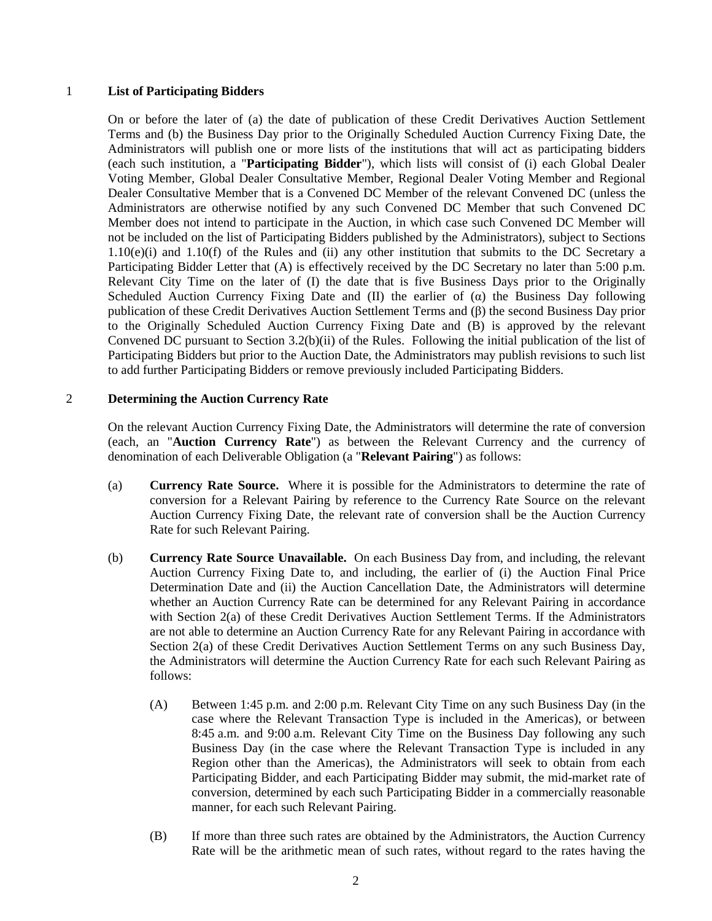## 1 List of Participating Bidders

On or before the later of (a) the date of publication of these Credit Derivatives Auction Settlement Terms and (b) the Business Day prior to the Originally Scheduled Auction Currency Fixing Date, the Administrators will publish one or more lists of the institutions that will act as participating bidders (each such institution, a "**Participating Bidder**"), which lists will consist of (i) each Global Dealer Voting Member, Global Dealer Consultative Member, Regional Dealer Voting Member and Regional Dealer Consultative Member that is a Convened DC Member of the relevant Convened DC (unless the Administrators are otherwise notified by any such Convened DC Member that such Convened DC Member does not intend to participate in the Auction, in which case such Convened DC Member will not be included on the list of Participating Bidders published by the Administrators), subject to Sections 1.10(e)(i) and 1.10(f) of the Rules and (ii) any other institution that submits to the DC Secretary a Participating Bidder Letter that (A) is effectively received by the DC Secretary no later than 5:00 p.m. Relevant City Time on the later of (I) the date that is five Business Days prior to the Originally Scheduled Auction Currency Fixing Date and (II) the earlier of (α) the Business Day following publication of these Credit Derivatives Auction Settlement Terms and (β) the second Business Day prior to the Originally Scheduled Auction Currency Fixing Date and (B) is approved by the relevant Convened DC pursuant to Section 3.2(b)(ii) of the Rules. Following the initial publication of the list of Participating Bidders but prior to the Auction Date, the Administrators may publish revisions to such list to add further Participating Bidders or remove previously included Participating Bidders.

## 2 Determining the Auction Currency Rate

On the relevant Auction Currency Fixing Date, the Administrators will determine the rate of conversion (each, an "**Auction Currency Rate**") as between the Relevant Currency and the currency of denomination of each Deliverable Obligation (a "**Relevant Pairing**") as follows:

(a) **Currency Rate Source.** Where it is possible for the Administrators to determine the rate of conversion for a Relevant Pairing by reference to the Currency Rate Source on the relevant Auction Currency Fixing Date, the relevant rate of conversion shall be the Auction Currency Rate for such Relevant Pairing.

(b) **Currency Rate Source Unavailable.** On each Business Day from, and including, the relevant Auction Currency Fixing Date to, and including, the earlier of (i) the Auction Final Price Determination Date and (ii) the Auction Cancellation Date, the Administrators will determine whether an Auction Currency Rate can be determined for any Relevant Pairing in accordance with Section 2(a) of these Credit Derivatives Auction Settlement Terms. If the Administrators are not able to determine an Auction Currency Rate for any Relevant Pairing in accordance with Section 2(a) of these Credit Derivatives Auction Settlement Terms on any such Business Day, the Administrators will determine the Auction Currency Rate for each such Relevant Pairing as follows:

(A) Between 1:45 p.m. and 2:00 p.m. Relevant City Time on any such Business Day (in the case where the Relevant Transaction Type is included in the Americas), or between 8:45 a.m. and 9:00 a.m. Relevant City Time on the Business Day following any such Business Day (in the case where the Relevant Transaction Type is included in any Region other than the Americas), the Administrators will seek to obtain from each Participating Bidder, and each Participating Bidder may submit, the mid-market rate of conversion, determined by each such Participating Bidder in a commercially reasonable manner, for each such Relevant Pairing.

(B) If more than three such rates are obtained by the Administrators, the Auction Currency Rate will be the arithmetic mean of such rates, without regard to the rates having the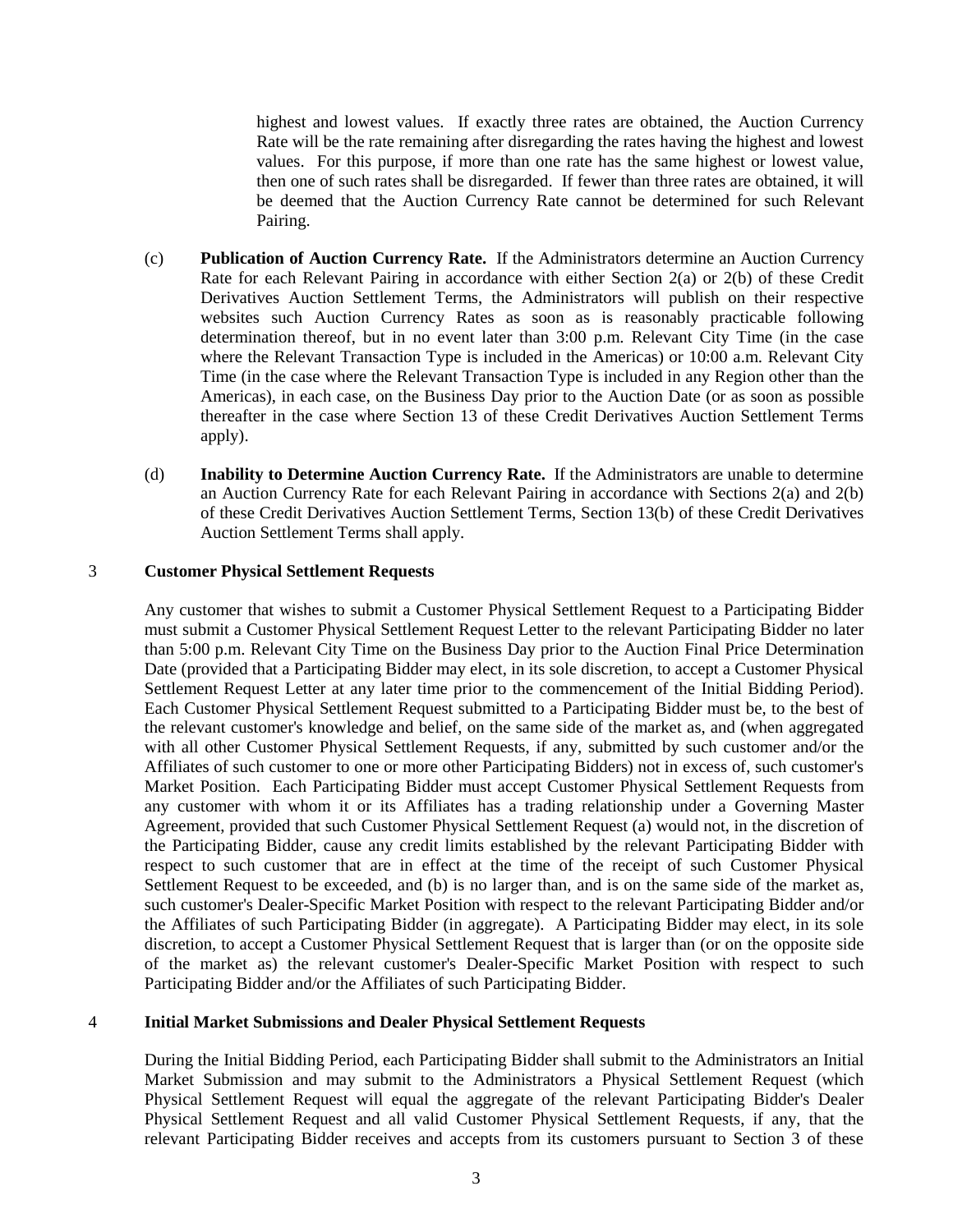highest and lowest values. If exactly three rates are obtained, the Auction Currency Rate will be the rate remaining after disregarding the rates having the highest and lowest values. For this purpose, if more than one rate has the same highest or lowest value, then one of such rates shall be disregarded. If fewer than three rates are obtained, it will be deemed that the Auction Currency Rate cannot be determined for such Relevant Pairing.

(c) **Publication of Auction Currency Rate.** If the Administrators determine an Auction Currency Rate for each Relevant Pairing in accordance with either Section 2(a) or 2(b) of these Credit Derivatives Auction Settlement Terms, the Administrators will publish on their respective websites such Auction Currency Rates as soon as is reasonably practicable following determination thereof, but in no event later than 3:00 p.m. Relevant City Time (in the case where the Relevant Transaction Type is included in the Americas) or 10:00 a.m. Relevant City Time (in the case where the Relevant Transaction Type is included in any Region other than the Americas), in each case, on the Business Day prior to the Auction Date (or as soon as possible thereafter in the case where Section 13 of these Credit Derivatives Auction Settlement Terms apply).

(d) **Inability to Determine Auction Currency Rate.** If the Administrators are unable to determine an Auction Currency Rate for each Relevant Pairing in accordance with Sections 2(a) and 2(b) of these Credit Derivatives Auction Settlement Terms, Section 13(b) of these Credit Derivatives Auction Settlement Terms shall apply.

## 3 Customer Physical Settlement Requests

Any customer that wishes to submit a Customer Physical Settlement Request to a Participating Bidder must submit a Customer Physical Settlement Request Letter to the relevant Participating Bidder no later than 5:00 p.m. Relevant City Time on the Business Day prior to the Auction Final Price Determination Date (provided that a Participating Bidder may elect, in its sole discretion, to accept a Customer Physical Settlement Request Letter at any later time prior to the commencement of the Initial Bidding Period). Each Customer Physical Settlement Request submitted to a Participating Bidder must be, to the best of the relevant customer's knowledge and belief, on the same side of the market as, and (when aggregated with all other Customer Physical Settlement Requests, if any, submitted by such customer and/or the Affiliates of such customer to one or more other Participating Bidders) not in excess of, such customer's Market Position. Each Participating Bidder must accept Customer Physical Settlement Requests from any customer with whom it or its Affiliates has a trading relationship under a Governing Master Agreement, provided that such Customer Physical Settlement Request (a) would not, in the discretion of the Participating Bidder, cause any credit limits established by the relevant Participating Bidder with respect to such customer that are in effect at the time of the receipt of such Customer Physical Settlement Request to be exceeded, and (b) is no larger than, and is on the same side of the market as, such customer's Dealer-Specific Market Position with respect to the relevant Participating Bidder and/or the Affiliates of such Participating Bidder (in aggregate). A Participating Bidder may elect, in its sole discretion, to accept a Customer Physical Settlement Request that is larger than (or on the opposite side of the market as) the relevant customer's Dealer-Specific Market Position with respect to such Participating Bidder and/or the Affiliates of such Participating Bidder.

## 4 Initial Market Submissions and Dealer Physical Settlement Requests

During the Initial Bidding Period, each Participating Bidder shall submit to the Administrators an Initial Market Submission and may submit to the Administrators a Physical Settlement Request (which Physical Settlement Request will equal the aggregate of the relevant Participating Bidder's Dealer Physical Settlement Request and all valid Customer Physical Settlement Requests, if any, that the relevant Participating Bidder receives and accepts from its customers pursuant to Section 3 of these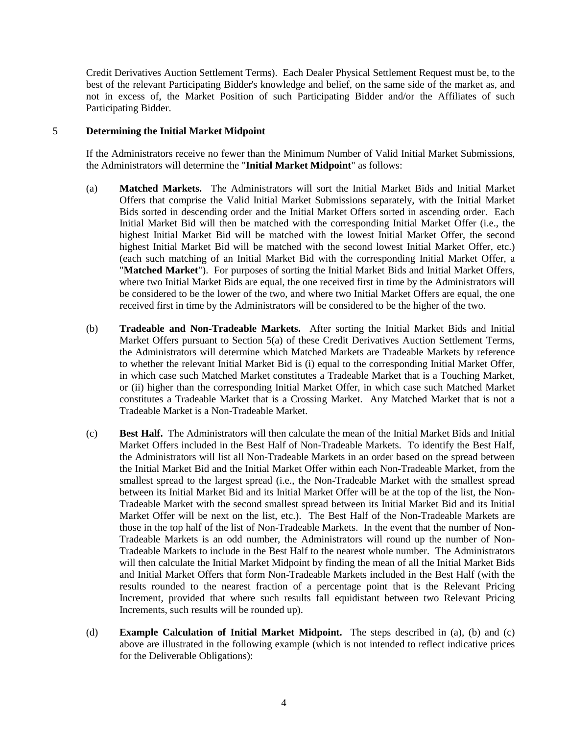Credit Derivatives Auction Settlement Terms). Each Dealer Physical Settlement Request must be, to the best of the relevant Participating Bidder's knowledge and belief, on the same side of the market as, and not in excess of, the Market Position of such Participating Bidder and/or the Affiliates of such Participating Bidder.

## 5 Determining the Initial Market Midpoint

If the Administrators receive no fewer than the Minimum Number of Valid Initial Market Submissions, the Administrators will determine the "**Initial Market Midpoint**" as follows:

(a) **Matched Markets.** The Administrators will sort the Initial Market Bids and Initial Market Offers that comprise the Valid Initial Market Submissions separately, with the Initial Market Bids sorted in descending order and the Initial Market Offers sorted in ascending order. Each Initial Market Bid will then be matched with the corresponding Initial Market Offer (i.e., the highest Initial Market Bid will be matched with the lowest Initial Market Offer, the second highest Initial Market Bid will be matched with the second lowest Initial Market Offer, etc.) (each such matching of an Initial Market Bid with the corresponding Initial Market Offer, a "**Matched Market**"). For purposes of sorting the Initial Market Bids and Initial Market Offers, where two Initial Market Bids are equal, the one received first in time by the Administrators will be considered to be the lower of the two, and where two Initial Market Offers are equal, the one received first in time by the Administrators will be considered to be the higher of the two.

(b) **Tradeable and Non-Tradeable Markets.** After sorting the Initial Market Bids and Initial Market Offers pursuant to Section 5(a) of these Credit Derivatives Auction Settlement Terms, the Administrators will determine which Matched Markets are Tradeable Markets by reference to whether the relevant Initial Market Bid is (i) equal to the corresponding Initial Market Offer, in which case such Matched Market constitutes a Tradeable Market that is a Touching Market, or (ii) higher than the corresponding Initial Market Offer, in which case such Matched Market constitutes a Tradeable Market that is a Crossing Market. Any Matched Market that is not a Tradeable Market is a Non-Tradeable Market.

(c) **Best Half.** The Administrators will then calculate the mean of the Initial Market Bids and Initial Market Offers included in the Best Half of Non-Tradeable Markets. To identify the Best Half, the Administrators will list all Non-Tradeable Markets in an order based on the spread between the Initial Market Bid and the Initial Market Offer within each Non-Tradeable Market, from the smallest spread to the largest spread (i.e., the Non-Tradeable Market with the smallest spread between its Initial Market Bid and its Initial Market Offer will be at the top of the list, the Non-Tradeable Market with the second smallest spread between its Initial Market Bid and its Initial Market Offer will be next on the list, etc.). The Best Half of the Non-Tradeable Markets are those in the top half of the list of Non-Tradeable Markets. In the event that the number of Non-Tradeable Markets is an odd number, the Administrators will round up the number of Non-Tradeable Markets to include in the Best Half to the nearest whole number. The Administrators will then calculate the Initial Market Midpoint by finding the mean of all the Initial Market Bids and Initial Market Offers that form Non-Tradeable Markets included in the Best Half (with the results rounded to the nearest fraction of a percentage point that is the Relevant Pricing Increment, provided that where such results fall equidistant between two Relevant Pricing Increments, such results will be rounded up).

(d) **Example Calculation of Initial Market Midpoint.** The steps described in (a), (b) and (c) above are illustrated in the following example (which is not intended to reflect indicative prices for the Deliverable Obligations):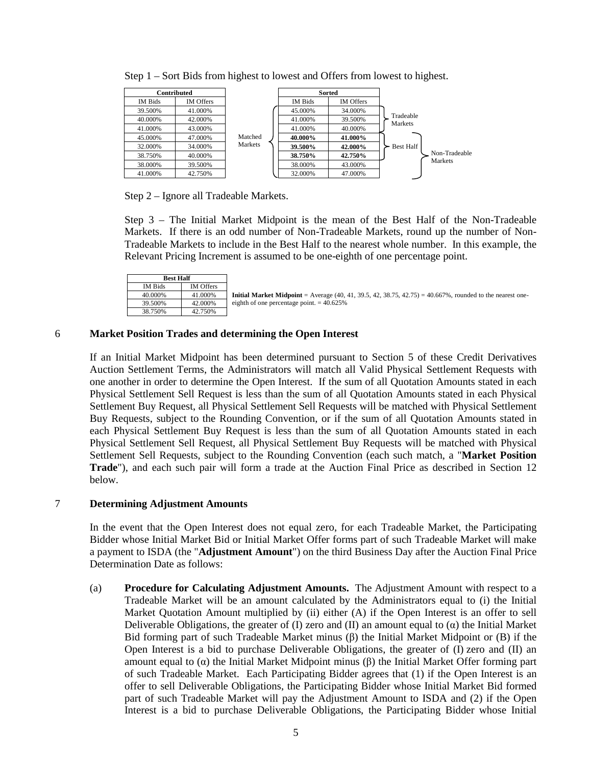Step 1 – Sort Bids from highest to lowest and Offers from lowest to highest.

| Contributed | |
|---|---|
| IM Bids | IM Offers |
| 39.500% | 41.000% |
| 40.000% | 42.000% |
| 41.000% | 43.000% |
| 45.000% | 47.000% |
| 32.000% | 34.000% |
| 38.750% | 40.000% |
| 38.000% | 39.500% |
| 41.000% | 42.750% |

| Sorted | | |
|---|---|---|
| IM Bids | IM Offers | |
| 45.000% | 34.000% | Tradeable Markets |
| 41.000% | 39.500% | Tradeable Markets |
| 41.000% | 40.000% | Tradeable Markets |
| **40.000%** | **41.000%** | Best Half / Non-Tradeable Markets |
| **39.500%** | **42.000%** | Best Half / Non-Tradeable Markets |
| **38.750%** | **42.750%** | Best Half / Non-Tradeable Markets |
| 38.000% | 43.000% | Non-Tradeable Markets |
| 32.000% | 47.000% | Non-Tradeable Markets |

(All sorted rows: Matched Markets)

Step 2 – Ignore all Tradeable Markets.

Step 3 – The Initial Market Midpoint is the mean of the Best Half of the Non-Tradeable Markets. If there is an odd number of Non-Tradeable Markets, round up the number of Non-Tradeable Markets to include in the Best Half to the nearest whole number. In this example, the Relevant Pricing Increment is assumed to be one-eighth of one percentage point.

| Best Half | |
|---|---|
| IM Bids | IM Offers |
| 40.000% | 41.000% |
| 39.500% | 42.000% |
| 38.750% | 42.750% |

**Initial Market Midpoint** = Average (40, 41, 39.5, 42, 38.75, 42.75) = 40.667%, rounded to the nearest one-eighth of one percentage point. = 40.625%

## 6 Market Position Trades and determining the Open Interest

If an Initial Market Midpoint has been determined pursuant to Section 5 of these Credit Derivatives Auction Settlement Terms, the Administrators will match all Valid Physical Settlement Requests with one another in order to determine the Open Interest. If the sum of all Quotation Amounts stated in each Physical Settlement Sell Request is less than the sum of all Quotation Amounts stated in each Physical Settlement Buy Request, all Physical Settlement Sell Requests will be matched with Physical Settlement Buy Requests, subject to the Rounding Convention, or if the sum of all Quotation Amounts stated in each Physical Settlement Buy Request is less than the sum of all Quotation Amounts stated in each Physical Settlement Sell Request, all Physical Settlement Buy Requests will be matched with Physical Settlement Sell Requests, subject to the Rounding Convention (each such match, a "**Market Position Trade**"), and each such pair will form a trade at the Auction Final Price as described in Section 12 below.

## 7 Determining Adjustment Amounts

In the event that the Open Interest does not equal zero, for each Tradeable Market, the Participating Bidder whose Initial Market Bid or Initial Market Offer forms part of such Tradeable Market will make a payment to ISDA (the "**Adjustment Amount**") on the third Business Day after the Auction Final Price Determination Date as follows:

(a) **Procedure for Calculating Adjustment Amounts.** The Adjustment Amount with respect to a Tradeable Market will be an amount calculated by the Administrators equal to (i) the Initial Market Quotation Amount multiplied by (ii) either (A) if the Open Interest is an offer to sell Deliverable Obligations, the greater of (I) zero and (II) an amount equal to ($\alpha$) the Initial Market Bid forming part of such Tradeable Market minus ($\beta$) the Initial Market Midpoint or (B) if the Open Interest is a bid to purchase Deliverable Obligations, the greater of (I) zero and (II) an amount equal to ($\alpha$) the Initial Market Midpoint minus ($\beta$) the Initial Market Offer forming part of such Tradeable Market. Each Participating Bidder agrees that (1) if the Open Interest is an offer to sell Deliverable Obligations, the Participating Bidder whose Initial Market Bid formed part of such Tradeable Market will pay the Adjustment Amount to ISDA and (2) if the Open Interest is a bid to purchase Deliverable Obligations, the Participating Bidder whose Initial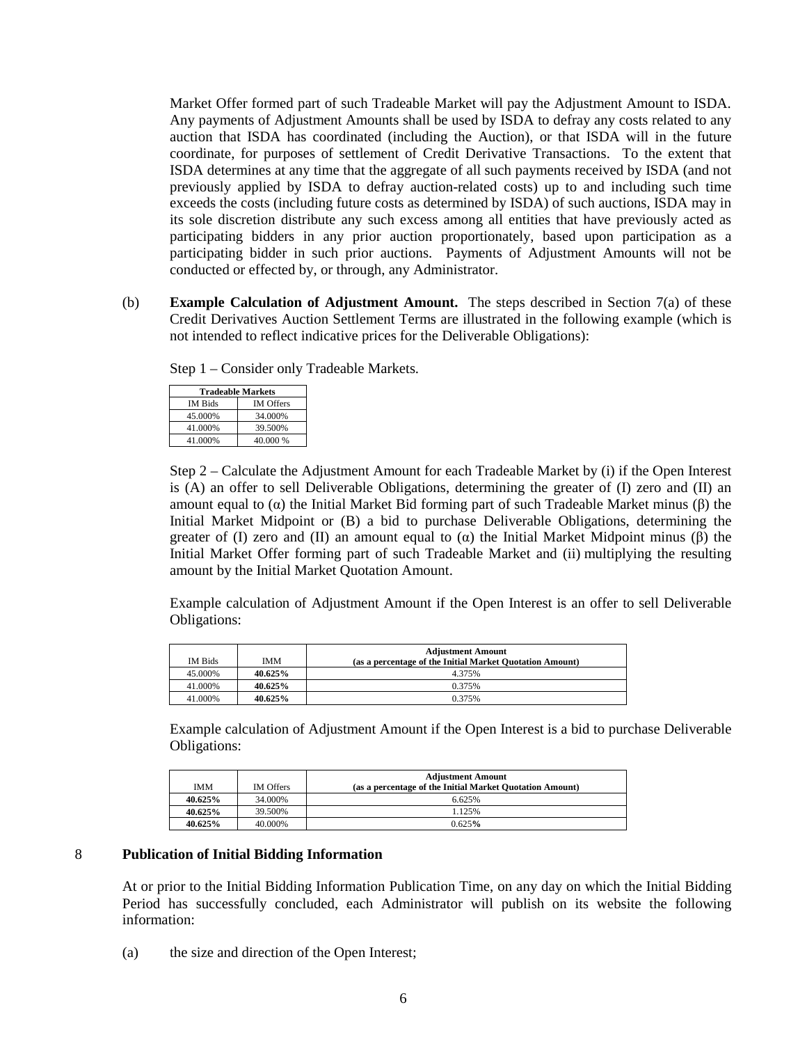Market Offer formed part of such Tradeable Market will pay the Adjustment Amount to ISDA. Any payments of Adjustment Amounts shall be used by ISDA to defray any costs related to any auction that ISDA has coordinated (including the Auction), or that ISDA will in the future coordinate, for purposes of settlement of Credit Derivative Transactions. To the extent that ISDA determines at any time that the aggregate of all such payments received by ISDA (and not previously applied by ISDA to defray auction-related costs) up to and including such time exceeds the costs (including future costs as determined by ISDA) of such auctions, ISDA may in its sole discretion distribute any such excess among all entities that have previously acted as participating bidders in any prior auction proportionately, based upon participation as a participating bidder in such prior auctions. Payments of Adjustment Amounts will not be conducted or effected by, or through, any Administrator.

(b) **Example Calculation of Adjustment Amount.** The steps described in Section 7(a) of these Credit Derivatives Auction Settlement Terms are illustrated in the following example (which is not intended to reflect indicative prices for the Deliverable Obligations):

Step 1 – Consider only Tradeable Markets.

| **Tradeable Markets** | |
|---|---|
| IM Bids | IM Offers |
| 45.000% | 34.000% |
| 41.000% | 39.500% |
| 41.000% | 40.000 % |

Step 2 – Calculate the Adjustment Amount for each Tradeable Market by (i) if the Open Interest is (A) an offer to sell Deliverable Obligations, determining the greater of (I) zero and (II) an amount equal to (α) the Initial Market Bid forming part of such Tradeable Market minus (β) the Initial Market Midpoint or (B) a bid to purchase Deliverable Obligations, determining the greater of (I) zero and (II) an amount equal to (α) the Initial Market Midpoint minus (β) the Initial Market Offer forming part of such Tradeable Market and (ii) multiplying the resulting amount by the Initial Market Quotation Amount.

Example calculation of Adjustment Amount if the Open Interest is an offer to sell Deliverable Obligations:

| IM Bids | IMM | **Adjustment Amount (as a percentage of the Initial Market Quotation Amount)** |
|---|---|---|
| 45.000% | **40.625%** | 4.375% |
| 41.000% | **40.625%** | 0.375% |
| 41.000% | **40.625%** | 0.375% |

Example calculation of Adjustment Amount if the Open Interest is a bid to purchase Deliverable Obligations:

| IMM | IM Offers | **Adjustment Amount (as a percentage of the Initial Market Quotation Amount)** |
|---|---|---|
| **40.625%** | 34.000% | 6.625% |
| **40.625%** | 39.500% | 1.125% |
| **40.625%** | 40.000% | 0.625% |

## 8 Publication of Initial Bidding Information

At or prior to the Initial Bidding Information Publication Time, on any day on which the Initial Bidding Period has successfully concluded, each Administrator will publish on its website the following information:

(a) the size and direction of the Open Interest;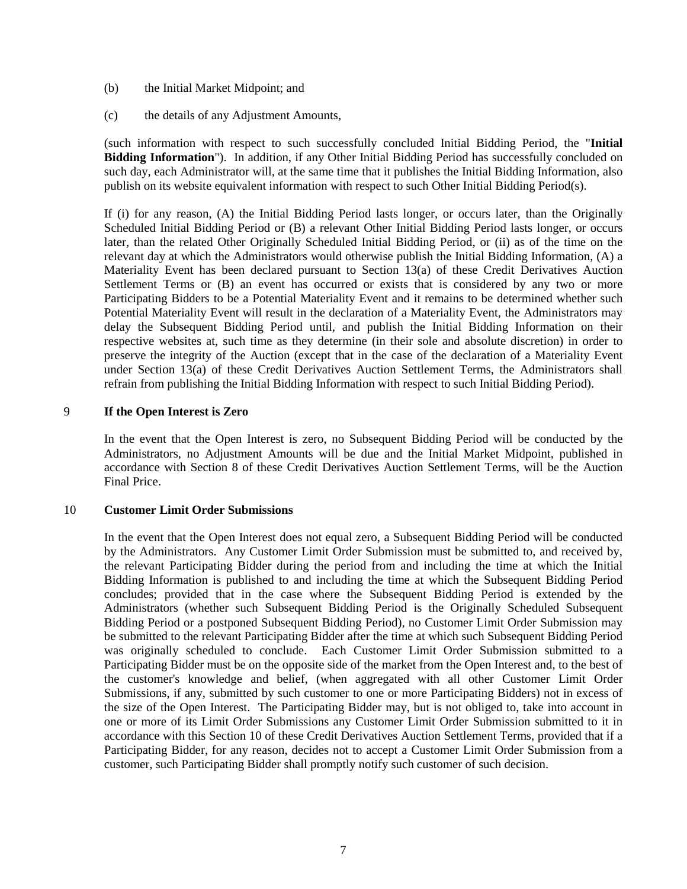(b) the Initial Market Midpoint; and

(c) the details of any Adjustment Amounts,

(such information with respect to such successfully concluded Initial Bidding Period, the "**Initial Bidding Information**"). In addition, if any Other Initial Bidding Period has successfully concluded on such day, each Administrator will, at the same time that it publishes the Initial Bidding Information, also publish on its website equivalent information with respect to such Other Initial Bidding Period(s).

If (i) for any reason, (A) the Initial Bidding Period lasts longer, or occurs later, than the Originally Scheduled Initial Bidding Period or (B) a relevant Other Initial Bidding Period lasts longer, or occurs later, than the related Other Originally Scheduled Initial Bidding Period, or (ii) as of the time on the relevant day at which the Administrators would otherwise publish the Initial Bidding Information, (A) a Materiality Event has been declared pursuant to Section 13(a) of these Credit Derivatives Auction Settlement Terms or (B) an event has occurred or exists that is considered by any two or more Participating Bidders to be a Potential Materiality Event and it remains to be determined whether such Potential Materiality Event will result in the declaration of a Materiality Event, the Administrators may delay the Subsequent Bidding Period until, and publish the Initial Bidding Information on their respective websites at, such time as they determine (in their sole and absolute discretion) in order to preserve the integrity of the Auction (except that in the case of the declaration of a Materiality Event under Section 13(a) of these Credit Derivatives Auction Settlement Terms, the Administrators shall refrain from publishing the Initial Bidding Information with respect to such Initial Bidding Period).

## 9 If the Open Interest is Zero

In the event that the Open Interest is zero, no Subsequent Bidding Period will be conducted by the Administrators, no Adjustment Amounts will be due and the Initial Market Midpoint, published in accordance with Section 8 of these Credit Derivatives Auction Settlement Terms, will be the Auction Final Price.

## 10 Customer Limit Order Submissions

In the event that the Open Interest does not equal zero, a Subsequent Bidding Period will be conducted by the Administrators. Any Customer Limit Order Submission must be submitted to, and received by, the relevant Participating Bidder during the period from and including the time at which the Initial Bidding Information is published to and including the time at which the Subsequent Bidding Period concludes; provided that in the case where the Subsequent Bidding Period is extended by the Administrators (whether such Subsequent Bidding Period is the Originally Scheduled Subsequent Bidding Period or a postponed Subsequent Bidding Period), no Customer Limit Order Submission may be submitted to the relevant Participating Bidder after the time at which such Subsequent Bidding Period was originally scheduled to conclude. Each Customer Limit Order Submission submitted to a Participating Bidder must be on the opposite side of the market from the Open Interest and, to the best of the customer's knowledge and belief, (when aggregated with all other Customer Limit Order Submissions, if any, submitted by such customer to one or more Participating Bidders) not in excess of the size of the Open Interest. The Participating Bidder may, but is not obliged to, take into account in one or more of its Limit Order Submissions any Customer Limit Order Submission submitted to it in accordance with this Section 10 of these Credit Derivatives Auction Settlement Terms, provided that if a Participating Bidder, for any reason, decides not to accept a Customer Limit Order Submission from a customer, such Participating Bidder shall promptly notify such customer of such decision.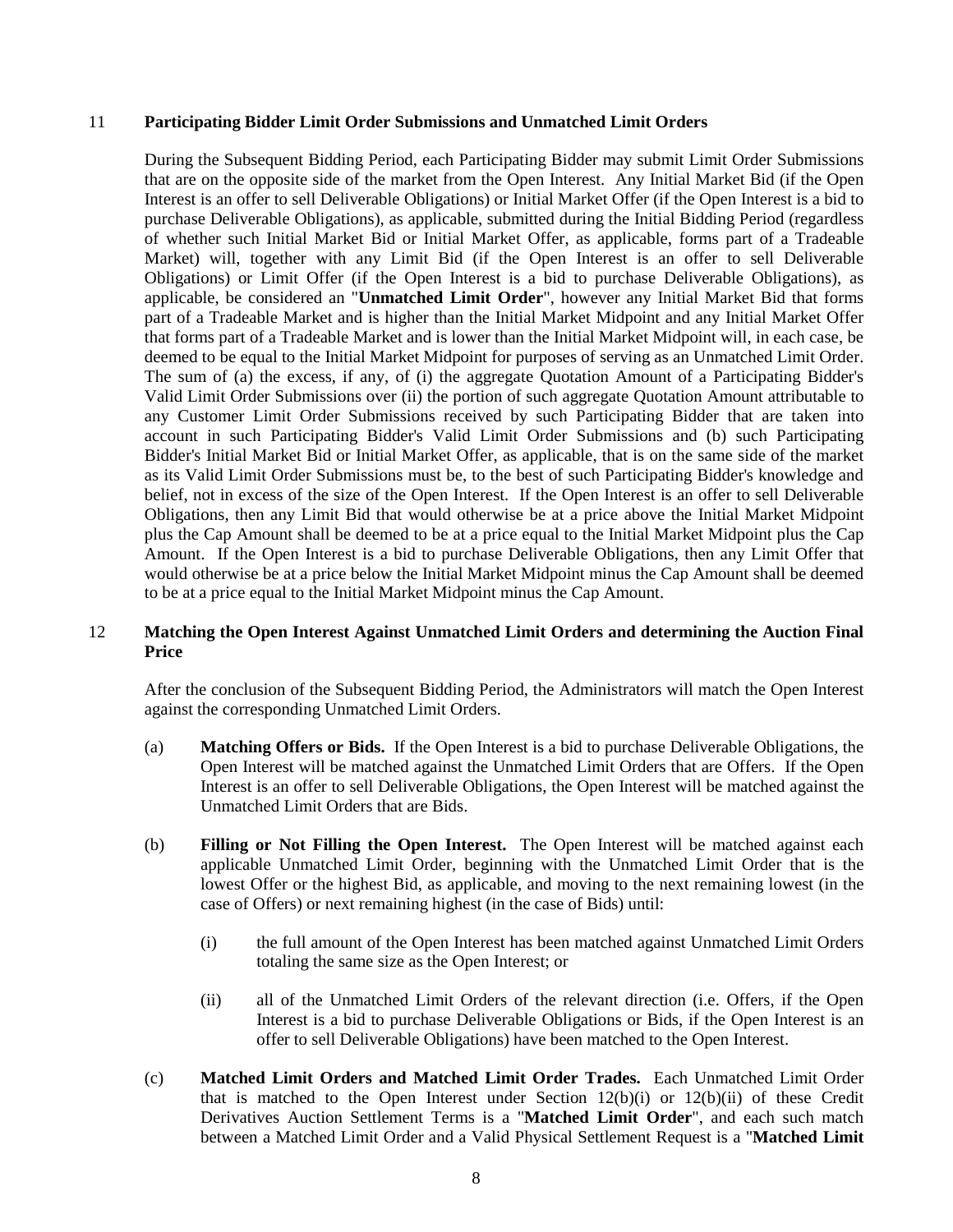## 11 **Participating Bidder Limit Order Submissions and Unmatched Limit Orders**

During the Subsequent Bidding Period, each Participating Bidder may submit Limit Order Submissions that are on the opposite side of the market from the Open Interest. Any Initial Market Bid (if the Open Interest is an offer to sell Deliverable Obligations) or Initial Market Offer (if the Open Interest is a bid to purchase Deliverable Obligations), as applicable, submitted during the Initial Bidding Period (regardless of whether such Initial Market Bid or Initial Market Offer, as applicable, forms part of a Tradeable Market) will, together with any Limit Bid (if the Open Interest is an offer to sell Deliverable Obligations) or Limit Offer (if the Open Interest is a bid to purchase Deliverable Obligations), as applicable, be considered an "**Unmatched Limit Order**", however any Initial Market Bid that forms part of a Tradeable Market and is higher than the Initial Market Midpoint and any Initial Market Offer that forms part of a Tradeable Market and is lower than the Initial Market Midpoint will, in each case, be deemed to be equal to the Initial Market Midpoint for purposes of serving as an Unmatched Limit Order. The sum of (a) the excess, if any, of (i) the aggregate Quotation Amount of a Participating Bidder's Valid Limit Order Submissions over (ii) the portion of such aggregate Quotation Amount attributable to any Customer Limit Order Submissions received by such Participating Bidder that are taken into account in such Participating Bidder's Valid Limit Order Submissions and (b) such Participating Bidder's Initial Market Bid or Initial Market Offer, as applicable, that is on the same side of the market as its Valid Limit Order Submissions must be, to the best of such Participating Bidder's knowledge and belief, not in excess of the size of the Open Interest. If the Open Interest is an offer to sell Deliverable Obligations, then any Limit Bid that would otherwise be at a price above the Initial Market Midpoint plus the Cap Amount shall be deemed to be at a price equal to the Initial Market Midpoint plus the Cap Amount. If the Open Interest is a bid to purchase Deliverable Obligations, then any Limit Offer that would otherwise be at a price below the Initial Market Midpoint minus the Cap Amount shall be deemed to be at a price equal to the Initial Market Midpoint minus the Cap Amount.

## 12 **Matching the Open Interest Against Unmatched Limit Orders and determining the Auction Final Price**

After the conclusion of the Subsequent Bidding Period, the Administrators will match the Open Interest against the corresponding Unmatched Limit Orders.

(a) **Matching Offers or Bids.** If the Open Interest is a bid to purchase Deliverable Obligations, the Open Interest will be matched against the Unmatched Limit Orders that are Offers. If the Open Interest is an offer to sell Deliverable Obligations, the Open Interest will be matched against the Unmatched Limit Orders that are Bids.

(b) **Filling or Not Filling the Open Interest.** The Open Interest will be matched against each applicable Unmatched Limit Order, beginning with the Unmatched Limit Order that is the lowest Offer or the highest Bid, as applicable, and moving to the next remaining lowest (in the case of Offers) or next remaining highest (in the case of Bids) until:

(i) the full amount of the Open Interest has been matched against Unmatched Limit Orders totaling the same size as the Open Interest; or

(ii) all of the Unmatched Limit Orders of the relevant direction (i.e. Offers, if the Open Interest is a bid to purchase Deliverable Obligations or Bids, if the Open Interest is an offer to sell Deliverable Obligations) have been matched to the Open Interest.

(c) **Matched Limit Orders and Matched Limit Order Trades.** Each Unmatched Limit Order that is matched to the Open Interest under Section 12(b)(i) or 12(b)(ii) of these Credit Derivatives Auction Settlement Terms is a "**Matched Limit Order**", and each such match between a Matched Limit Order and a Valid Physical Settlement Request is a "**Matched Limit**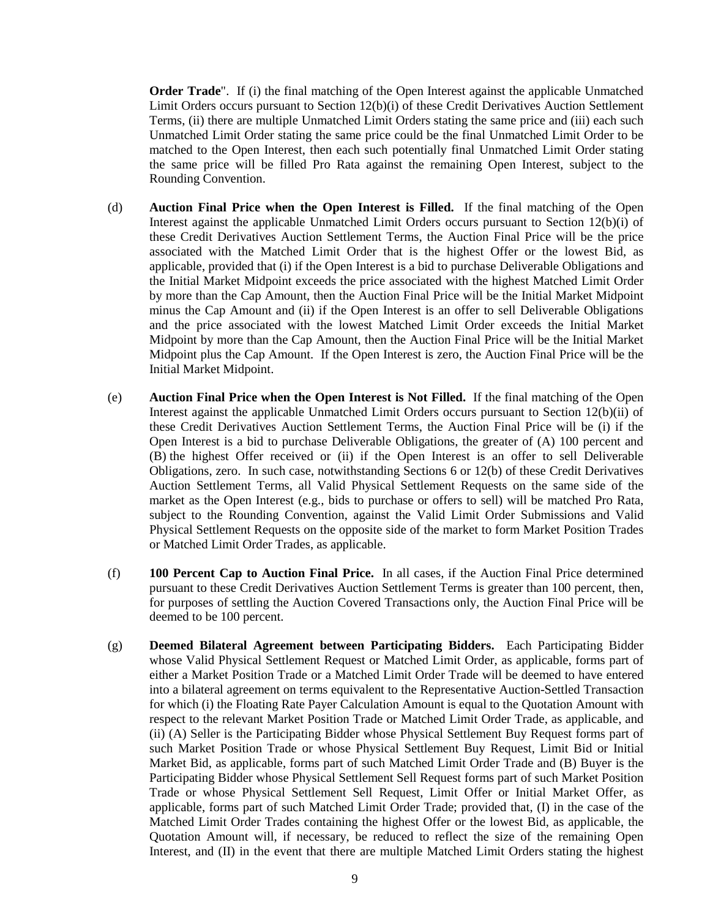**Order Trade**". If (i) the final matching of the Open Interest against the applicable Unmatched Limit Orders occurs pursuant to Section 12(b)(i) of these Credit Derivatives Auction Settlement Terms, (ii) there are multiple Unmatched Limit Orders stating the same price and (iii) each such Unmatched Limit Order stating the same price could be the final Unmatched Limit Order to be matched to the Open Interest, then each such potentially final Unmatched Limit Order stating the same price will be filled Pro Rata against the remaining Open Interest, subject to the Rounding Convention.

(d) **Auction Final Price when the Open Interest is Filled.** If the final matching of the Open Interest against the applicable Unmatched Limit Orders occurs pursuant to Section 12(b)(i) of these Credit Derivatives Auction Settlement Terms, the Auction Final Price will be the price associated with the Matched Limit Order that is the highest Offer or the lowest Bid, as applicable, provided that (i) if the Open Interest is a bid to purchase Deliverable Obligations and the Initial Market Midpoint exceeds the price associated with the highest Matched Limit Order by more than the Cap Amount, then the Auction Final Price will be the Initial Market Midpoint minus the Cap Amount and (ii) if the Open Interest is an offer to sell Deliverable Obligations and the price associated with the lowest Matched Limit Order exceeds the Initial Market Midpoint by more than the Cap Amount, then the Auction Final Price will be the Initial Market Midpoint plus the Cap Amount. If the Open Interest is zero, the Auction Final Price will be the Initial Market Midpoint.

(e) **Auction Final Price when the Open Interest is Not Filled.** If the final matching of the Open Interest against the applicable Unmatched Limit Orders occurs pursuant to Section 12(b)(ii) of these Credit Derivatives Auction Settlement Terms, the Auction Final Price will be (i) if the Open Interest is a bid to purchase Deliverable Obligations, the greater of (A) 100 percent and (B) the highest Offer received or (ii) if the Open Interest is an offer to sell Deliverable Obligations, zero. In such case, notwithstanding Sections 6 or 12(b) of these Credit Derivatives Auction Settlement Terms, all Valid Physical Settlement Requests on the same side of the market as the Open Interest (e.g., bids to purchase or offers to sell) will be matched Pro Rata, subject to the Rounding Convention, against the Valid Limit Order Submissions and Valid Physical Settlement Requests on the opposite side of the market to form Market Position Trades or Matched Limit Order Trades, as applicable.

(f) **100 Percent Cap to Auction Final Price.** In all cases, if the Auction Final Price determined pursuant to these Credit Derivatives Auction Settlement Terms is greater than 100 percent, then, for purposes of settling the Auction Covered Transactions only, the Auction Final Price will be deemed to be 100 percent.

(g) **Deemed Bilateral Agreement between Participating Bidders.** Each Participating Bidder whose Valid Physical Settlement Request or Matched Limit Order, as applicable, forms part of either a Market Position Trade or a Matched Limit Order Trade will be deemed to have entered into a bilateral agreement on terms equivalent to the Representative Auction-Settled Transaction for which (i) the Floating Rate Payer Calculation Amount is equal to the Quotation Amount with respect to the relevant Market Position Trade or Matched Limit Order Trade, as applicable, and (ii) (A) Seller is the Participating Bidder whose Physical Settlement Buy Request forms part of such Market Position Trade or whose Physical Settlement Buy Request, Limit Bid or Initial Market Bid, as applicable, forms part of such Matched Limit Order Trade and (B) Buyer is the Participating Bidder whose Physical Settlement Sell Request forms part of such Market Position Trade or whose Physical Settlement Sell Request, Limit Offer or Initial Market Offer, as applicable, forms part of such Matched Limit Order Trade; provided that, (I) in the case of the Matched Limit Order Trades containing the highest Offer or the lowest Bid, as applicable, the Quotation Amount will, if necessary, be reduced to reflect the size of the remaining Open Interest, and (II) in the event that there are multiple Matched Limit Orders stating the highest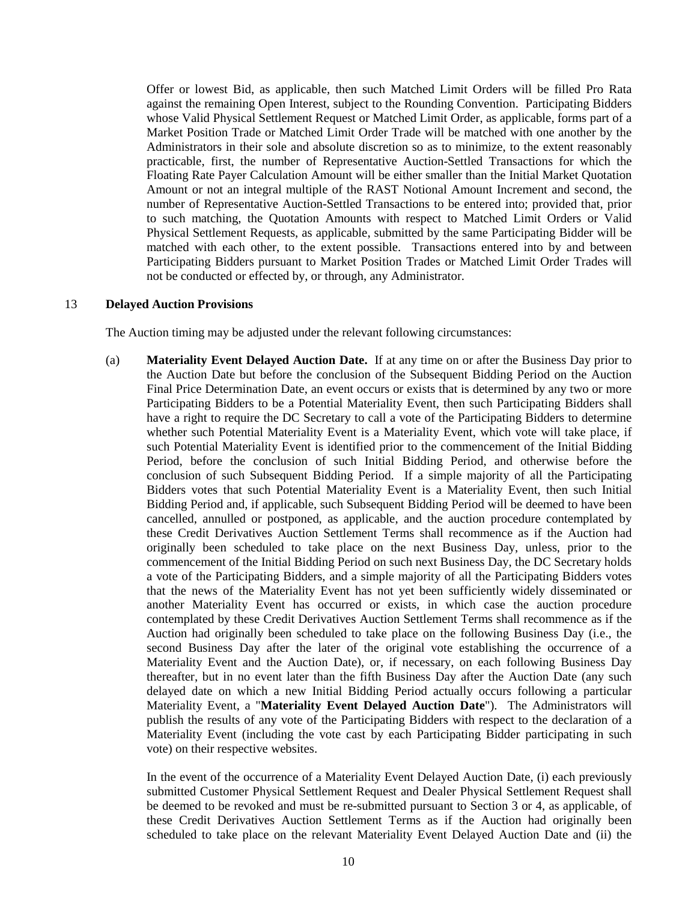Offer or lowest Bid, as applicable, then such Matched Limit Orders will be filled Pro Rata against the remaining Open Interest, subject to the Rounding Convention. Participating Bidders whose Valid Physical Settlement Request or Matched Limit Order, as applicable, forms part of a Market Position Trade or Matched Limit Order Trade will be matched with one another by the Administrators in their sole and absolute discretion so as to minimize, to the extent reasonably practicable, first, the number of Representative Auction-Settled Transactions for which the Floating Rate Payer Calculation Amount will be either smaller than the Initial Market Quotation Amount or not an integral multiple of the RAST Notional Amount Increment and second, the number of Representative Auction-Settled Transactions to be entered into; provided that, prior to such matching, the Quotation Amounts with respect to Matched Limit Orders or Valid Physical Settlement Requests, as applicable, submitted by the same Participating Bidder will be matched with each other, to the extent possible. Transactions entered into by and between Participating Bidders pursuant to Market Position Trades or Matched Limit Order Trades will not be conducted or effected by, or through, any Administrator.

## 13 Delayed Auction Provisions

The Auction timing may be adjusted under the relevant following circumstances:

(a) **Materiality Event Delayed Auction Date.** If at any time on or after the Business Day prior to the Auction Date but before the conclusion of the Subsequent Bidding Period on the Auction Final Price Determination Date, an event occurs or exists that is determined by any two or more Participating Bidders to be a Potential Materiality Event, then such Participating Bidders shall have a right to require the DC Secretary to call a vote of the Participating Bidders to determine whether such Potential Materiality Event is a Materiality Event, which vote will take place, if such Potential Materiality Event is identified prior to the commencement of the Initial Bidding Period, before the conclusion of such Initial Bidding Period, and otherwise before the conclusion of such Subsequent Bidding Period. If a simple majority of all the Participating Bidders votes that such Potential Materiality Event is a Materiality Event, then such Initial Bidding Period and, if applicable, such Subsequent Bidding Period will be deemed to have been cancelled, annulled or postponed, as applicable, and the auction procedure contemplated by these Credit Derivatives Auction Settlement Terms shall recommence as if the Auction had originally been scheduled to take place on the next Business Day, unless, prior to the commencement of the Initial Bidding Period on such next Business Day, the DC Secretary holds a vote of the Participating Bidders, and a simple majority of all the Participating Bidders votes that the news of the Materiality Event has not yet been sufficiently widely disseminated or another Materiality Event has occurred or exists, in which case the auction procedure contemplated by these Credit Derivatives Auction Settlement Terms shall recommence as if the Auction had originally been scheduled to take place on the following Business Day (i.e., the second Business Day after the later of the original vote establishing the occurrence of a Materiality Event and the Auction Date), or, if necessary, on each following Business Day thereafter, but in no event later than the fifth Business Day after the Auction Date (any such delayed date on which a new Initial Bidding Period actually occurs following a particular Materiality Event, a "**Materiality Event Delayed Auction Date**"). The Administrators will publish the results of any vote of the Participating Bidders with respect to the declaration of a Materiality Event (including the vote cast by each Participating Bidder participating in such vote) on their respective websites.

In the event of the occurrence of a Materiality Event Delayed Auction Date, (i) each previously submitted Customer Physical Settlement Request and Dealer Physical Settlement Request shall be deemed to be revoked and must be re-submitted pursuant to Section 3 or 4, as applicable, of these Credit Derivatives Auction Settlement Terms as if the Auction had originally been scheduled to take place on the relevant Materiality Event Delayed Auction Date and (ii) the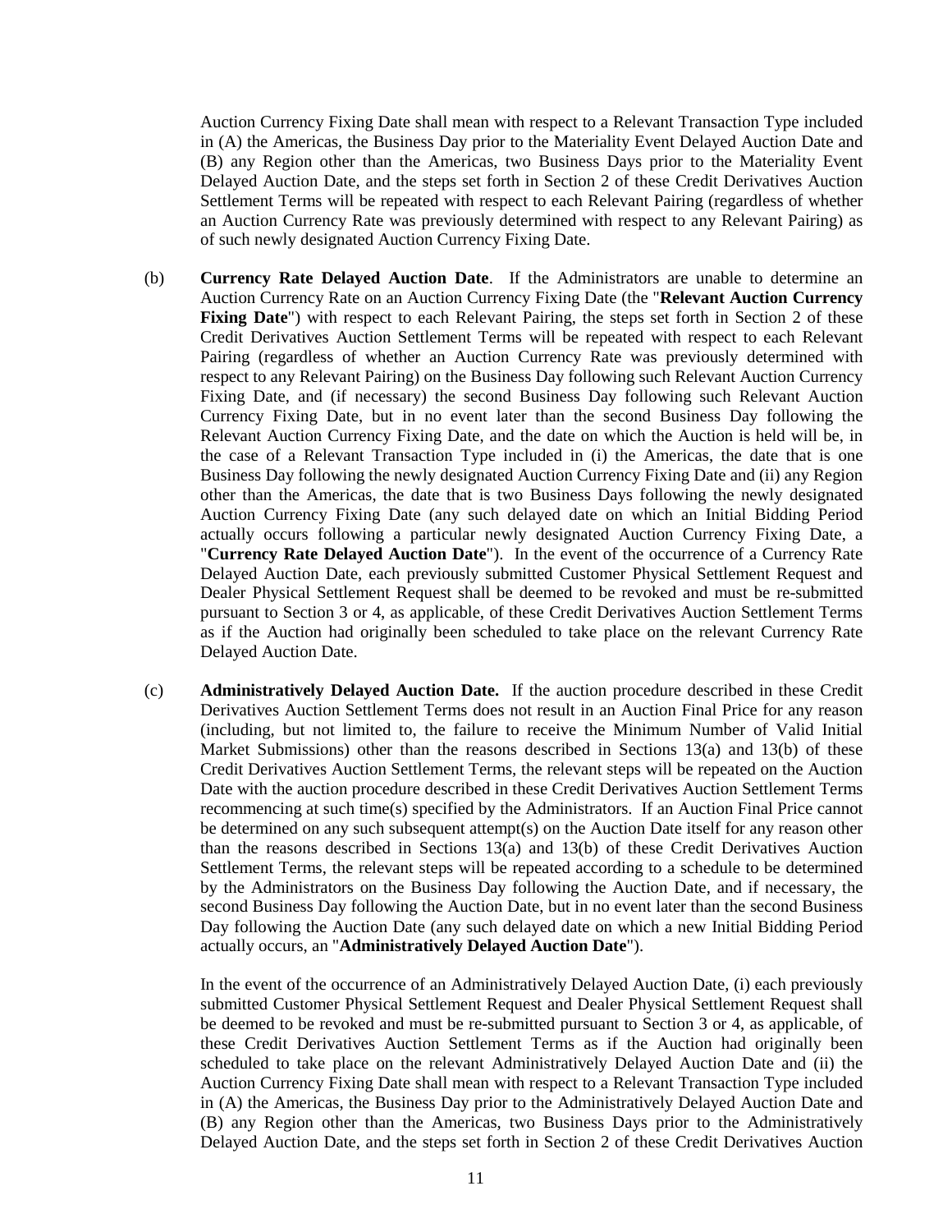Auction Currency Fixing Date shall mean with respect to a Relevant Transaction Type included in (A) the Americas, the Business Day prior to the Materiality Event Delayed Auction Date and (B) any Region other than the Americas, two Business Days prior to the Materiality Event Delayed Auction Date, and the steps set forth in Section 2 of these Credit Derivatives Auction Settlement Terms will be repeated with respect to each Relevant Pairing (regardless of whether an Auction Currency Rate was previously determined with respect to any Relevant Pairing) as of such newly designated Auction Currency Fixing Date.

(b) **Currency Rate Delayed Auction Date**. If the Administrators are unable to determine an Auction Currency Rate on an Auction Currency Fixing Date (the "**Relevant Auction Currency Fixing Date**") with respect to each Relevant Pairing, the steps set forth in Section 2 of these Credit Derivatives Auction Settlement Terms will be repeated with respect to each Relevant Pairing (regardless of whether an Auction Currency Rate was previously determined with respect to any Relevant Pairing) on the Business Day following such Relevant Auction Currency Fixing Date, and (if necessary) the second Business Day following such Relevant Auction Currency Fixing Date, but in no event later than the second Business Day following the Relevant Auction Currency Fixing Date, and the date on which the Auction is held will be, in the case of a Relevant Transaction Type included in (i) the Americas, the date that is one Business Day following the newly designated Auction Currency Fixing Date and (ii) any Region other than the Americas, the date that is two Business Days following the newly designated Auction Currency Fixing Date (any such delayed date on which an Initial Bidding Period actually occurs following a particular newly designated Auction Currency Fixing Date, a "**Currency Rate Delayed Auction Date**"). In the event of the occurrence of a Currency Rate Delayed Auction Date, each previously submitted Customer Physical Settlement Request and Dealer Physical Settlement Request shall be deemed to be revoked and must be re-submitted pursuant to Section 3 or 4, as applicable, of these Credit Derivatives Auction Settlement Terms as if the Auction had originally been scheduled to take place on the relevant Currency Rate Delayed Auction Date.

(c) **Administratively Delayed Auction Date.** If the auction procedure described in these Credit Derivatives Auction Settlement Terms does not result in an Auction Final Price for any reason (including, but not limited to, the failure to receive the Minimum Number of Valid Initial Market Submissions) other than the reasons described in Sections 13(a) and 13(b) of these Credit Derivatives Auction Settlement Terms, the relevant steps will be repeated on the Auction Date with the auction procedure described in these Credit Derivatives Auction Settlement Terms recommencing at such time(s) specified by the Administrators. If an Auction Final Price cannot be determined on any such subsequent attempt(s) on the Auction Date itself for any reason other than the reasons described in Sections 13(a) and 13(b) of these Credit Derivatives Auction Settlement Terms, the relevant steps will be repeated according to a schedule to be determined by the Administrators on the Business Day following the Auction Date, and if necessary, the second Business Day following the Auction Date, but in no event later than the second Business Day following the Auction Date (any such delayed date on which a new Initial Bidding Period actually occurs, an "**Administratively Delayed Auction Date**").

In the event of the occurrence of an Administratively Delayed Auction Date, (i) each previously submitted Customer Physical Settlement Request and Dealer Physical Settlement Request shall be deemed to be revoked and must be re-submitted pursuant to Section 3 or 4, as applicable, of these Credit Derivatives Auction Settlement Terms as if the Auction had originally been scheduled to take place on the relevant Administratively Delayed Auction Date and (ii) the Auction Currency Fixing Date shall mean with respect to a Relevant Transaction Type included in (A) the Americas, the Business Day prior to the Administratively Delayed Auction Date and (B) any Region other than the Americas, two Business Days prior to the Administratively Delayed Auction Date, and the steps set forth in Section 2 of these Credit Derivatives Auction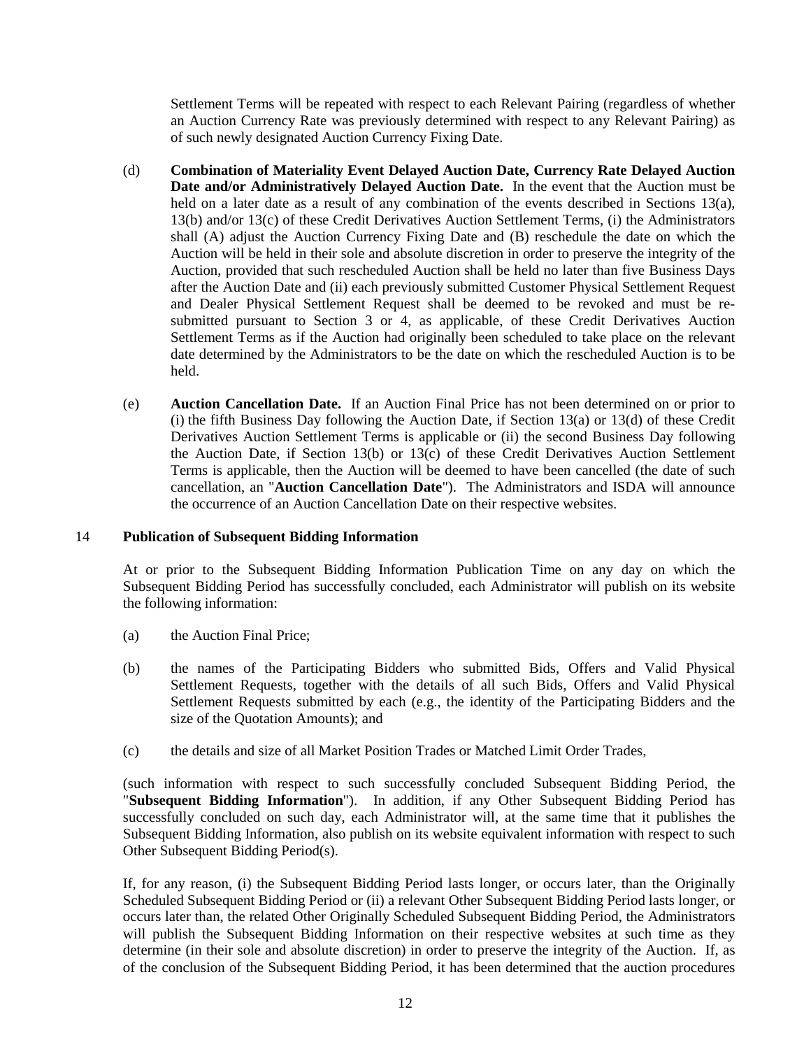Settlement Terms will be repeated with respect to each Relevant Pairing (regardless of whether an Auction Currency Rate was previously determined with respect to any Relevant Pairing) as of such newly designated Auction Currency Fixing Date.

(d) **Combination of Materiality Event Delayed Auction Date, Currency Rate Delayed Auction Date and/or Administratively Delayed Auction Date.** In the event that the Auction must be held on a later date as a result of any combination of the events described in Sections 13(a), 13(b) and/or 13(c) of these Credit Derivatives Auction Settlement Terms, (i) the Administrators shall (A) adjust the Auction Currency Fixing Date and (B) reschedule the date on which the Auction will be held in their sole and absolute discretion in order to preserve the integrity of the Auction, provided that such rescheduled Auction shall be held no later than five Business Days after the Auction Date and (ii) each previously submitted Customer Physical Settlement Request and Dealer Physical Settlement Request shall be deemed to be revoked and must be re-submitted pursuant to Section 3 or 4, as applicable, of these Credit Derivatives Auction Settlement Terms as if the Auction had originally been scheduled to take place on the relevant date determined by the Administrators to be the date on which the rescheduled Auction is to be held.

(e) **Auction Cancellation Date.** If an Auction Final Price has not been determined on or prior to (i) the fifth Business Day following the Auction Date, if Section 13(a) or 13(d) of these Credit Derivatives Auction Settlement Terms is applicable or (ii) the second Business Day following the Auction Date, if Section 13(b) or 13(c) of these Credit Derivatives Auction Settlement Terms is applicable, then the Auction will be deemed to have been cancelled (the date of such cancellation, an "**Auction Cancellation Date**"). The Administrators and ISDA will announce the occurrence of an Auction Cancellation Date on their respective websites.

## 14 Publication of Subsequent Bidding Information

At or prior to the Subsequent Bidding Information Publication Time on any day on which the Subsequent Bidding Period has successfully concluded, each Administrator will publish on its website the following information:

(a) the Auction Final Price;

(b) the names of the Participating Bidders who submitted Bids, Offers and Valid Physical Settlement Requests, together with the details of all such Bids, Offers and Valid Physical Settlement Requests submitted by each (e.g., the identity of the Participating Bidders and the size of the Quotation Amounts); and

(c) the details and size of all Market Position Trades or Matched Limit Order Trades,

(such information with respect to such successfully concluded Subsequent Bidding Period, the "**Subsequent Bidding Information**"). In addition, if any Other Subsequent Bidding Period has successfully concluded on such day, each Administrator will, at the same time that it publishes the Subsequent Bidding Information, also publish on its website equivalent information with respect to such Other Subsequent Bidding Period(s).

If, for any reason, (i) the Subsequent Bidding Period lasts longer, or occurs later, than the Originally Scheduled Subsequent Bidding Period or (ii) a relevant Other Subsequent Bidding Period lasts longer, or occurs later than, the related Other Originally Scheduled Subsequent Bidding Period, the Administrators will publish the Subsequent Bidding Information on their respective websites at such time as they determine (in their sole and absolute discretion) in order to preserve the integrity of the Auction. If, as of the conclusion of the Subsequent Bidding Period, it has been determined that the auction procedures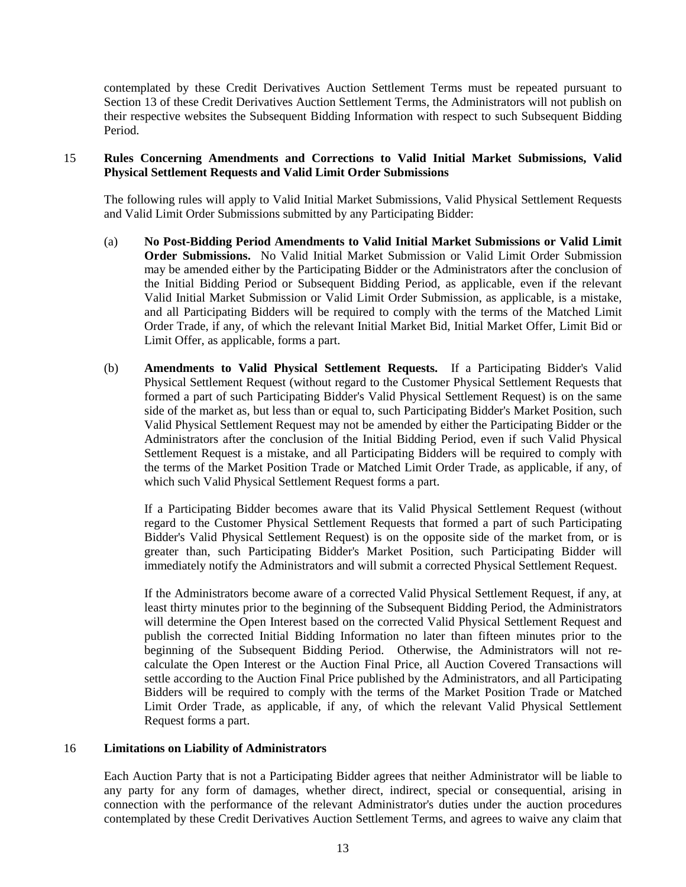contemplated by these Credit Derivatives Auction Settlement Terms must be repeated pursuant to Section 13 of these Credit Derivatives Auction Settlement Terms, the Administrators will not publish on their respective websites the Subsequent Bidding Information with respect to such Subsequent Bidding Period.

## 15 Rules Concerning Amendments and Corrections to Valid Initial Market Submissions, Valid Physical Settlement Requests and Valid Limit Order Submissions

The following rules will apply to Valid Initial Market Submissions, Valid Physical Settlement Requests and Valid Limit Order Submissions submitted by any Participating Bidder:

(a) **No Post-Bidding Period Amendments to Valid Initial Market Submissions or Valid Limit Order Submissions.** No Valid Initial Market Submission or Valid Limit Order Submission may be amended either by the Participating Bidder or the Administrators after the conclusion of the Initial Bidding Period or Subsequent Bidding Period, as applicable, even if the relevant Valid Initial Market Submission or Valid Limit Order Submission, as applicable, is a mistake, and all Participating Bidders will be required to comply with the terms of the Matched Limit Order Trade, if any, of which the relevant Initial Market Bid, Initial Market Offer, Limit Bid or Limit Offer, as applicable, forms a part.

(b) **Amendments to Valid Physical Settlement Requests.** If a Participating Bidder's Valid Physical Settlement Request (without regard to the Customer Physical Settlement Requests that formed a part of such Participating Bidder's Valid Physical Settlement Request) is on the same side of the market as, but less than or equal to, such Participating Bidder's Market Position, such Valid Physical Settlement Request may not be amended by either the Participating Bidder or the Administrators after the conclusion of the Initial Bidding Period, even if such Valid Physical Settlement Request is a mistake, and all Participating Bidders will be required to comply with the terms of the Market Position Trade or Matched Limit Order Trade, as applicable, if any, of which such Valid Physical Settlement Request forms a part.

If a Participating Bidder becomes aware that its Valid Physical Settlement Request (without regard to the Customer Physical Settlement Requests that formed a part of such Participating Bidder's Valid Physical Settlement Request) is on the opposite side of the market from, or is greater than, such Participating Bidder's Market Position, such Participating Bidder will immediately notify the Administrators and will submit a corrected Physical Settlement Request.

If the Administrators become aware of a corrected Valid Physical Settlement Request, if any, at least thirty minutes prior to the beginning of the Subsequent Bidding Period, the Administrators will determine the Open Interest based on the corrected Valid Physical Settlement Request and publish the corrected Initial Bidding Information no later than fifteen minutes prior to the beginning of the Subsequent Bidding Period. Otherwise, the Administrators will not re-calculate the Open Interest or the Auction Final Price, all Auction Covered Transactions will settle according to the Auction Final Price published by the Administrators, and all Participating Bidders will be required to comply with the terms of the Market Position Trade or Matched Limit Order Trade, as applicable, if any, of which the relevant Valid Physical Settlement Request forms a part.

## 16 Limitations on Liability of Administrators

Each Auction Party that is not a Participating Bidder agrees that neither Administrator will be liable to any party for any form of damages, whether direct, indirect, special or consequential, arising in connection with the performance of the relevant Administrator's duties under the auction procedures contemplated by these Credit Derivatives Auction Settlement Terms, and agrees to waive any claim that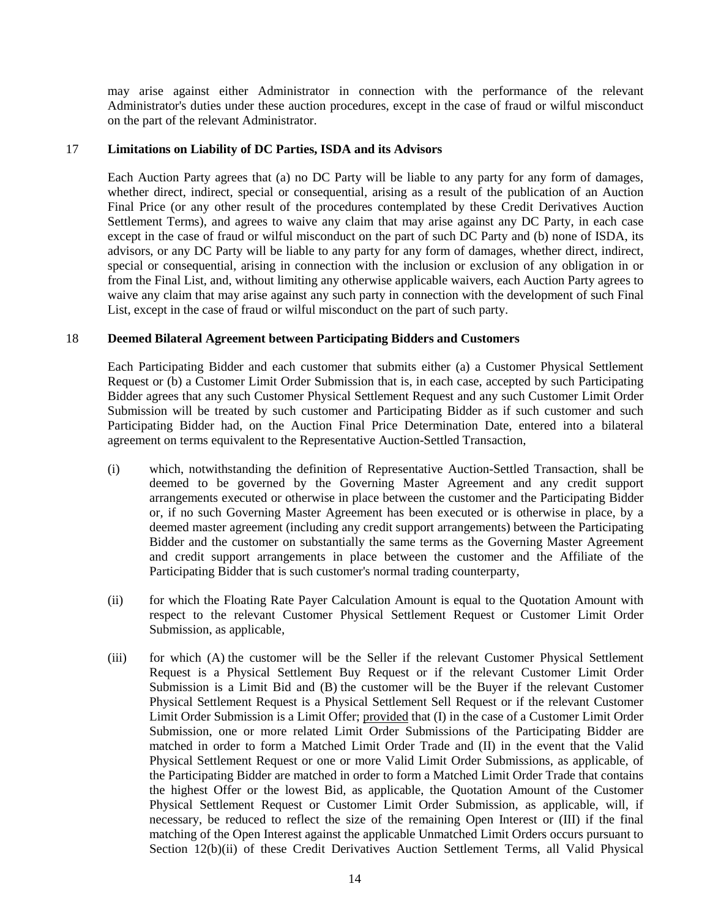may arise against either Administrator in connection with the performance of the relevant Administrator's duties under these auction procedures, except in the case of fraud or wilful misconduct on the part of the relevant Administrator.

## 17 Limitations on Liability of DC Parties, ISDA and its Advisors

Each Auction Party agrees that (a) no DC Party will be liable to any party for any form of damages, whether direct, indirect, special or consequential, arising as a result of the publication of an Auction Final Price (or any other result of the procedures contemplated by these Credit Derivatives Auction Settlement Terms), and agrees to waive any claim that may arise against any DC Party, in each case except in the case of fraud or wilful misconduct on the part of such DC Party and (b) none of ISDA, its advisors, or any DC Party will be liable to any party for any form of damages, whether direct, indirect, special or consequential, arising in connection with the inclusion or exclusion of any obligation in or from the Final List, and, without limiting any otherwise applicable waivers, each Auction Party agrees to waive any claim that may arise against any such party in connection with the development of such Final List, except in the case of fraud or wilful misconduct on the part of such party.

## 18 Deemed Bilateral Agreement between Participating Bidders and Customers

Each Participating Bidder and each customer that submits either (a) a Customer Physical Settlement Request or (b) a Customer Limit Order Submission that is, in each case, accepted by such Participating Bidder agrees that any such Customer Physical Settlement Request and any such Customer Limit Order Submission will be treated by such customer and Participating Bidder as if such customer and such Participating Bidder had, on the Auction Final Price Determination Date, entered into a bilateral agreement on terms equivalent to the Representative Auction-Settled Transaction,

(i) which, notwithstanding the definition of Representative Auction-Settled Transaction, shall be deemed to be governed by the Governing Master Agreement and any credit support arrangements executed or otherwise in place between the customer and the Participating Bidder or, if no such Governing Master Agreement has been executed or is otherwise in place, by a deemed master agreement (including any credit support arrangements) between the Participating Bidder and the customer on substantially the same terms as the Governing Master Agreement and credit support arrangements in place between the customer and the Affiliate of the Participating Bidder that is such customer's normal trading counterparty,

(ii) for which the Floating Rate Payer Calculation Amount is equal to the Quotation Amount with respect to the relevant Customer Physical Settlement Request or Customer Limit Order Submission, as applicable,

(iii) for which (A) the customer will be the Seller if the relevant Customer Physical Settlement Request is a Physical Settlement Buy Request or if the relevant Customer Limit Order Submission is a Limit Bid and (B) the customer will be the Buyer if the relevant Customer Physical Settlement Request is a Physical Settlement Sell Request or if the relevant Customer Limit Order Submission is a Limit Offer; provided that (I) in the case of a Customer Limit Order Submission, one or more related Limit Order Submissions of the Participating Bidder are matched in order to form a Matched Limit Order Trade and (II) in the event that the Valid Physical Settlement Request or one or more Valid Limit Order Submissions, as applicable, of the Participating Bidder are matched in order to form a Matched Limit Order Trade that contains the highest Offer or the lowest Bid, as applicable, the Quotation Amount of the Customer Physical Settlement Request or Customer Limit Order Submission, as applicable, will, if necessary, be reduced to reflect the size of the remaining Open Interest or (III) if the final matching of the Open Interest against the applicable Unmatched Limit Orders occurs pursuant to Section 12(b)(ii) of these Credit Derivatives Auction Settlement Terms, all Valid Physical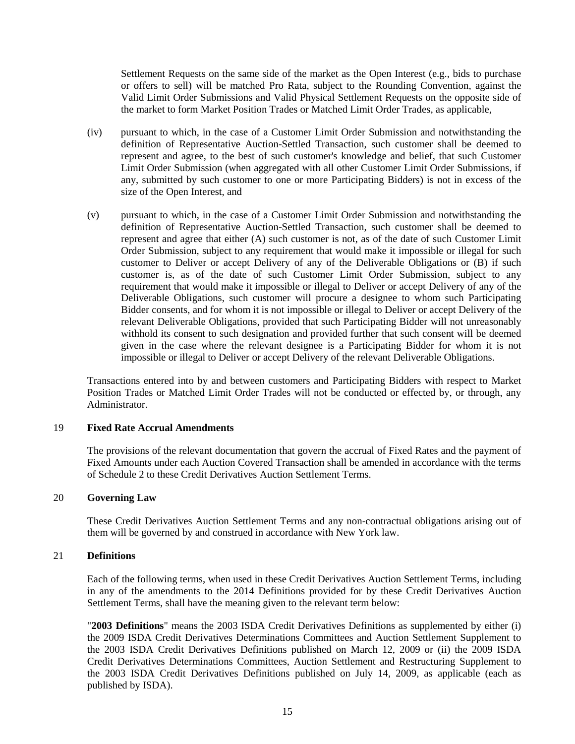Settlement Requests on the same side of the market as the Open Interest (e.g., bids to purchase or offers to sell) will be matched Pro Rata, subject to the Rounding Convention, against the Valid Limit Order Submissions and Valid Physical Settlement Requests on the opposite side of the market to form Market Position Trades or Matched Limit Order Trades, as applicable,

(iv) pursuant to which, in the case of a Customer Limit Order Submission and notwithstanding the definition of Representative Auction-Settled Transaction, such customer shall be deemed to represent and agree, to the best of such customer's knowledge and belief, that such Customer Limit Order Submission (when aggregated with all other Customer Limit Order Submissions, if any, submitted by such customer to one or more Participating Bidders) is not in excess of the size of the Open Interest, and

(v) pursuant to which, in the case of a Customer Limit Order Submission and notwithstanding the definition of Representative Auction-Settled Transaction, such customer shall be deemed to represent and agree that either (A) such customer is not, as of the date of such Customer Limit Order Submission, subject to any requirement that would make it impossible or illegal for such customer to Deliver or accept Delivery of any of the Deliverable Obligations or (B) if such customer is, as of the date of such Customer Limit Order Submission, subject to any requirement that would make it impossible or illegal to Deliver or accept Delivery of any of the Deliverable Obligations, such customer will procure a designee to whom such Participating Bidder consents, and for whom it is not impossible or illegal to Deliver or accept Delivery of the relevant Deliverable Obligations, provided that such Participating Bidder will not unreasonably withhold its consent to such designation and provided further that such consent will be deemed given in the case where the relevant designee is a Participating Bidder for whom it is not impossible or illegal to Deliver or accept Delivery of the relevant Deliverable Obligations.

Transactions entered into by and between customers and Participating Bidders with respect to Market Position Trades or Matched Limit Order Trades will not be conducted or effected by, or through, any Administrator.

## 19 Fixed Rate Accrual Amendments

The provisions of the relevant documentation that govern the accrual of Fixed Rates and the payment of Fixed Amounts under each Auction Covered Transaction shall be amended in accordance with the terms of Schedule 2 to these Credit Derivatives Auction Settlement Terms.

## 20 Governing Law

These Credit Derivatives Auction Settlement Terms and any non-contractual obligations arising out of them will be governed by and construed in accordance with New York law.

## 21 Definitions

Each of the following terms, when used in these Credit Derivatives Auction Settlement Terms, including in any of the amendments to the 2014 Definitions provided for by these Credit Derivatives Auction Settlement Terms, shall have the meaning given to the relevant term below:

"**2003 Definitions**" means the 2003 ISDA Credit Derivatives Definitions as supplemented by either (i) the 2009 ISDA Credit Derivatives Determinations Committees and Auction Settlement Supplement to the 2003 ISDA Credit Derivatives Definitions published on March 12, 2009 or (ii) the 2009 ISDA Credit Derivatives Determinations Committees, Auction Settlement and Restructuring Supplement to the 2003 ISDA Credit Derivatives Definitions published on July 14, 2009, as applicable (each as published by ISDA).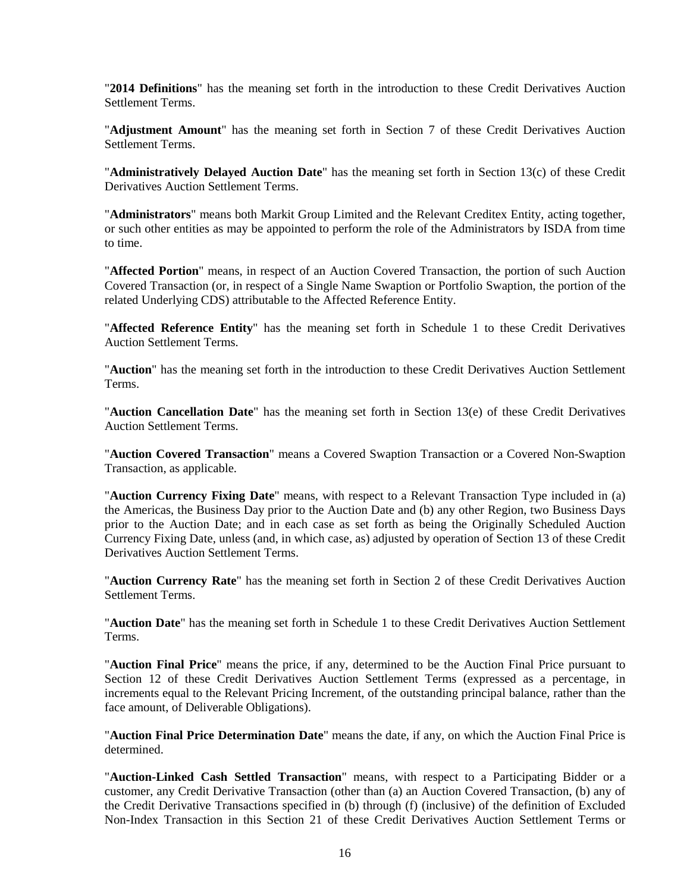"**2014 Definitions**" has the meaning set forth in the introduction to these Credit Derivatives Auction Settlement Terms.

"**Adjustment Amount**" has the meaning set forth in Section 7 of these Credit Derivatives Auction Settlement Terms.

"**Administratively Delayed Auction Date**" has the meaning set forth in Section 13(c) of these Credit Derivatives Auction Settlement Terms.

"**Administrators**" means both Markit Group Limited and the Relevant Creditex Entity, acting together, or such other entities as may be appointed to perform the role of the Administrators by ISDA from time to time.

"**Affected Portion**" means, in respect of an Auction Covered Transaction, the portion of such Auction Covered Transaction (or, in respect of a Single Name Swaption or Portfolio Swaption, the portion of the related Underlying CDS) attributable to the Affected Reference Entity.

"**Affected Reference Entity**" has the meaning set forth in Schedule 1 to these Credit Derivatives Auction Settlement Terms.

"**Auction**" has the meaning set forth in the introduction to these Credit Derivatives Auction Settlement Terms.

"**Auction Cancellation Date**" has the meaning set forth in Section 13(e) of these Credit Derivatives Auction Settlement Terms.

"**Auction Covered Transaction**" means a Covered Swaption Transaction or a Covered Non-Swaption Transaction, as applicable.

"**Auction Currency Fixing Date**" means, with respect to a Relevant Transaction Type included in (a) the Americas, the Business Day prior to the Auction Date and (b) any other Region, two Business Days prior to the Auction Date; and in each case as set forth as being the Originally Scheduled Auction Currency Fixing Date, unless (and, in which case, as) adjusted by operation of Section 13 of these Credit Derivatives Auction Settlement Terms.

"**Auction Currency Rate**" has the meaning set forth in Section 2 of these Credit Derivatives Auction Settlement Terms.

"**Auction Date**" has the meaning set forth in Schedule 1 to these Credit Derivatives Auction Settlement Terms.

"**Auction Final Price**" means the price, if any, determined to be the Auction Final Price pursuant to Section 12 of these Credit Derivatives Auction Settlement Terms (expressed as a percentage, in increments equal to the Relevant Pricing Increment, of the outstanding principal balance, rather than the face amount, of Deliverable Obligations).

"**Auction Final Price Determination Date**" means the date, if any, on which the Auction Final Price is determined.

"**Auction-Linked Cash Settled Transaction**" means, with respect to a Participating Bidder or a customer, any Credit Derivative Transaction (other than (a) an Auction Covered Transaction, (b) any of the Credit Derivative Transactions specified in (b) through (f) (inclusive) of the definition of Excluded Non-Index Transaction in this Section 21 of these Credit Derivatives Auction Settlement Terms or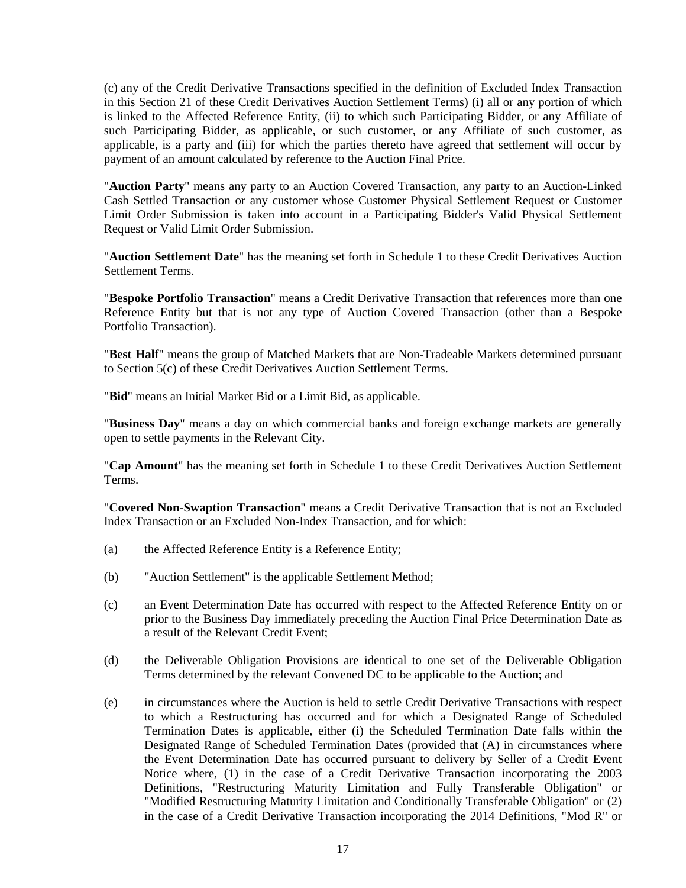(c) any of the Credit Derivative Transactions specified in the definition of Excluded Index Transaction in this Section 21 of these Credit Derivatives Auction Settlement Terms) (i) all or any portion of which is linked to the Affected Reference Entity, (ii) to which such Participating Bidder, or any Affiliate of such Participating Bidder, as applicable, or such customer, or any Affiliate of such customer, as applicable, is a party and (iii) for which the parties thereto have agreed that settlement will occur by payment of an amount calculated by reference to the Auction Final Price.

"**Auction Party**" means any party to an Auction Covered Transaction, any party to an Auction-Linked Cash Settled Transaction or any customer whose Customer Physical Settlement Request or Customer Limit Order Submission is taken into account in a Participating Bidder's Valid Physical Settlement Request or Valid Limit Order Submission.

"**Auction Settlement Date**" has the meaning set forth in Schedule 1 to these Credit Derivatives Auction Settlement Terms.

"**Bespoke Portfolio Transaction**" means a Credit Derivative Transaction that references more than one Reference Entity but that is not any type of Auction Covered Transaction (other than a Bespoke Portfolio Transaction).

"**Best Half**" means the group of Matched Markets that are Non-Tradeable Markets determined pursuant to Section 5(c) of these Credit Derivatives Auction Settlement Terms.

"**Bid**" means an Initial Market Bid or a Limit Bid, as applicable.

"**Business Day**" means a day on which commercial banks and foreign exchange markets are generally open to settle payments in the Relevant City.

"**Cap Amount**" has the meaning set forth in Schedule 1 to these Credit Derivatives Auction Settlement Terms.

"**Covered Non-Swaption Transaction**" means a Credit Derivative Transaction that is not an Excluded Index Transaction or an Excluded Non-Index Transaction, and for which:

(a) the Affected Reference Entity is a Reference Entity;

(b) "Auction Settlement" is the applicable Settlement Method;

(c) an Event Determination Date has occurred with respect to the Affected Reference Entity on or prior to the Business Day immediately preceding the Auction Final Price Determination Date as a result of the Relevant Credit Event;

(d) the Deliverable Obligation Provisions are identical to one set of the Deliverable Obligation Terms determined by the relevant Convened DC to be applicable to the Auction; and

(e) in circumstances where the Auction is held to settle Credit Derivative Transactions with respect to which a Restructuring has occurred and for which a Designated Range of Scheduled Termination Dates is applicable, either (i) the Scheduled Termination Date falls within the Designated Range of Scheduled Termination Dates (provided that (A) in circumstances where the Event Determination Date has occurred pursuant to delivery by Seller of a Credit Event Notice where, (1) in the case of a Credit Derivative Transaction incorporating the 2003 Definitions, "Restructuring Maturity Limitation and Fully Transferable Obligation" or "Modified Restructuring Maturity Limitation and Conditionally Transferable Obligation" or (2) in the case of a Credit Derivative Transaction incorporating the 2014 Definitions, "Mod R" or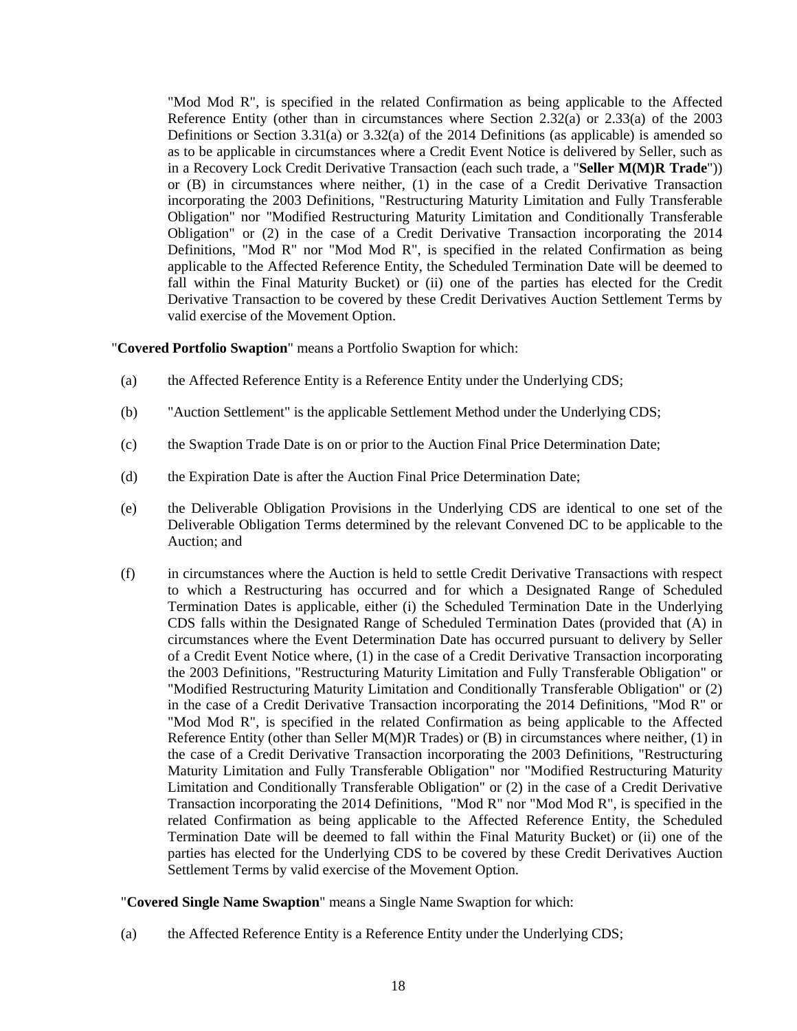"Mod Mod R", is specified in the related Confirmation as being applicable to the Affected Reference Entity (other than in circumstances where Section 2.32(a) or 2.33(a) of the 2003 Definitions or Section 3.31(a) or 3.32(a) of the 2014 Definitions (as applicable) is amended so as to be applicable in circumstances where a Credit Event Notice is delivered by Seller, such as in a Recovery Lock Credit Derivative Transaction (each such trade, a "**Seller M(M)R Trade**")) or (B) in circumstances where neither, (1) in the case of a Credit Derivative Transaction incorporating the 2003 Definitions, "Restructuring Maturity Limitation and Fully Transferable Obligation" nor "Modified Restructuring Maturity Limitation and Conditionally Transferable Obligation" or (2) in the case of a Credit Derivative Transaction incorporating the 2014 Definitions, "Mod R" nor "Mod Mod R", is specified in the related Confirmation as being applicable to the Affected Reference Entity, the Scheduled Termination Date will be deemed to fall within the Final Maturity Bucket) or (ii) one of the parties has elected for the Credit Derivative Transaction to be covered by these Credit Derivatives Auction Settlement Terms by valid exercise of the Movement Option.

"**Covered Portfolio Swaption**" means a Portfolio Swaption for which:

(a) the Affected Reference Entity is a Reference Entity under the Underlying CDS;

(b) "Auction Settlement" is the applicable Settlement Method under the Underlying CDS;

(c) the Swaption Trade Date is on or prior to the Auction Final Price Determination Date;

(d) the Expiration Date is after the Auction Final Price Determination Date;

(e) the Deliverable Obligation Provisions in the Underlying CDS are identical to one set of the Deliverable Obligation Terms determined by the relevant Convened DC to be applicable to the Auction; and

(f) in circumstances where the Auction is held to settle Credit Derivative Transactions with respect to which a Restructuring has occurred and for which a Designated Range of Scheduled Termination Dates is applicable, either (i) the Scheduled Termination Date in the Underlying CDS falls within the Designated Range of Scheduled Termination Dates (provided that (A) in circumstances where the Event Determination Date has occurred pursuant to delivery by Seller of a Credit Event Notice where, (1) in the case of a Credit Derivative Transaction incorporating the 2003 Definitions, "Restructuring Maturity Limitation and Fully Transferable Obligation" or "Modified Restructuring Maturity Limitation and Conditionally Transferable Obligation" or (2) in the case of a Credit Derivative Transaction incorporating the 2014 Definitions, "Mod R" or "Mod Mod R", is specified in the related Confirmation as being applicable to the Affected Reference Entity (other than Seller M(M)R Trades) or (B) in circumstances where neither, (1) in the case of a Credit Derivative Transaction incorporating the 2003 Definitions, "Restructuring Maturity Limitation and Fully Transferable Obligation" nor "Modified Restructuring Maturity Limitation and Conditionally Transferable Obligation" or (2) in the case of a Credit Derivative Transaction incorporating the 2014 Definitions, "Mod R" nor "Mod Mod R", is specified in the related Confirmation as being applicable to the Affected Reference Entity, the Scheduled Termination Date will be deemed to fall within the Final Maturity Bucket) or (ii) one of the parties has elected for the Underlying CDS to be covered by these Credit Derivatives Auction Settlement Terms by valid exercise of the Movement Option.

"**Covered Single Name Swaption**" means a Single Name Swaption for which:

(a) the Affected Reference Entity is a Reference Entity under the Underlying CDS;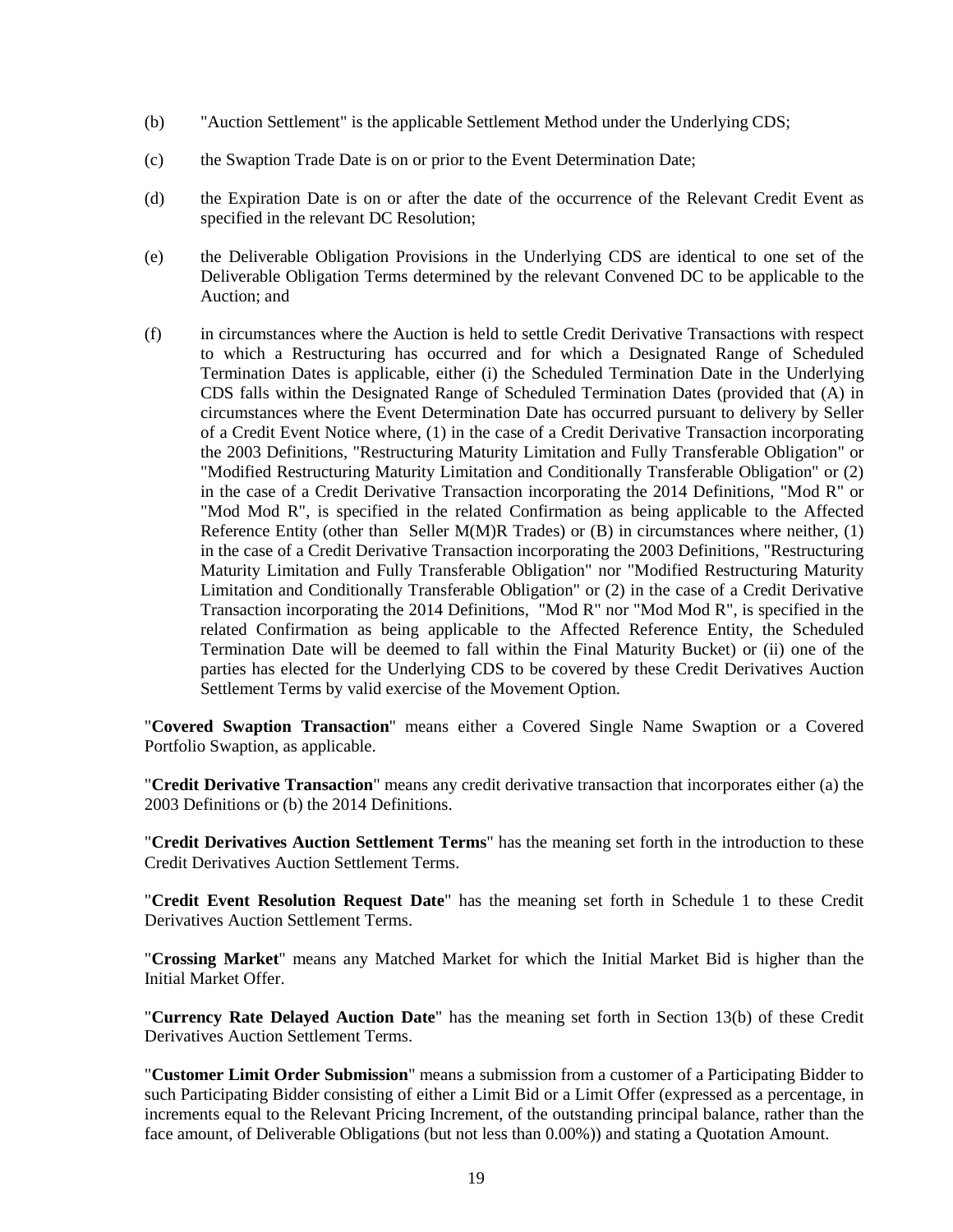(b) "Auction Settlement" is the applicable Settlement Method under the Underlying CDS;

(c) the Swaption Trade Date is on or prior to the Event Determination Date;

(d) the Expiration Date is on or after the date of the occurrence of the Relevant Credit Event as specified in the relevant DC Resolution;

(e) the Deliverable Obligation Provisions in the Underlying CDS are identical to one set of the Deliverable Obligation Terms determined by the relevant Convened DC to be applicable to the Auction; and

(f) in circumstances where the Auction is held to settle Credit Derivative Transactions with respect to which a Restructuring has occurred and for which a Designated Range of Scheduled Termination Dates is applicable, either (i) the Scheduled Termination Date in the Underlying CDS falls within the Designated Range of Scheduled Termination Dates (provided that (A) in circumstances where the Event Determination Date has occurred pursuant to delivery by Seller of a Credit Event Notice where, (1) in the case of a Credit Derivative Transaction incorporating the 2003 Definitions, "Restructuring Maturity Limitation and Fully Transferable Obligation" or "Modified Restructuring Maturity Limitation and Conditionally Transferable Obligation" or (2) in the case of a Credit Derivative Transaction incorporating the 2014 Definitions, "Mod R" or "Mod Mod R", is specified in the related Confirmation as being applicable to the Affected Reference Entity (other than Seller M(M)R Trades) or (B) in circumstances where neither, (1) in the case of a Credit Derivative Transaction incorporating the 2003 Definitions, "Restructuring Maturity Limitation and Fully Transferable Obligation" nor "Modified Restructuring Maturity Limitation and Conditionally Transferable Obligation" or (2) in the case of a Credit Derivative Transaction incorporating the 2014 Definitions, "Mod R" nor "Mod Mod R", is specified in the related Confirmation as being applicable to the Affected Reference Entity, the Scheduled Termination Date will be deemed to fall within the Final Maturity Bucket) or (ii) one of the parties has elected for the Underlying CDS to be covered by these Credit Derivatives Auction Settlement Terms by valid exercise of the Movement Option.

"**Covered Swaption Transaction**" means either a Covered Single Name Swaption or a Covered Portfolio Swaption, as applicable.

"**Credit Derivative Transaction**" means any credit derivative transaction that incorporates either (a) the 2003 Definitions or (b) the 2014 Definitions.

"**Credit Derivatives Auction Settlement Terms**" has the meaning set forth in the introduction to these Credit Derivatives Auction Settlement Terms.

"**Credit Event Resolution Request Date**" has the meaning set forth in Schedule 1 to these Credit Derivatives Auction Settlement Terms.

"**Crossing Market**" means any Matched Market for which the Initial Market Bid is higher than the Initial Market Offer.

"**Currency Rate Delayed Auction Date**" has the meaning set forth in Section 13(b) of these Credit Derivatives Auction Settlement Terms.

"**Customer Limit Order Submission**" means a submission from a customer of a Participating Bidder to such Participating Bidder consisting of either a Limit Bid or a Limit Offer (expressed as a percentage, in increments equal to the Relevant Pricing Increment, of the outstanding principal balance, rather than the face amount, of Deliverable Obligations (but not less than 0.00%)) and stating a Quotation Amount.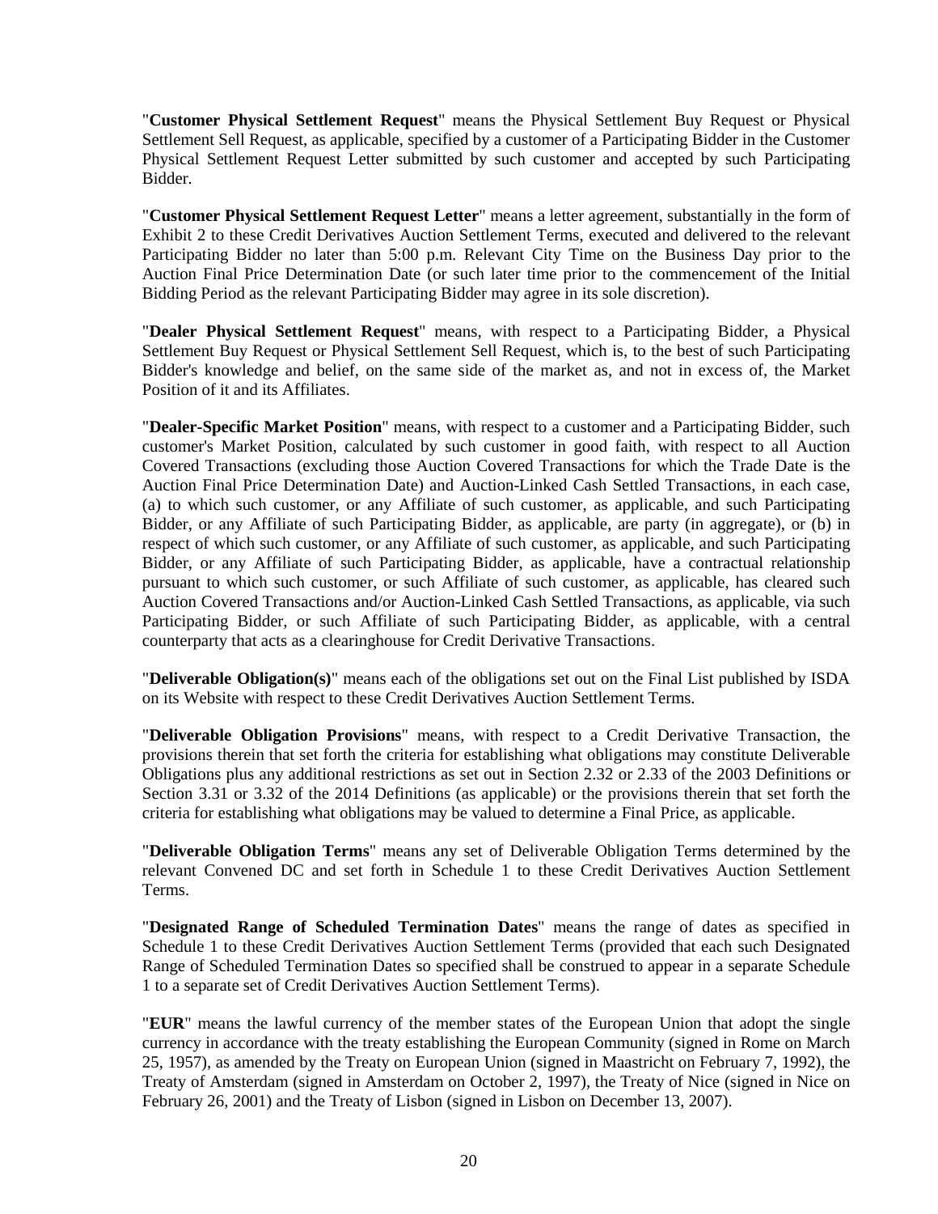"**Customer Physical Settlement Request**" means the Physical Settlement Buy Request or Physical Settlement Sell Request, as applicable, specified by a customer of a Participating Bidder in the Customer Physical Settlement Request Letter submitted by such customer and accepted by such Participating Bidder.

"**Customer Physical Settlement Request Letter**" means a letter agreement, substantially in the form of Exhibit 2 to these Credit Derivatives Auction Settlement Terms, executed and delivered to the relevant Participating Bidder no later than 5:00 p.m. Relevant City Time on the Business Day prior to the Auction Final Price Determination Date (or such later time prior to the commencement of the Initial Bidding Period as the relevant Participating Bidder may agree in its sole discretion).

"**Dealer Physical Settlement Request**" means, with respect to a Participating Bidder, a Physical Settlement Buy Request or Physical Settlement Sell Request, which is, to the best of such Participating Bidder's knowledge and belief, on the same side of the market as, and not in excess of, the Market Position of it and its Affiliates.

"**Dealer-Specific Market Position**" means, with respect to a customer and a Participating Bidder, such customer's Market Position, calculated by such customer in good faith, with respect to all Auction Covered Transactions (excluding those Auction Covered Transactions for which the Trade Date is the Auction Final Price Determination Date) and Auction-Linked Cash Settled Transactions, in each case, (a) to which such customer, or any Affiliate of such customer, as applicable, and such Participating Bidder, or any Affiliate of such Participating Bidder, as applicable, are party (in aggregate), or (b) in respect of which such customer, or any Affiliate of such customer, as applicable, and such Participating Bidder, or any Affiliate of such Participating Bidder, as applicable, have a contractual relationship pursuant to which such customer, or such Affiliate of such customer, as applicable, has cleared such Auction Covered Transactions and/or Auction-Linked Cash Settled Transactions, as applicable, via such Participating Bidder, or such Affiliate of such Participating Bidder, as applicable, with a central counterparty that acts as a clearinghouse for Credit Derivative Transactions.

"**Deliverable Obligation(s)**" means each of the obligations set out on the Final List published by ISDA on its Website with respect to these Credit Derivatives Auction Settlement Terms.

"**Deliverable Obligation Provisions**" means, with respect to a Credit Derivative Transaction, the provisions therein that set forth the criteria for establishing what obligations may constitute Deliverable Obligations plus any additional restrictions as set out in Section 2.32 or 2.33 of the 2003 Definitions or Section 3.31 or 3.32 of the 2014 Definitions (as applicable) or the provisions therein that set forth the criteria for establishing what obligations may be valued to determine a Final Price, as applicable.

"**Deliverable Obligation Terms**" means any set of Deliverable Obligation Terms determined by the relevant Convened DC and set forth in Schedule 1 to these Credit Derivatives Auction Settlement Terms.

"**Designated Range of Scheduled Termination Dates**" means the range of dates as specified in Schedule 1 to these Credit Derivatives Auction Settlement Terms (provided that each such Designated Range of Scheduled Termination Dates so specified shall be construed to appear in a separate Schedule 1 to a separate set of Credit Derivatives Auction Settlement Terms).

"**EUR**" means the lawful currency of the member states of the European Union that adopt the single currency in accordance with the treaty establishing the European Community (signed in Rome on March 25, 1957), as amended by the Treaty on European Union (signed in Maastricht on February 7, 1992), the Treaty of Amsterdam (signed in Amsterdam on October 2, 1997), the Treaty of Nice (signed in Nice on February 26, 2001) and the Treaty of Lisbon (signed in Lisbon on December 13, 2007).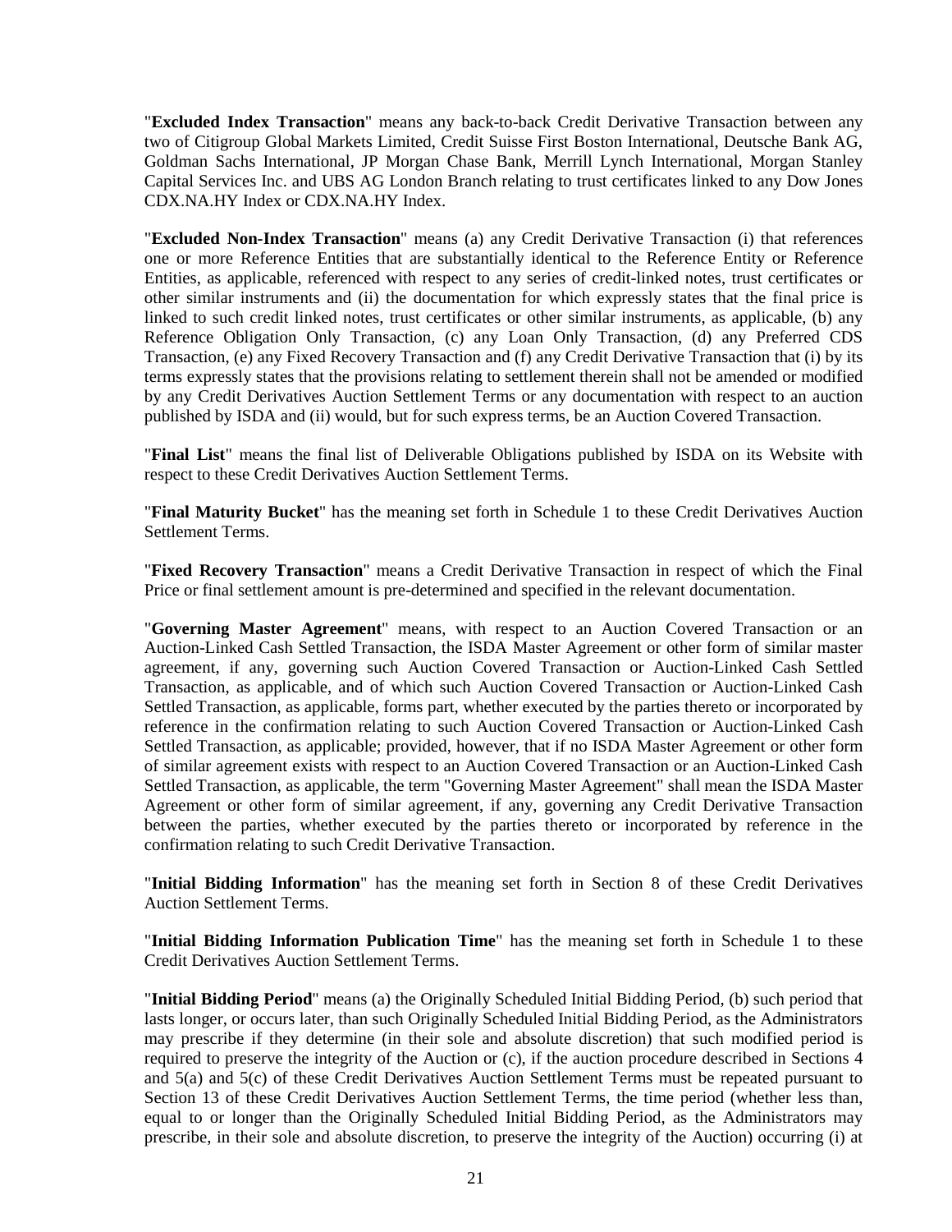"**Excluded Index Transaction**" means any back-to-back Credit Derivative Transaction between any two of Citigroup Global Markets Limited, Credit Suisse First Boston International, Deutsche Bank AG, Goldman Sachs International, JP Morgan Chase Bank, Merrill Lynch International, Morgan Stanley Capital Services Inc. and UBS AG London Branch relating to trust certificates linked to any Dow Jones CDX.NA.HY Index or CDX.NA.HY Index.

"**Excluded Non-Index Transaction**" means (a) any Credit Derivative Transaction (i) that references one or more Reference Entities that are substantially identical to the Reference Entity or Reference Entities, as applicable, referenced with respect to any series of credit-linked notes, trust certificates or other similar instruments and (ii) the documentation for which expressly states that the final price is linked to such credit linked notes, trust certificates or other similar instruments, as applicable, (b) any Reference Obligation Only Transaction, (c) any Loan Only Transaction, (d) any Preferred CDS Transaction, (e) any Fixed Recovery Transaction and (f) any Credit Derivative Transaction that (i) by its terms expressly states that the provisions relating to settlement therein shall not be amended or modified by any Credit Derivatives Auction Settlement Terms or any documentation with respect to an auction published by ISDA and (ii) would, but for such express terms, be an Auction Covered Transaction.

"**Final List**" means the final list of Deliverable Obligations published by ISDA on its Website with respect to these Credit Derivatives Auction Settlement Terms.

"**Final Maturity Bucket**" has the meaning set forth in Schedule 1 to these Credit Derivatives Auction Settlement Terms.

"**Fixed Recovery Transaction**" means a Credit Derivative Transaction in respect of which the Final Price or final settlement amount is pre-determined and specified in the relevant documentation.

"**Governing Master Agreement**" means, with respect to an Auction Covered Transaction or an Auction-Linked Cash Settled Transaction, the ISDA Master Agreement or other form of similar master agreement, if any, governing such Auction Covered Transaction or Auction-Linked Cash Settled Transaction, as applicable, and of which such Auction Covered Transaction or Auction-Linked Cash Settled Transaction, as applicable, forms part, whether executed by the parties thereto or incorporated by reference in the confirmation relating to such Auction Covered Transaction or Auction-Linked Cash Settled Transaction, as applicable; provided, however, that if no ISDA Master Agreement or other form of similar agreement exists with respect to an Auction Covered Transaction or an Auction-Linked Cash Settled Transaction, as applicable, the term "Governing Master Agreement" shall mean the ISDA Master Agreement or other form of similar agreement, if any, governing any Credit Derivative Transaction between the parties, whether executed by the parties thereto or incorporated by reference in the confirmation relating to such Credit Derivative Transaction.

"**Initial Bidding Information**" has the meaning set forth in Section 8 of these Credit Derivatives Auction Settlement Terms.

"**Initial Bidding Information Publication Time**" has the meaning set forth in Schedule 1 to these Credit Derivatives Auction Settlement Terms.

"**Initial Bidding Period**" means (a) the Originally Scheduled Initial Bidding Period, (b) such period that lasts longer, or occurs later, than such Originally Scheduled Initial Bidding Period, as the Administrators may prescribe if they determine (in their sole and absolute discretion) that such modified period is required to preserve the integrity of the Auction or (c), if the auction procedure described in Sections 4 and 5(a) and 5(c) of these Credit Derivatives Auction Settlement Terms must be repeated pursuant to Section 13 of these Credit Derivatives Auction Settlement Terms, the time period (whether less than, equal to or longer than the Originally Scheduled Initial Bidding Period, as the Administrators may prescribe, in their sole and absolute discretion, to preserve the integrity of the Auction) occurring (i) at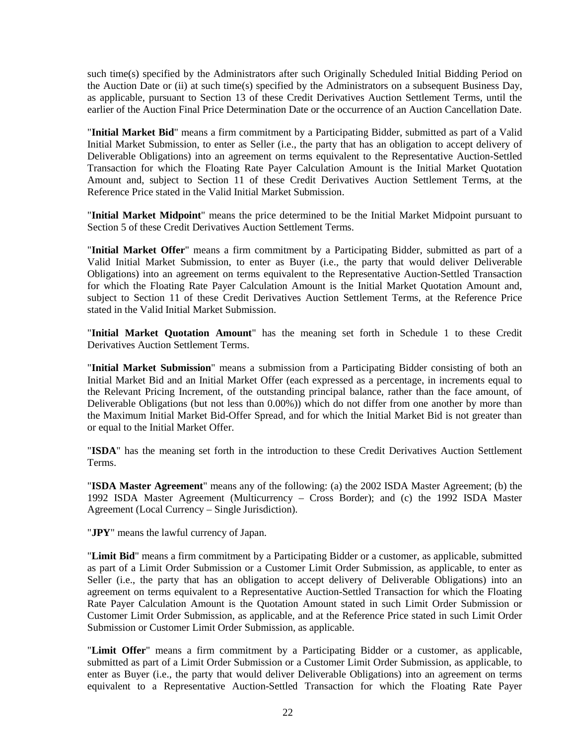such time(s) specified by the Administrators after such Originally Scheduled Initial Bidding Period on the Auction Date or (ii) at such time(s) specified by the Administrators on a subsequent Business Day, as applicable, pursuant to Section 13 of these Credit Derivatives Auction Settlement Terms, until the earlier of the Auction Final Price Determination Date or the occurrence of an Auction Cancellation Date.

"**Initial Market Bid**" means a firm commitment by a Participating Bidder, submitted as part of a Valid Initial Market Submission, to enter as Seller (i.e., the party that has an obligation to accept delivery of Deliverable Obligations) into an agreement on terms equivalent to the Representative Auction-Settled Transaction for which the Floating Rate Payer Calculation Amount is the Initial Market Quotation Amount and, subject to Section 11 of these Credit Derivatives Auction Settlement Terms, at the Reference Price stated in the Valid Initial Market Submission.

"**Initial Market Midpoint**" means the price determined to be the Initial Market Midpoint pursuant to Section 5 of these Credit Derivatives Auction Settlement Terms.

"**Initial Market Offer**" means a firm commitment by a Participating Bidder, submitted as part of a Valid Initial Market Submission, to enter as Buyer (i.e., the party that would deliver Deliverable Obligations) into an agreement on terms equivalent to the Representative Auction-Settled Transaction for which the Floating Rate Payer Calculation Amount is the Initial Market Quotation Amount and, subject to Section 11 of these Credit Derivatives Auction Settlement Terms, at the Reference Price stated in the Valid Initial Market Submission.

"**Initial Market Quotation Amount**" has the meaning set forth in Schedule 1 to these Credit Derivatives Auction Settlement Terms.

"**Initial Market Submission**" means a submission from a Participating Bidder consisting of both an Initial Market Bid and an Initial Market Offer (each expressed as a percentage, in increments equal to the Relevant Pricing Increment, of the outstanding principal balance, rather than the face amount, of Deliverable Obligations (but not less than 0.00%)) which do not differ from one another by more than the Maximum Initial Market Bid-Offer Spread, and for which the Initial Market Bid is not greater than or equal to the Initial Market Offer.

"**ISDA**" has the meaning set forth in the introduction to these Credit Derivatives Auction Settlement Terms.

"**ISDA Master Agreement**" means any of the following: (a) the 2002 ISDA Master Agreement; (b) the 1992 ISDA Master Agreement (Multicurrency – Cross Border); and (c) the 1992 ISDA Master Agreement (Local Currency – Single Jurisdiction).

"**JPY**" means the lawful currency of Japan.

"**Limit Bid**" means a firm commitment by a Participating Bidder or a customer, as applicable, submitted as part of a Limit Order Submission or a Customer Limit Order Submission, as applicable, to enter as Seller (i.e., the party that has an obligation to accept delivery of Deliverable Obligations) into an agreement on terms equivalent to a Representative Auction-Settled Transaction for which the Floating Rate Payer Calculation Amount is the Quotation Amount stated in such Limit Order Submission or Customer Limit Order Submission, as applicable, and at the Reference Price stated in such Limit Order Submission or Customer Limit Order Submission, as applicable.

"**Limit Offer**" means a firm commitment by a Participating Bidder or a customer, as applicable, submitted as part of a Limit Order Submission or a Customer Limit Order Submission, as applicable, to enter as Buyer (i.e., the party that would deliver Deliverable Obligations) into an agreement on terms equivalent to a Representative Auction-Settled Transaction for which the Floating Rate Payer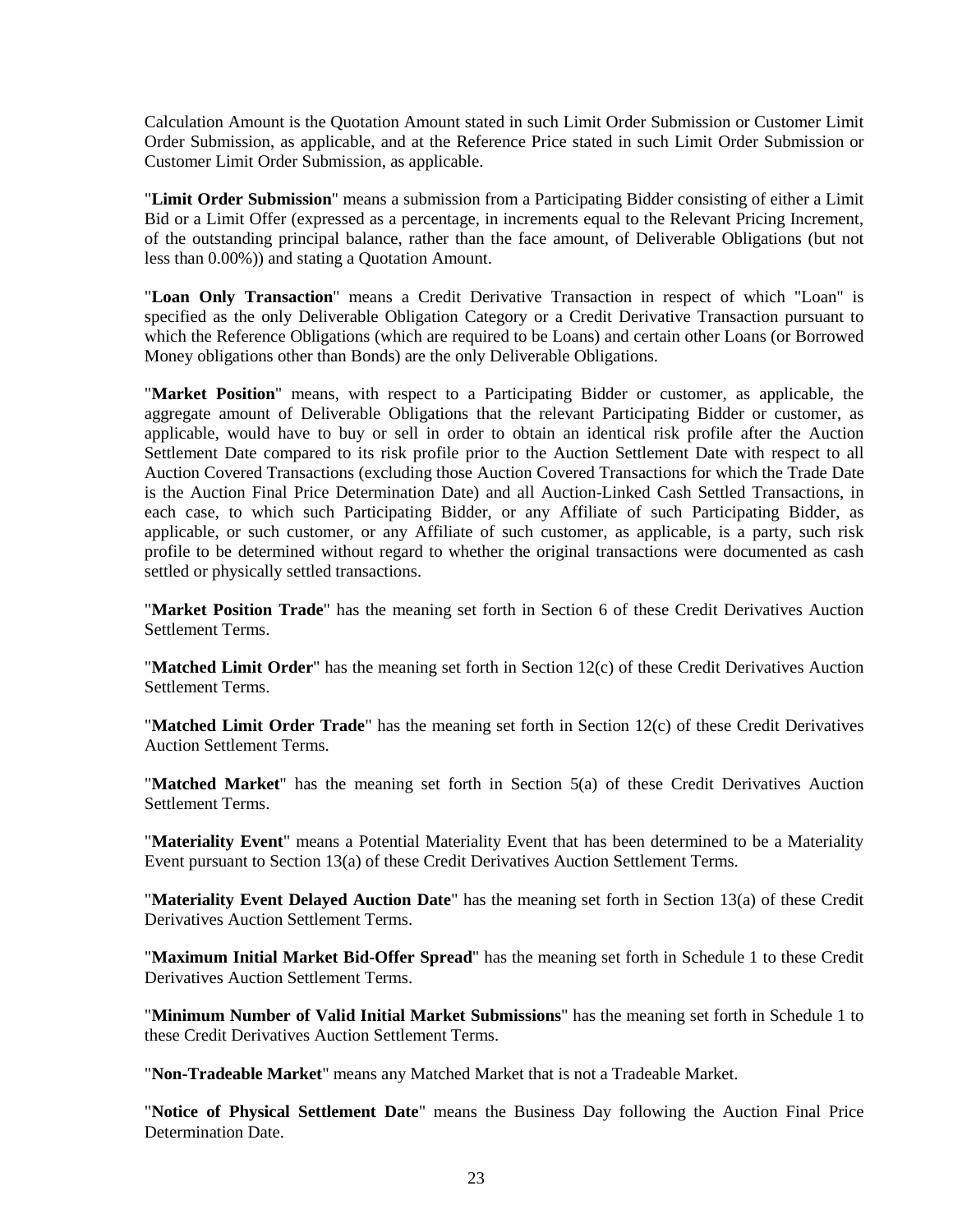Calculation Amount is the Quotation Amount stated in such Limit Order Submission or Customer Limit Order Submission, as applicable, and at the Reference Price stated in such Limit Order Submission or Customer Limit Order Submission, as applicable.

"**Limit Order Submission**" means a submission from a Participating Bidder consisting of either a Limit Bid or a Limit Offer (expressed as a percentage, in increments equal to the Relevant Pricing Increment, of the outstanding principal balance, rather than the face amount, of Deliverable Obligations (but not less than 0.00%)) and stating a Quotation Amount.

"**Loan Only Transaction**" means a Credit Derivative Transaction in respect of which "Loan" is specified as the only Deliverable Obligation Category or a Credit Derivative Transaction pursuant to which the Reference Obligations (which are required to be Loans) and certain other Loans (or Borrowed Money obligations other than Bonds) are the only Deliverable Obligations.

"**Market Position**" means, with respect to a Participating Bidder or customer, as applicable, the aggregate amount of Deliverable Obligations that the relevant Participating Bidder or customer, as applicable, would have to buy or sell in order to obtain an identical risk profile after the Auction Settlement Date compared to its risk profile prior to the Auction Settlement Date with respect to all Auction Covered Transactions (excluding those Auction Covered Transactions for which the Trade Date is the Auction Final Price Determination Date) and all Auction-Linked Cash Settled Transactions, in each case, to which such Participating Bidder, or any Affiliate of such Participating Bidder, as applicable, or such customer, or any Affiliate of such customer, as applicable, is a party, such risk profile to be determined without regard to whether the original transactions were documented as cash settled or physically settled transactions.

"**Market Position Trade**" has the meaning set forth in Section 6 of these Credit Derivatives Auction Settlement Terms.

"**Matched Limit Order**" has the meaning set forth in Section 12(c) of these Credit Derivatives Auction Settlement Terms.

"**Matched Limit Order Trade**" has the meaning set forth in Section 12(c) of these Credit Derivatives Auction Settlement Terms.

"**Matched Market**" has the meaning set forth in Section 5(a) of these Credit Derivatives Auction Settlement Terms.

"**Materiality Event**" means a Potential Materiality Event that has been determined to be a Materiality Event pursuant to Section 13(a) of these Credit Derivatives Auction Settlement Terms.

"**Materiality Event Delayed Auction Date**" has the meaning set forth in Section 13(a) of these Credit Derivatives Auction Settlement Terms.

"**Maximum Initial Market Bid-Offer Spread**" has the meaning set forth in Schedule 1 to these Credit Derivatives Auction Settlement Terms.

"**Minimum Number of Valid Initial Market Submissions**" has the meaning set forth in Schedule 1 to these Credit Derivatives Auction Settlement Terms.

"**Non-Tradeable Market**" means any Matched Market that is not a Tradeable Market.

"**Notice of Physical Settlement Date**" means the Business Day following the Auction Final Price Determination Date.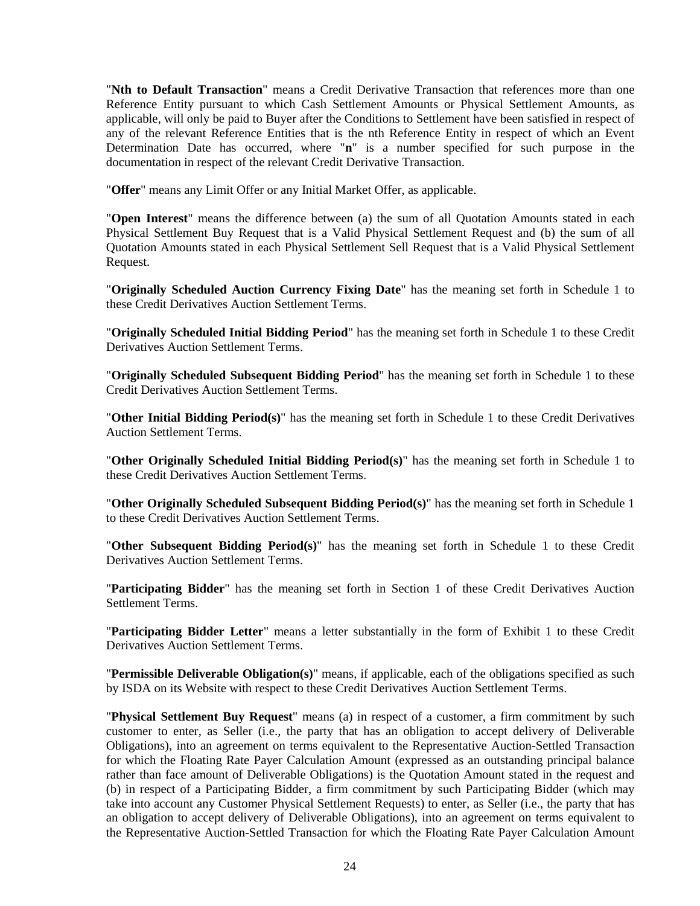"**Nth to Default Transaction**" means a Credit Derivative Transaction that references more than one Reference Entity pursuant to which Cash Settlement Amounts or Physical Settlement Amounts, as applicable, will only be paid to Buyer after the Conditions to Settlement have been satisfied in respect of any of the relevant Reference Entities that is the nth Reference Entity in respect of which an Event Determination Date has occurred, where "**n**" is a number specified for such purpose in the documentation in respect of the relevant Credit Derivative Transaction.

"**Offer**" means any Limit Offer or any Initial Market Offer, as applicable.

"**Open Interest**" means the difference between (a) the sum of all Quotation Amounts stated in each Physical Settlement Buy Request that is a Valid Physical Settlement Request and (b) the sum of all Quotation Amounts stated in each Physical Settlement Sell Request that is a Valid Physical Settlement Request.

"**Originally Scheduled Auction Currency Fixing Date**" has the meaning set forth in Schedule 1 to these Credit Derivatives Auction Settlement Terms.

"**Originally Scheduled Initial Bidding Period**" has the meaning set forth in Schedule 1 to these Credit Derivatives Auction Settlement Terms.

"**Originally Scheduled Subsequent Bidding Period**" has the meaning set forth in Schedule 1 to these Credit Derivatives Auction Settlement Terms.

"**Other Initial Bidding Period(s)**" has the meaning set forth in Schedule 1 to these Credit Derivatives Auction Settlement Terms.

"**Other Originally Scheduled Initial Bidding Period(s)**" has the meaning set forth in Schedule 1 to these Credit Derivatives Auction Settlement Terms.

"**Other Originally Scheduled Subsequent Bidding Period(s)**" has the meaning set forth in Schedule 1 to these Credit Derivatives Auction Settlement Terms.

"**Other Subsequent Bidding Period(s)**" has the meaning set forth in Schedule 1 to these Credit Derivatives Auction Settlement Terms.

"**Participating Bidder**" has the meaning set forth in Section 1 of these Credit Derivatives Auction Settlement Terms.

"**Participating Bidder Letter**" means a letter substantially in the form of Exhibit 1 to these Credit Derivatives Auction Settlement Terms.

"**Permissible Deliverable Obligation(s)**" means, if applicable, each of the obligations specified as such by ISDA on its Website with respect to these Credit Derivatives Auction Settlement Terms.

"**Physical Settlement Buy Request**" means (a) in respect of a customer, a firm commitment by such customer to enter, as Seller (i.e., the party that has an obligation to accept delivery of Deliverable Obligations), into an agreement on terms equivalent to the Representative Auction-Settled Transaction for which the Floating Rate Payer Calculation Amount (expressed as an outstanding principal balance rather than face amount of Deliverable Obligations) is the Quotation Amount stated in the request and (b) in respect of a Participating Bidder, a firm commitment by such Participating Bidder (which may take into account any Customer Physical Settlement Requests) to enter, as Seller (i.e., the party that has an obligation to accept delivery of Deliverable Obligations), into an agreement on terms equivalent to the Representative Auction-Settled Transaction for which the Floating Rate Payer Calculation Amount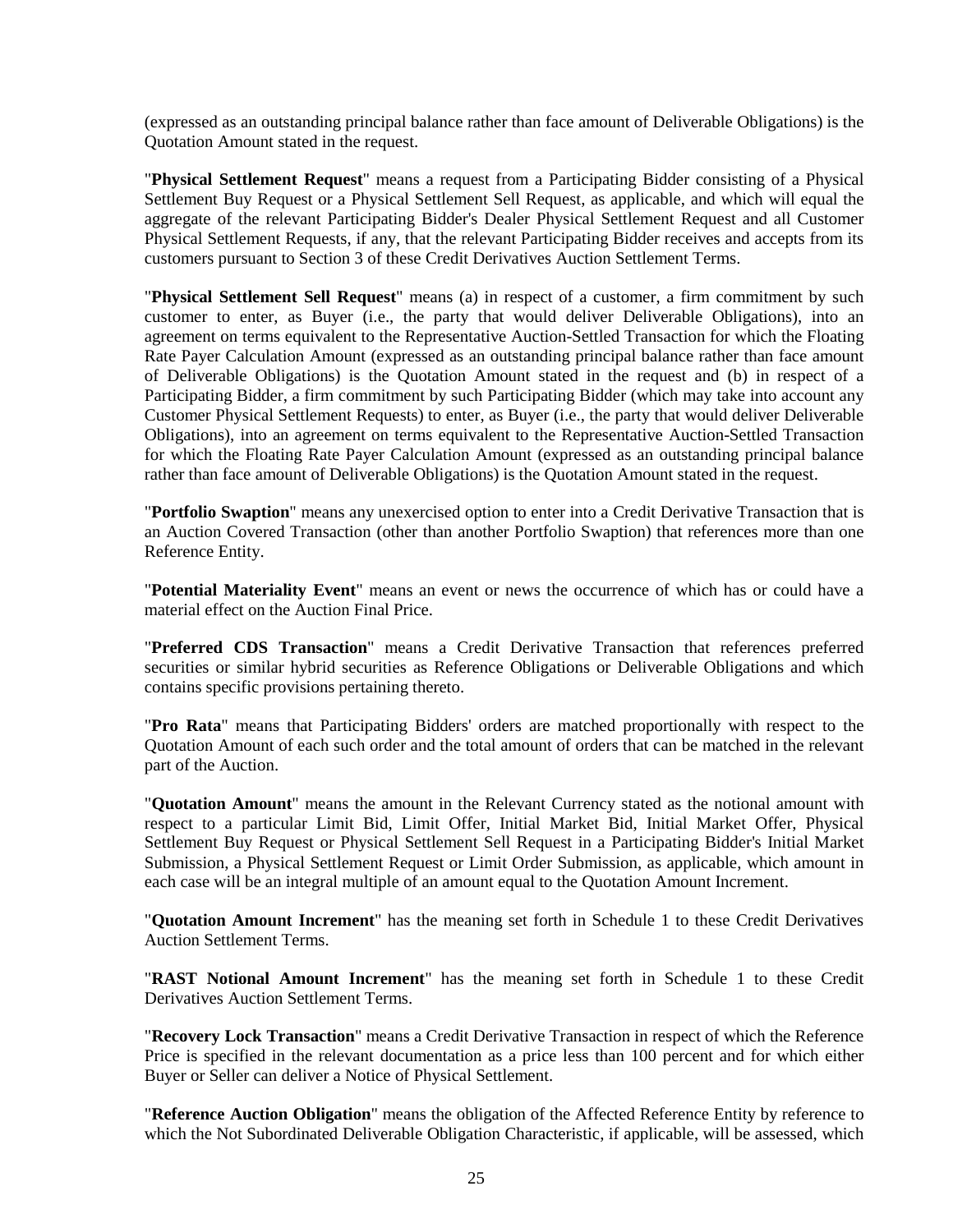(expressed as an outstanding principal balance rather than face amount of Deliverable Obligations) is the Quotation Amount stated in the request.

"**Physical Settlement Request**" means a request from a Participating Bidder consisting of a Physical Settlement Buy Request or a Physical Settlement Sell Request, as applicable, and which will equal the aggregate of the relevant Participating Bidder's Dealer Physical Settlement Request and all Customer Physical Settlement Requests, if any, that the relevant Participating Bidder receives and accepts from its customers pursuant to Section 3 of these Credit Derivatives Auction Settlement Terms.

"**Physical Settlement Sell Request**" means (a) in respect of a customer, a firm commitment by such customer to enter, as Buyer (i.e., the party that would deliver Deliverable Obligations), into an agreement on terms equivalent to the Representative Auction-Settled Transaction for which the Floating Rate Payer Calculation Amount (expressed as an outstanding principal balance rather than face amount of Deliverable Obligations) is the Quotation Amount stated in the request and (b) in respect of a Participating Bidder, a firm commitment by such Participating Bidder (which may take into account any Customer Physical Settlement Requests) to enter, as Buyer (i.e., the party that would deliver Deliverable Obligations), into an agreement on terms equivalent to the Representative Auction-Settled Transaction for which the Floating Rate Payer Calculation Amount (expressed as an outstanding principal balance rather than face amount of Deliverable Obligations) is the Quotation Amount stated in the request.

"**Portfolio Swaption**" means any unexercised option to enter into a Credit Derivative Transaction that is an Auction Covered Transaction (other than another Portfolio Swaption) that references more than one Reference Entity.

"**Potential Materiality Event**" means an event or news the occurrence of which has or could have a material effect on the Auction Final Price.

"**Preferred CDS Transaction**" means a Credit Derivative Transaction that references preferred securities or similar hybrid securities as Reference Obligations or Deliverable Obligations and which contains specific provisions pertaining thereto.

"**Pro Rata**" means that Participating Bidders' orders are matched proportionally with respect to the Quotation Amount of each such order and the total amount of orders that can be matched in the relevant part of the Auction.

"**Quotation Amount**" means the amount in the Relevant Currency stated as the notional amount with respect to a particular Limit Bid, Limit Offer, Initial Market Bid, Initial Market Offer, Physical Settlement Buy Request or Physical Settlement Sell Request in a Participating Bidder's Initial Market Submission, a Physical Settlement Request or Limit Order Submission, as applicable, which amount in each case will be an integral multiple of an amount equal to the Quotation Amount Increment.

"**Quotation Amount Increment**" has the meaning set forth in Schedule 1 to these Credit Derivatives Auction Settlement Terms.

"**RAST Notional Amount Increment**" has the meaning set forth in Schedule 1 to these Credit Derivatives Auction Settlement Terms.

"**Recovery Lock Transaction**" means a Credit Derivative Transaction in respect of which the Reference Price is specified in the relevant documentation as a price less than 100 percent and for which either Buyer or Seller can deliver a Notice of Physical Settlement.

"**Reference Auction Obligation**" means the obligation of the Affected Reference Entity by reference to which the Not Subordinated Deliverable Obligation Characteristic, if applicable, will be assessed, which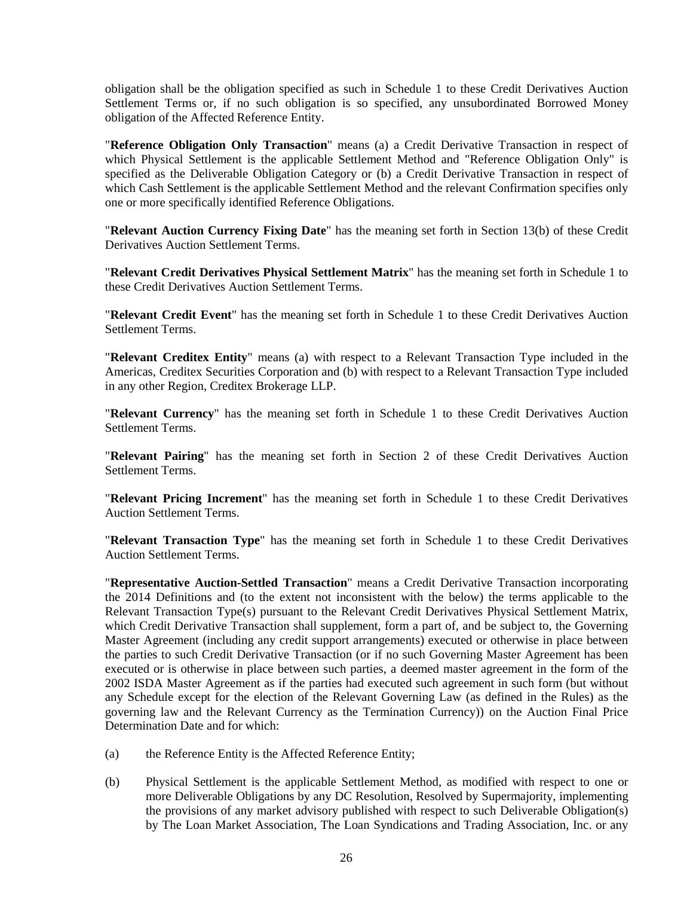obligation shall be the obligation specified as such in Schedule 1 to these Credit Derivatives Auction Settlement Terms or, if no such obligation is so specified, any unsubordinated Borrowed Money obligation of the Affected Reference Entity.

"**Reference Obligation Only Transaction**" means (a) a Credit Derivative Transaction in respect of which Physical Settlement is the applicable Settlement Method and "Reference Obligation Only" is specified as the Deliverable Obligation Category or (b) a Credit Derivative Transaction in respect of which Cash Settlement is the applicable Settlement Method and the relevant Confirmation specifies only one or more specifically identified Reference Obligations.

"**Relevant Auction Currency Fixing Date**" has the meaning set forth in Section 13(b) of these Credit Derivatives Auction Settlement Terms.

"**Relevant Credit Derivatives Physical Settlement Matrix**" has the meaning set forth in Schedule 1 to these Credit Derivatives Auction Settlement Terms.

"**Relevant Credit Event**" has the meaning set forth in Schedule 1 to these Credit Derivatives Auction Settlement Terms.

"**Relevant Creditex Entity**" means (a) with respect to a Relevant Transaction Type included in the Americas, Creditex Securities Corporation and (b) with respect to a Relevant Transaction Type included in any other Region, Creditex Brokerage LLP.

"**Relevant Currency**" has the meaning set forth in Schedule 1 to these Credit Derivatives Auction Settlement Terms.

"**Relevant Pairing**" has the meaning set forth in Section 2 of these Credit Derivatives Auction Settlement Terms.

"**Relevant Pricing Increment**" has the meaning set forth in Schedule 1 to these Credit Derivatives Auction Settlement Terms.

"**Relevant Transaction Type**" has the meaning set forth in Schedule 1 to these Credit Derivatives Auction Settlement Terms.

"**Representative Auction-Settled Transaction**" means a Credit Derivative Transaction incorporating the 2014 Definitions and (to the extent not inconsistent with the below) the terms applicable to the Relevant Transaction Type(s) pursuant to the Relevant Credit Derivatives Physical Settlement Matrix, which Credit Derivative Transaction shall supplement, form a part of, and be subject to, the Governing Master Agreement (including any credit support arrangements) executed or otherwise in place between the parties to such Credit Derivative Transaction (or if no such Governing Master Agreement has been executed or is otherwise in place between such parties, a deemed master agreement in the form of the 2002 ISDA Master Agreement as if the parties had executed such agreement in such form (but without any Schedule except for the election of the Relevant Governing Law (as defined in the Rules) as the governing law and the Relevant Currency as the Termination Currency)) on the Auction Final Price Determination Date and for which:

(a) the Reference Entity is the Affected Reference Entity;

(b) Physical Settlement is the applicable Settlement Method, as modified with respect to one or more Deliverable Obligations by any DC Resolution, Resolved by Supermajority, implementing the provisions of any market advisory published with respect to such Deliverable Obligation(s) by The Loan Market Association, The Loan Syndications and Trading Association, Inc. or any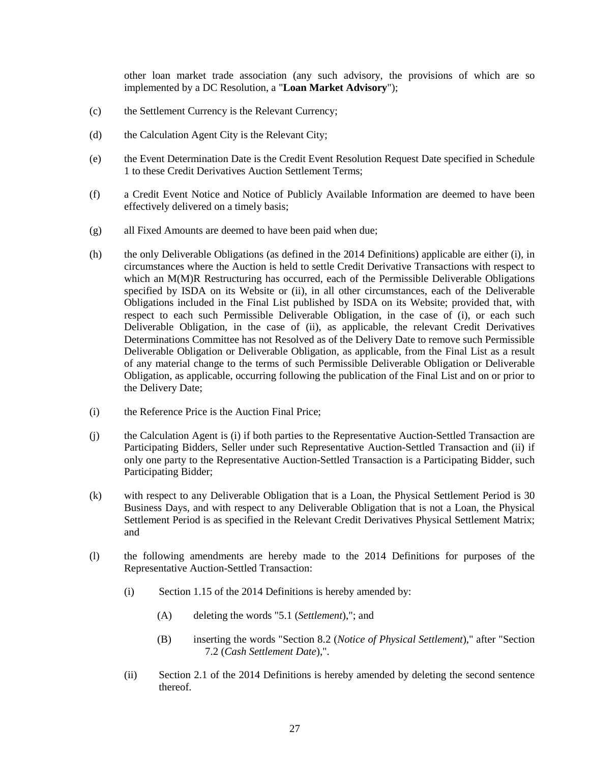other loan market trade association (any such advisory, the provisions of which are so implemented by a DC Resolution, a "**Loan Market Advisory**");

(c) the Settlement Currency is the Relevant Currency;

(d) the Calculation Agent City is the Relevant City;

(e) the Event Determination Date is the Credit Event Resolution Request Date specified in Schedule 1 to these Credit Derivatives Auction Settlement Terms;

(f) a Credit Event Notice and Notice of Publicly Available Information are deemed to have been effectively delivered on a timely basis;

(g) all Fixed Amounts are deemed to have been paid when due;

(h) the only Deliverable Obligations (as defined in the 2014 Definitions) applicable are either (i), in circumstances where the Auction is held to settle Credit Derivative Transactions with respect to which an M(M)R Restructuring has occurred, each of the Permissible Deliverable Obligations specified by ISDA on its Website or (ii), in all other circumstances, each of the Deliverable Obligations included in the Final List published by ISDA on its Website; provided that, with respect to each such Permissible Deliverable Obligation, in the case of (i), or each such Deliverable Obligation, in the case of (ii), as applicable, the relevant Credit Derivatives Determinations Committee has not Resolved as of the Delivery Date to remove such Permissible Deliverable Obligation or Deliverable Obligation, as applicable, from the Final List as a result of any material change to the terms of such Permissible Deliverable Obligation or Deliverable Obligation, as applicable, occurring following the publication of the Final List and on or prior to the Delivery Date;

(i) the Reference Price is the Auction Final Price;

(j) the Calculation Agent is (i) if both parties to the Representative Auction-Settled Transaction are Participating Bidders, Seller under such Representative Auction-Settled Transaction and (ii) if only one party to the Representative Auction-Settled Transaction is a Participating Bidder, such Participating Bidder;

(k) with respect to any Deliverable Obligation that is a Loan, the Physical Settlement Period is 30 Business Days, and with respect to any Deliverable Obligation that is not a Loan, the Physical Settlement Period is as specified in the Relevant Credit Derivatives Physical Settlement Matrix; and

(l) the following amendments are hereby made to the 2014 Definitions for purposes of the Representative Auction-Settled Transaction:

   (i) Section 1.15 of the 2014 Definitions is hereby amended by:

      (A) deleting the words "5.1 (*Settlement*),"; and

      (B) inserting the words "Section 8.2 (*Notice of Physical Settlement*)," after "Section 7.2 (*Cash Settlement Date*),".

   (ii) Section 2.1 of the 2014 Definitions is hereby amended by deleting the second sentence thereof.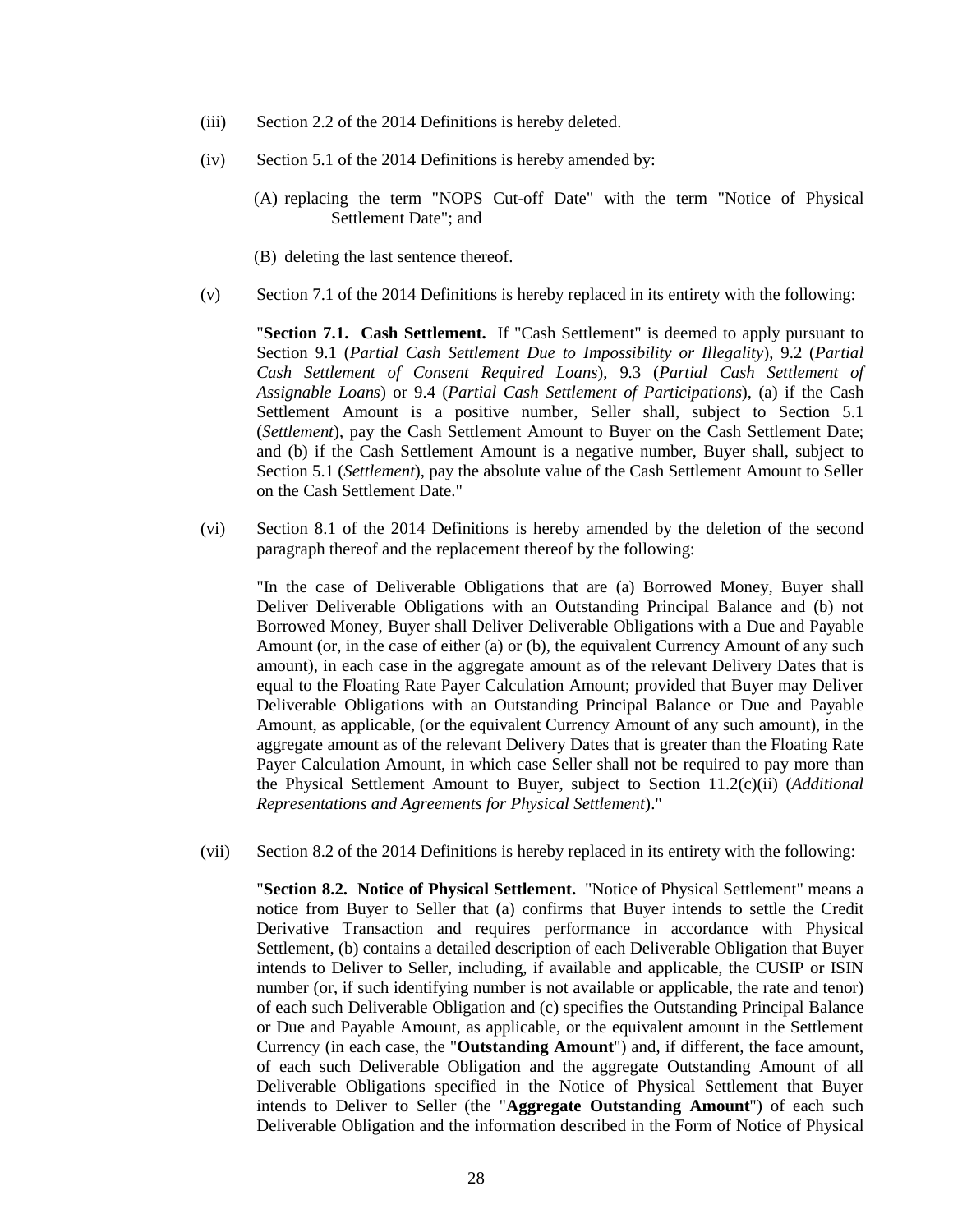(iii) Section 2.2 of the 2014 Definitions is hereby deleted.

(iv) Section 5.1 of the 2014 Definitions is hereby amended by:

(A) replacing the term "NOPS Cut-off Date" with the term "Notice of Physical Settlement Date"; and

(B) deleting the last sentence thereof.

(v) Section 7.1 of the 2014 Definitions is hereby replaced in its entirety with the following:

"**Section 7.1. Cash Settlement.** If "Cash Settlement" is deemed to apply pursuant to Section 9.1 (*Partial Cash Settlement Due to Impossibility or Illegality*), 9.2 (*Partial Cash Settlement of Consent Required Loans*), 9.3 (*Partial Cash Settlement of Assignable Loans*) or 9.4 (*Partial Cash Settlement of Participations*), (a) if the Cash Settlement Amount is a positive number, Seller shall, subject to Section 5.1 (*Settlement*), pay the Cash Settlement Amount to Buyer on the Cash Settlement Date; and (b) if the Cash Settlement Amount is a negative number, Buyer shall, subject to Section 5.1 (*Settlement*), pay the absolute value of the Cash Settlement Amount to Seller on the Cash Settlement Date."

(vi) Section 8.1 of the 2014 Definitions is hereby amended by the deletion of the second paragraph thereof and the replacement thereof by the following:

"In the case of Deliverable Obligations that are (a) Borrowed Money, Buyer shall Deliver Deliverable Obligations with an Outstanding Principal Balance and (b) not Borrowed Money, Buyer shall Deliver Deliverable Obligations with a Due and Payable Amount (or, in the case of either (a) or (b), the equivalent Currency Amount of any such amount), in each case in the aggregate amount as of the relevant Delivery Dates that is equal to the Floating Rate Payer Calculation Amount; provided that Buyer may Deliver Deliverable Obligations with an Outstanding Principal Balance or Due and Payable Amount, as applicable, (or the equivalent Currency Amount of any such amount), in the aggregate amount as of the relevant Delivery Dates that is greater than the Floating Rate Payer Calculation Amount, in which case Seller shall not be required to pay more than the Physical Settlement Amount to Buyer, subject to Section 11.2(c)(ii) (*Additional Representations and Agreements for Physical Settlement*)."

(vii) Section 8.2 of the 2014 Definitions is hereby replaced in its entirety with the following:

"**Section 8.2. Notice of Physical Settlement.** "Notice of Physical Settlement" means a notice from Buyer to Seller that (a) confirms that Buyer intends to settle the Credit Derivative Transaction and requires performance in accordance with Physical Settlement, (b) contains a detailed description of each Deliverable Obligation that Buyer intends to Deliver to Seller, including, if available and applicable, the CUSIP or ISIN number (or, if such identifying number is not available or applicable, the rate and tenor) of each such Deliverable Obligation and (c) specifies the Outstanding Principal Balance or Due and Payable Amount, as applicable, or the equivalent amount in the Settlement Currency (in each case, the "**Outstanding Amount**") and, if different, the face amount, of each such Deliverable Obligation and the aggregate Outstanding Amount of all Deliverable Obligations specified in the Notice of Physical Settlement that Buyer intends to Deliver to Seller (the "**Aggregate Outstanding Amount**") of each such Deliverable Obligation and the information described in the Form of Notice of Physical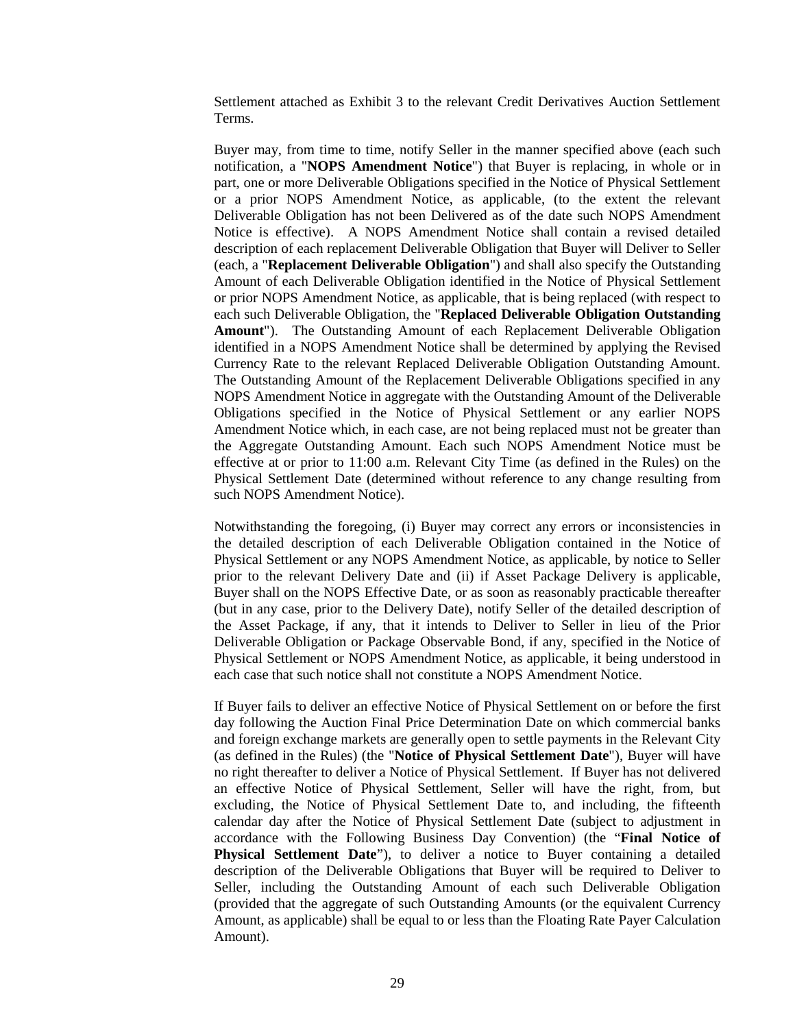Settlement attached as Exhibit 3 to the relevant Credit Derivatives Auction Settlement Terms.

Buyer may, from time to time, notify Seller in the manner specified above (each such notification, a "**NOPS Amendment Notice**") that Buyer is replacing, in whole or in part, one or more Deliverable Obligations specified in the Notice of Physical Settlement or a prior NOPS Amendment Notice, as applicable, (to the extent the relevant Deliverable Obligation has not been Delivered as of the date such NOPS Amendment Notice is effective). A NOPS Amendment Notice shall contain a revised detailed description of each replacement Deliverable Obligation that Buyer will Deliver to Seller (each, a "**Replacement Deliverable Obligation**") and shall also specify the Outstanding Amount of each Deliverable Obligation identified in the Notice of Physical Settlement or prior NOPS Amendment Notice, as applicable, that is being replaced (with respect to each such Deliverable Obligation, the "**Replaced Deliverable Obligation Outstanding Amount**"). The Outstanding Amount of each Replacement Deliverable Obligation identified in a NOPS Amendment Notice shall be determined by applying the Revised Currency Rate to the relevant Replaced Deliverable Obligation Outstanding Amount. The Outstanding Amount of the Replacement Deliverable Obligations specified in any NOPS Amendment Notice in aggregate with the Outstanding Amount of the Deliverable Obligations specified in the Notice of Physical Settlement or any earlier NOPS Amendment Notice which, in each case, are not being replaced must not be greater than the Aggregate Outstanding Amount. Each such NOPS Amendment Notice must be effective at or prior to 11:00 a.m. Relevant City Time (as defined in the Rules) on the Physical Settlement Date (determined without reference to any change resulting from such NOPS Amendment Notice).

Notwithstanding the foregoing, (i) Buyer may correct any errors or inconsistencies in the detailed description of each Deliverable Obligation contained in the Notice of Physical Settlement or any NOPS Amendment Notice, as applicable, by notice to Seller prior to the relevant Delivery Date and (ii) if Asset Package Delivery is applicable, Buyer shall on the NOPS Effective Date, or as soon as reasonably practicable thereafter (but in any case, prior to the Delivery Date), notify Seller of the detailed description of the Asset Package, if any, that it intends to Deliver to Seller in lieu of the Prior Deliverable Obligation or Package Observable Bond, if any, specified in the Notice of Physical Settlement or NOPS Amendment Notice, as applicable, it being understood in each case that such notice shall not constitute a NOPS Amendment Notice.

If Buyer fails to deliver an effective Notice of Physical Settlement on or before the first day following the Auction Final Price Determination Date on which commercial banks and foreign exchange markets are generally open to settle payments in the Relevant City (as defined in the Rules) (the "**Notice of Physical Settlement Date**"), Buyer will have no right thereafter to deliver a Notice of Physical Settlement. If Buyer has not delivered an effective Notice of Physical Settlement, Seller will have the right, from, but excluding, the Notice of Physical Settlement Date to, and including, the fifteenth calendar day after the Notice of Physical Settlement Date (subject to adjustment in accordance with the Following Business Day Convention) (the "**Final Notice of Physical Settlement Date**"), to deliver a notice to Buyer containing a detailed description of the Deliverable Obligations that Buyer will be required to Deliver to Seller, including the Outstanding Amount of each such Deliverable Obligation (provided that the aggregate of such Outstanding Amounts (or the equivalent Currency Amount, as applicable) shall be equal to or less than the Floating Rate Payer Calculation Amount).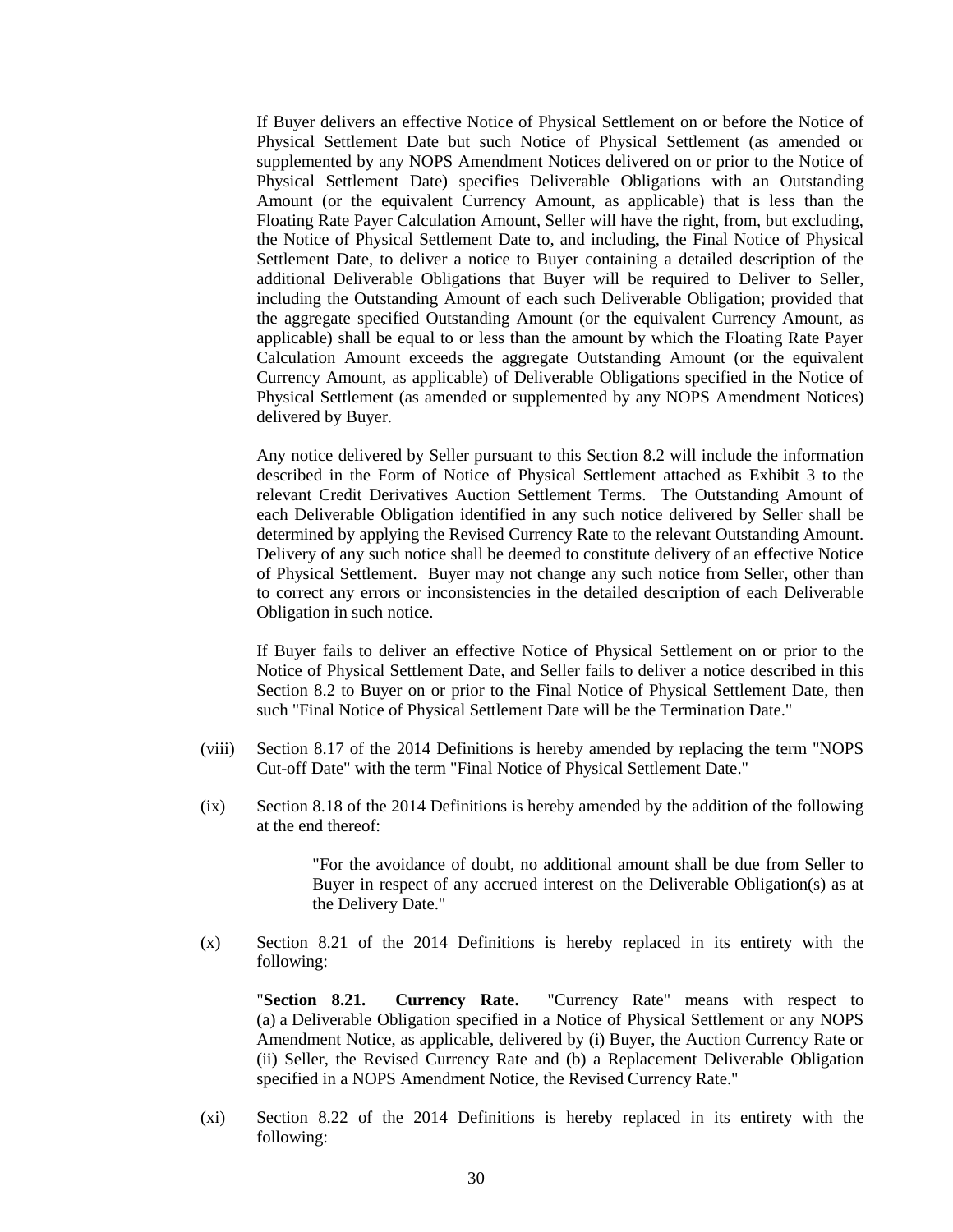If Buyer delivers an effective Notice of Physical Settlement on or before the Notice of Physical Settlement Date but such Notice of Physical Settlement (as amended or supplemented by any NOPS Amendment Notices delivered on or prior to the Notice of Physical Settlement Date) specifies Deliverable Obligations with an Outstanding Amount (or the equivalent Currency Amount, as applicable) that is less than the Floating Rate Payer Calculation Amount, Seller will have the right, from, but excluding, the Notice of Physical Settlement Date to, and including, the Final Notice of Physical Settlement Date, to deliver a notice to Buyer containing a detailed description of the additional Deliverable Obligations that Buyer will be required to Deliver to Seller, including the Outstanding Amount of each such Deliverable Obligation; provided that the aggregate specified Outstanding Amount (or the equivalent Currency Amount, as applicable) shall be equal to or less than the amount by which the Floating Rate Payer Calculation Amount exceeds the aggregate Outstanding Amount (or the equivalent Currency Amount, as applicable) of Deliverable Obligations specified in the Notice of Physical Settlement (as amended or supplemented by any NOPS Amendment Notices) delivered by Buyer.

Any notice delivered by Seller pursuant to this Section 8.2 will include the information described in the Form of Notice of Physical Settlement attached as Exhibit 3 to the relevant Credit Derivatives Auction Settlement Terms. The Outstanding Amount of each Deliverable Obligation identified in any such notice delivered by Seller shall be determined by applying the Revised Currency Rate to the relevant Outstanding Amount. Delivery of any such notice shall be deemed to constitute delivery of an effective Notice of Physical Settlement. Buyer may not change any such notice from Seller, other than to correct any errors or inconsistencies in the detailed description of each Deliverable Obligation in such notice.

If Buyer fails to deliver an effective Notice of Physical Settlement on or prior to the Notice of Physical Settlement Date, and Seller fails to deliver a notice described in this Section 8.2 to Buyer on or prior to the Final Notice of Physical Settlement Date, then such "Final Notice of Physical Settlement Date will be the Termination Date."

(viii) Section 8.17 of the 2014 Definitions is hereby amended by replacing the term "NOPS Cut-off Date" with the term "Final Notice of Physical Settlement Date."

(ix) Section 8.18 of the 2014 Definitions is hereby amended by the addition of the following at the end thereof:

> "For the avoidance of doubt, no additional amount shall be due from Seller to Buyer in respect of any accrued interest on the Deliverable Obligation(s) as at the Delivery Date."

(x) Section 8.21 of the 2014 Definitions is hereby replaced in its entirety with the following:

"**Section 8.21. Currency Rate.** "Currency Rate" means with respect to (a) a Deliverable Obligation specified in a Notice of Physical Settlement or any NOPS Amendment Notice, as applicable, delivered by (i) Buyer, the Auction Currency Rate or (ii) Seller, the Revised Currency Rate and (b) a Replacement Deliverable Obligation specified in a NOPS Amendment Notice, the Revised Currency Rate."

(xi) Section 8.22 of the 2014 Definitions is hereby replaced in its entirety with the following: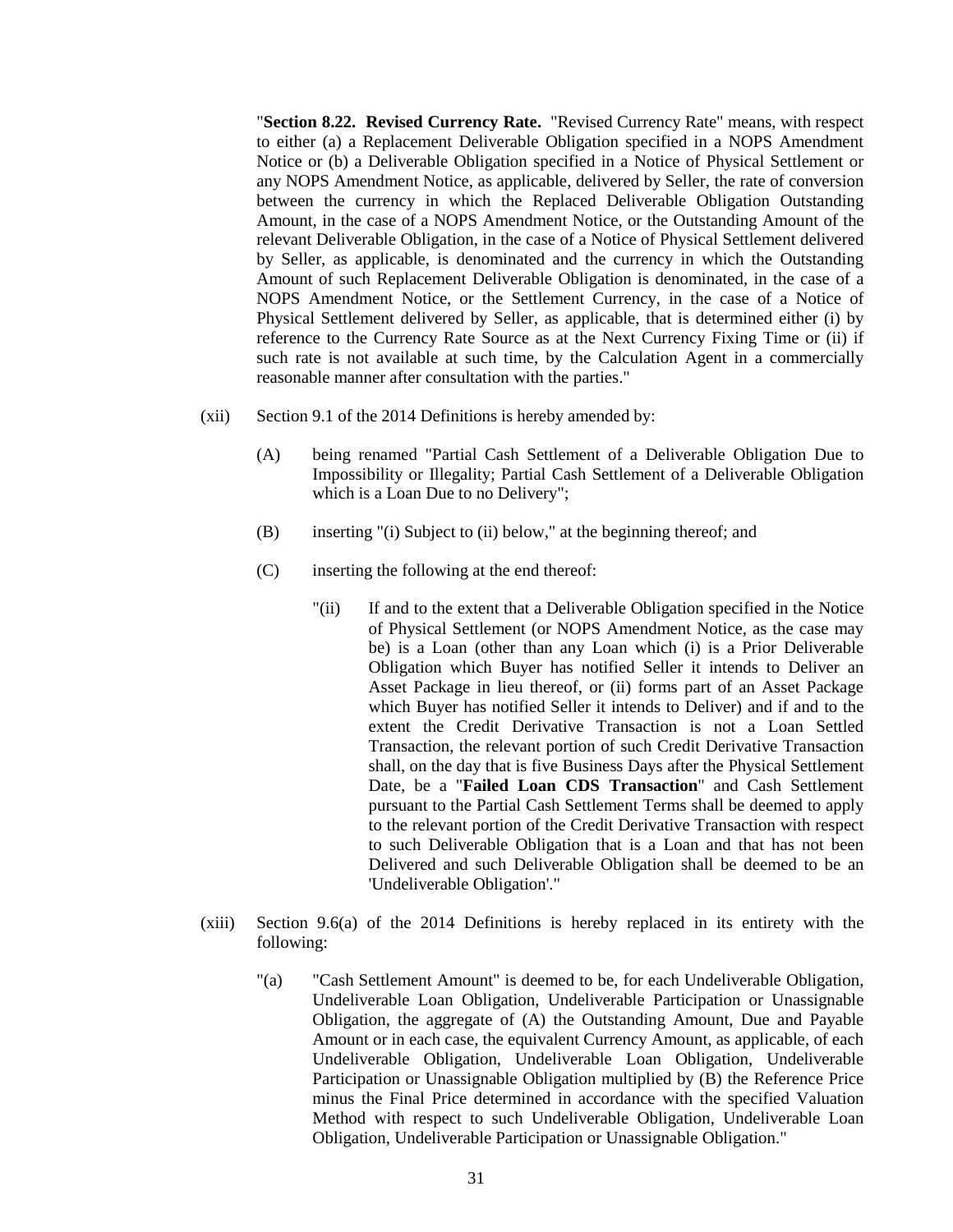"**Section 8.22. Revised Currency Rate.** "Revised Currency Rate" means, with respect to either (a) a Replacement Deliverable Obligation specified in a NOPS Amendment Notice or (b) a Deliverable Obligation specified in a Notice of Physical Settlement or any NOPS Amendment Notice, as applicable, delivered by Seller, the rate of conversion between the currency in which the Replaced Deliverable Obligation Outstanding Amount, in the case of a NOPS Amendment Notice, or the Outstanding Amount of the relevant Deliverable Obligation, in the case of a Notice of Physical Settlement delivered by Seller, as applicable, is denominated and the currency in which the Outstanding Amount of such Replacement Deliverable Obligation is denominated, in the case of a NOPS Amendment Notice, or the Settlement Currency, in the case of a Notice of Physical Settlement delivered by Seller, as applicable, that is determined either (i) by reference to the Currency Rate Source as at the Next Currency Fixing Time or (ii) if such rate is not available at such time, by the Calculation Agent in a commercially reasonable manner after consultation with the parties."

(xii) Section 9.1 of the 2014 Definitions is hereby amended by:

(A) being renamed "Partial Cash Settlement of a Deliverable Obligation Due to Impossibility or Illegality; Partial Cash Settlement of a Deliverable Obligation which is a Loan Due to no Delivery";

(B) inserting "(i) Subject to (ii) below," at the beginning thereof; and

(C) inserting the following at the end thereof:

"(ii) If and to the extent that a Deliverable Obligation specified in the Notice of Physical Settlement (or NOPS Amendment Notice, as the case may be) is a Loan (other than any Loan which (i) is a Prior Deliverable Obligation which Buyer has notified Seller it intends to Deliver an Asset Package in lieu thereof, or (ii) forms part of an Asset Package which Buyer has notified Seller it intends to Deliver) and if and to the extent the Credit Derivative Transaction is not a Loan Settled Transaction, the relevant portion of such Credit Derivative Transaction shall, on the day that is five Business Days after the Physical Settlement Date, be a "**Failed Loan CDS Transaction**" and Cash Settlement pursuant to the Partial Cash Settlement Terms shall be deemed to apply to the relevant portion of the Credit Derivative Transaction with respect to such Deliverable Obligation that is a Loan and that has not been Delivered and such Deliverable Obligation shall be deemed to be an 'Undeliverable Obligation'."

(xiii) Section 9.6(a) of the 2014 Definitions is hereby replaced in its entirety with the following:

"(a) "Cash Settlement Amount" is deemed to be, for each Undeliverable Obligation, Undeliverable Loan Obligation, Undeliverable Participation or Unassignable Obligation, the aggregate of (A) the Outstanding Amount, Due and Payable Amount or in each case, the equivalent Currency Amount, as applicable, of each Undeliverable Obligation, Undeliverable Loan Obligation, Undeliverable Participation or Unassignable Obligation multiplied by (B) the Reference Price minus the Final Price determined in accordance with the specified Valuation Method with respect to such Undeliverable Obligation, Undeliverable Loan Obligation, Undeliverable Participation or Unassignable Obligation."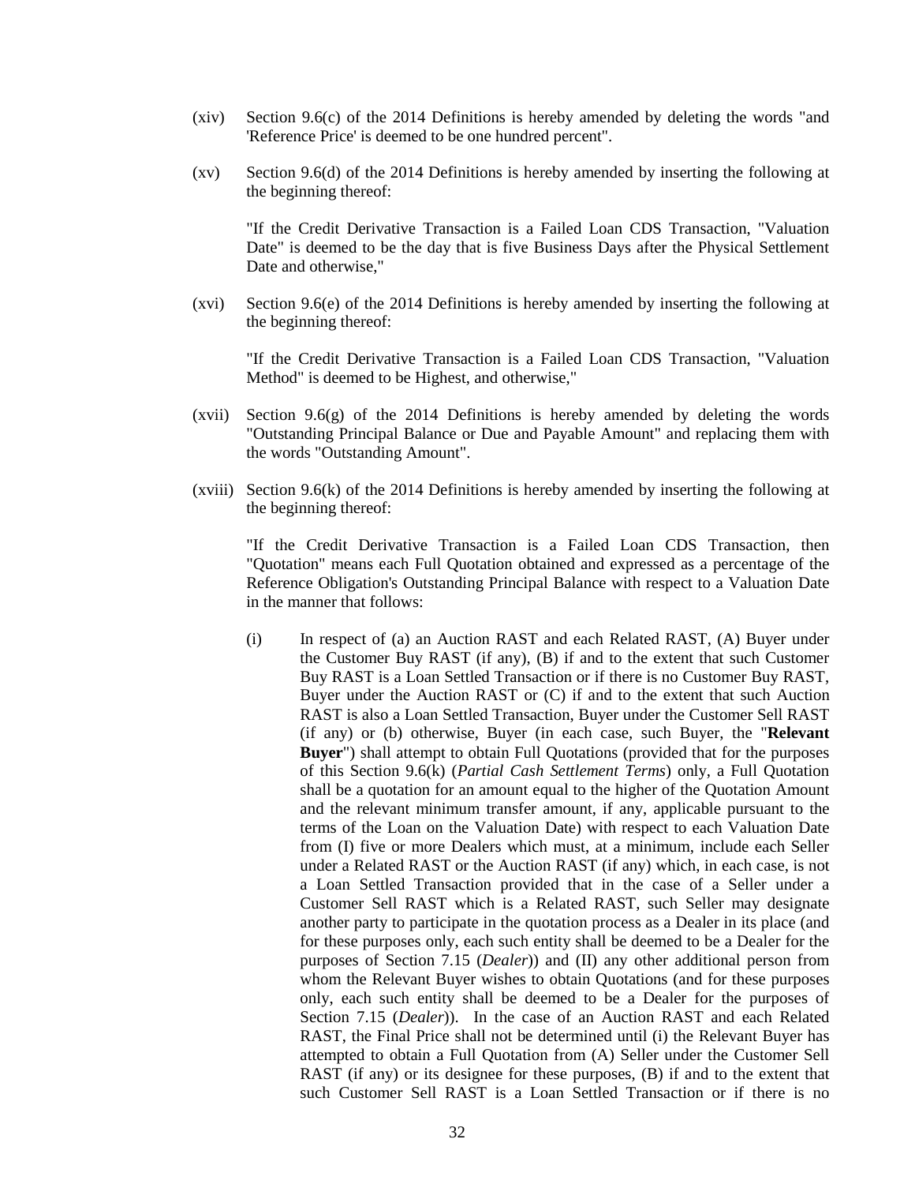(xiv) Section 9.6(c) of the 2014 Definitions is hereby amended by deleting the words "and 'Reference Price' is deemed to be one hundred percent".

(xv) Section 9.6(d) of the 2014 Definitions is hereby amended by inserting the following at the beginning thereof:

"If the Credit Derivative Transaction is a Failed Loan CDS Transaction, "Valuation Date" is deemed to be the day that is five Business Days after the Physical Settlement Date and otherwise,"

(xvi) Section 9.6(e) of the 2014 Definitions is hereby amended by inserting the following at the beginning thereof:

"If the Credit Derivative Transaction is a Failed Loan CDS Transaction, "Valuation Method" is deemed to be Highest, and otherwise,"

(xvii) Section 9.6(g) of the 2014 Definitions is hereby amended by deleting the words "Outstanding Principal Balance or Due and Payable Amount" and replacing them with the words "Outstanding Amount".

(xviii) Section 9.6(k) of the 2014 Definitions is hereby amended by inserting the following at the beginning thereof:

"If the Credit Derivative Transaction is a Failed Loan CDS Transaction, then "Quotation" means each Full Quotation obtained and expressed as a percentage of the Reference Obligation's Outstanding Principal Balance with respect to a Valuation Date in the manner that follows:

(i) In respect of (a) an Auction RAST and each Related RAST, (A) Buyer under the Customer Buy RAST (if any), (B) if and to the extent that such Customer Buy RAST is a Loan Settled Transaction or if there is no Customer Buy RAST, Buyer under the Auction RAST or (C) if and to the extent that such Auction RAST is also a Loan Settled Transaction, Buyer under the Customer Sell RAST (if any) or (b) otherwise, Buyer (in each case, such Buyer, the "**Relevant Buyer**") shall attempt to obtain Full Quotations (provided that for the purposes of this Section 9.6(k) (*Partial Cash Settlement Terms*) only, a Full Quotation shall be a quotation for an amount equal to the higher of the Quotation Amount and the relevant minimum transfer amount, if any, applicable pursuant to the terms of the Loan on the Valuation Date) with respect to each Valuation Date from (I) five or more Dealers which must, at a minimum, include each Seller under a Related RAST or the Auction RAST (if any) which, in each case, is not a Loan Settled Transaction provided that in the case of a Seller under a Customer Sell RAST which is a Related RAST, such Seller may designate another party to participate in the quotation process as a Dealer in its place (and for these purposes only, each such entity shall be deemed to be a Dealer for the purposes of Section 7.15 (*Dealer*)) and (II) any other additional person from whom the Relevant Buyer wishes to obtain Quotations (and for these purposes only, each such entity shall be deemed to be a Dealer for the purposes of Section 7.15 (*Dealer*)). In the case of an Auction RAST and each Related RAST, the Final Price shall not be determined until (i) the Relevant Buyer has attempted to obtain a Full Quotation from (A) Seller under the Customer Sell RAST (if any) or its designee for these purposes, (B) if and to the extent that such Customer Sell RAST is a Loan Settled Transaction or if there is no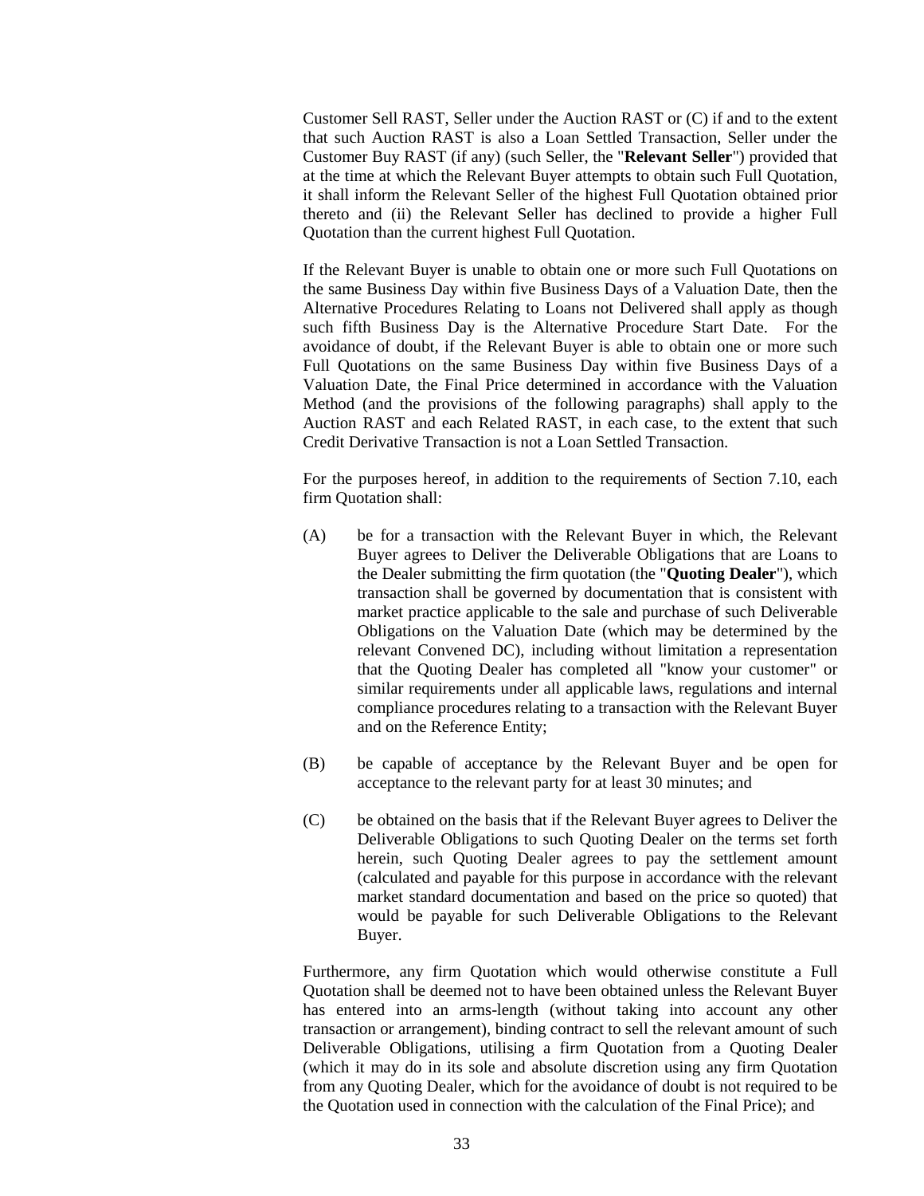Customer Sell RAST, Seller under the Auction RAST or (C) if and to the extent that such Auction RAST is also a Loan Settled Transaction, Seller under the Customer Buy RAST (if any) (such Seller, the "**Relevant Seller**") provided that at the time at which the Relevant Buyer attempts to obtain such Full Quotation, it shall inform the Relevant Seller of the highest Full Quotation obtained prior thereto and (ii) the Relevant Seller has declined to provide a higher Full Quotation than the current highest Full Quotation.

If the Relevant Buyer is unable to obtain one or more such Full Quotations on the same Business Day within five Business Days of a Valuation Date, then the Alternative Procedures Relating to Loans not Delivered shall apply as though such fifth Business Day is the Alternative Procedure Start Date. For the avoidance of doubt, if the Relevant Buyer is able to obtain one or more such Full Quotations on the same Business Day within five Business Days of a Valuation Date, the Final Price determined in accordance with the Valuation Method (and the provisions of the following paragraphs) shall apply to the Auction RAST and each Related RAST, in each case, to the extent that such Credit Derivative Transaction is not a Loan Settled Transaction.

For the purposes hereof, in addition to the requirements of Section 7.10, each firm Quotation shall:

(A) be for a transaction with the Relevant Buyer in which, the Relevant Buyer agrees to Deliver the Deliverable Obligations that are Loans to the Dealer submitting the firm quotation (the "**Quoting Dealer**"), which transaction shall be governed by documentation that is consistent with market practice applicable to the sale and purchase of such Deliverable Obligations on the Valuation Date (which may be determined by the relevant Convened DC), including without limitation a representation that the Quoting Dealer has completed all "know your customer" or similar requirements under all applicable laws, regulations and internal compliance procedures relating to a transaction with the Relevant Buyer and on the Reference Entity;

(B) be capable of acceptance by the Relevant Buyer and be open for acceptance to the relevant party for at least 30 minutes; and

(C) be obtained on the basis that if the Relevant Buyer agrees to Deliver the Deliverable Obligations to such Quoting Dealer on the terms set forth herein, such Quoting Dealer agrees to pay the settlement amount (calculated and payable for this purpose in accordance with the relevant market standard documentation and based on the price so quoted) that would be payable for such Deliverable Obligations to the Relevant Buyer.

Furthermore, any firm Quotation which would otherwise constitute a Full Quotation shall be deemed not to have been obtained unless the Relevant Buyer has entered into an arms-length (without taking into account any other transaction or arrangement), binding contract to sell the relevant amount of such Deliverable Obligations, utilising a firm Quotation from a Quoting Dealer (which it may do in its sole and absolute discretion using any firm Quotation from any Quoting Dealer, which for the avoidance of doubt is not required to be the Quotation used in connection with the calculation of the Final Price); and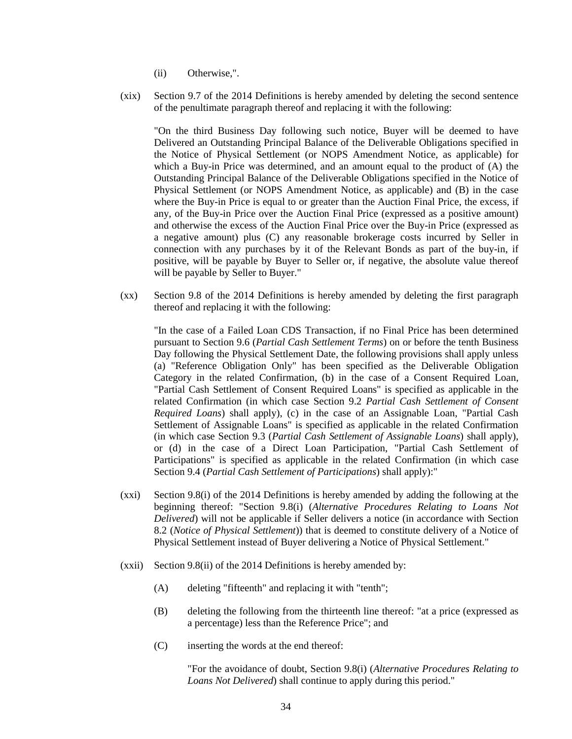(ii) Otherwise,".

(xix) Section 9.7 of the 2014 Definitions is hereby amended by deleting the second sentence of the penultimate paragraph thereof and replacing it with the following:

"On the third Business Day following such notice, Buyer will be deemed to have Delivered an Outstanding Principal Balance of the Deliverable Obligations specified in the Notice of Physical Settlement (or NOPS Amendment Notice, as applicable) for which a Buy-in Price was determined, and an amount equal to the product of (A) the Outstanding Principal Balance of the Deliverable Obligations specified in the Notice of Physical Settlement (or NOPS Amendment Notice, as applicable) and (B) in the case where the Buy-in Price is equal to or greater than the Auction Final Price, the excess, if any, of the Buy-in Price over the Auction Final Price (expressed as a positive amount) and otherwise the excess of the Auction Final Price over the Buy-in Price (expressed as a negative amount) plus (C) any reasonable brokerage costs incurred by Seller in connection with any purchases by it of the Relevant Bonds as part of the buy-in, if positive, will be payable by Buyer to Seller or, if negative, the absolute value thereof will be payable by Seller to Buyer."

(xx) Section 9.8 of the 2014 Definitions is hereby amended by deleting the first paragraph thereof and replacing it with the following:

"In the case of a Failed Loan CDS Transaction, if no Final Price has been determined pursuant to Section 9.6 (*Partial Cash Settlement Terms*) on or before the tenth Business Day following the Physical Settlement Date, the following provisions shall apply unless (a) "Reference Obligation Only" has been specified as the Deliverable Obligation Category in the related Confirmation, (b) in the case of a Consent Required Loan, "Partial Cash Settlement of Consent Required Loans" is specified as applicable in the related Confirmation (in which case Section 9.2 *Partial Cash Settlement of Consent Required Loans*) shall apply), (c) in the case of an Assignable Loan, "Partial Cash Settlement of Assignable Loans" is specified as applicable in the related Confirmation (in which case Section 9.3 (*Partial Cash Settlement of Assignable Loans*) shall apply), or (d) in the case of a Direct Loan Participation, "Partial Cash Settlement of Participations" is specified as applicable in the related Confirmation (in which case Section 9.4 (*Partial Cash Settlement of Participations*) shall apply):"

(xxi) Section 9.8(i) of the 2014 Definitions is hereby amended by adding the following at the beginning thereof: "Section 9.8(i) (*Alternative Procedures Relating to Loans Not Delivered*) will not be applicable if Seller delivers a notice (in accordance with Section 8.2 (*Notice of Physical Settlement*)) that is deemed to constitute delivery of a Notice of Physical Settlement instead of Buyer delivering a Notice of Physical Settlement."

(xxii) Section 9.8(ii) of the 2014 Definitions is hereby amended by:

(A) deleting "fifteenth" and replacing it with "tenth";

(B) deleting the following from the thirteenth line thereof: "at a price (expressed as a percentage) less than the Reference Price"; and

(C) inserting the words at the end thereof:

"For the avoidance of doubt, Section 9.8(i) (*Alternative Procedures Relating to Loans Not Delivered*) shall continue to apply during this period."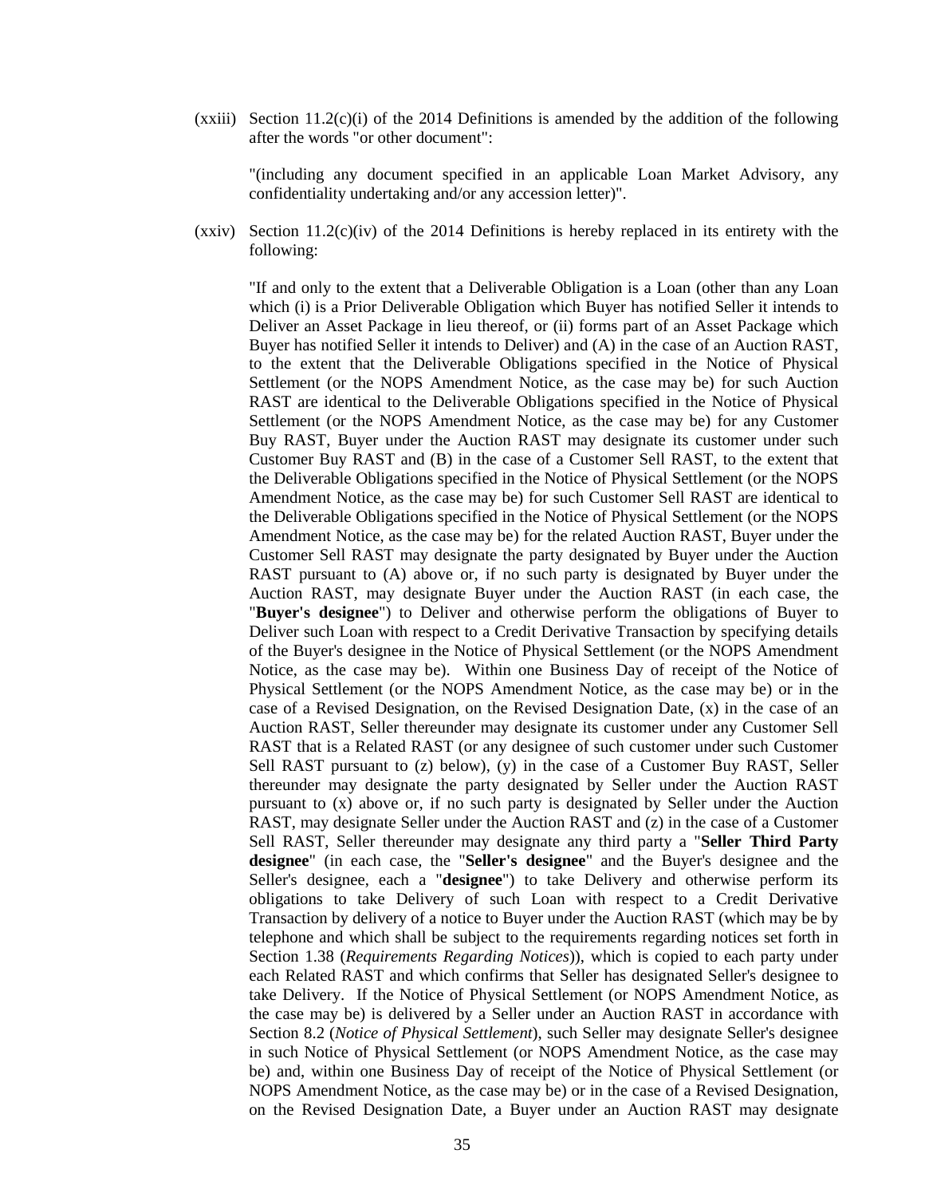(xxiii) Section 11.2(c)(i) of the 2014 Definitions is amended by the addition of the following after the words "or other document":

"(including any document specified in an applicable Loan Market Advisory, any confidentiality undertaking and/or any accession letter)".

(xxiv) Section 11.2(c)(iv) of the 2014 Definitions is hereby replaced in its entirety with the following:

"If and only to the extent that a Deliverable Obligation is a Loan (other than any Loan which (i) is a Prior Deliverable Obligation which Buyer has notified Seller it intends to Deliver an Asset Package in lieu thereof, or (ii) forms part of an Asset Package which Buyer has notified Seller it intends to Deliver) and (A) in the case of an Auction RAST, to the extent that the Deliverable Obligations specified in the Notice of Physical Settlement (or the NOPS Amendment Notice, as the case may be) for such Auction RAST are identical to the Deliverable Obligations specified in the Notice of Physical Settlement (or the NOPS Amendment Notice, as the case may be) for any Customer Buy RAST, Buyer under the Auction RAST may designate its customer under such Customer Buy RAST and (B) in the case of a Customer Sell RAST, to the extent that the Deliverable Obligations specified in the Notice of Physical Settlement (or the NOPS Amendment Notice, as the case may be) for such Customer Sell RAST are identical to the Deliverable Obligations specified in the Notice of Physical Settlement (or the NOPS Amendment Notice, as the case may be) for the related Auction RAST, Buyer under the Customer Sell RAST may designate the party designated by Buyer under the Auction RAST pursuant to (A) above or, if no such party is designated by Buyer under the Auction RAST, may designate Buyer under the Auction RAST (in each case, the "**Buyer's designee**") to Deliver and otherwise perform the obligations of Buyer to Deliver such Loan with respect to a Credit Derivative Transaction by specifying details of the Buyer's designee in the Notice of Physical Settlement (or the NOPS Amendment Notice, as the case may be). Within one Business Day of receipt of the Notice of Physical Settlement (or the NOPS Amendment Notice, as the case may be) or in the case of a Revised Designation, on the Revised Designation Date, (x) in the case of an Auction RAST, Seller thereunder may designate its customer under any Customer Sell RAST that is a Related RAST (or any designee of such customer under such Customer Sell RAST pursuant to (z) below), (y) in the case of a Customer Buy RAST, Seller thereunder may designate the party designated by Seller under the Auction RAST pursuant to (x) above or, if no such party is designated by Seller under the Auction RAST, may designate Seller under the Auction RAST and (z) in the case of a Customer Sell RAST, Seller thereunder may designate any third party a "**Seller Third Party designee**" (in each case, the "**Seller's designee**" and the Buyer's designee and the Seller's designee, each a "**designee**") to take Delivery and otherwise perform its obligations to take Delivery of such Loan with respect to a Credit Derivative Transaction by delivery of a notice to Buyer under the Auction RAST (which may be by telephone and which shall be subject to the requirements regarding notices set forth in Section 1.38 (*Requirements Regarding Notices*)), which is copied to each party under each Related RAST and which confirms that Seller has designated Seller's designee to take Delivery. If the Notice of Physical Settlement (or NOPS Amendment Notice, as the case may be) is delivered by a Seller under an Auction RAST in accordance with Section 8.2 (*Notice of Physical Settlement*), such Seller may designate Seller's designee in such Notice of Physical Settlement (or NOPS Amendment Notice, as the case may be) and, within one Business Day of receipt of the Notice of Physical Settlement (or NOPS Amendment Notice, as the case may be) or in the case of a Revised Designation, on the Revised Designation Date, a Buyer under an Auction RAST may designate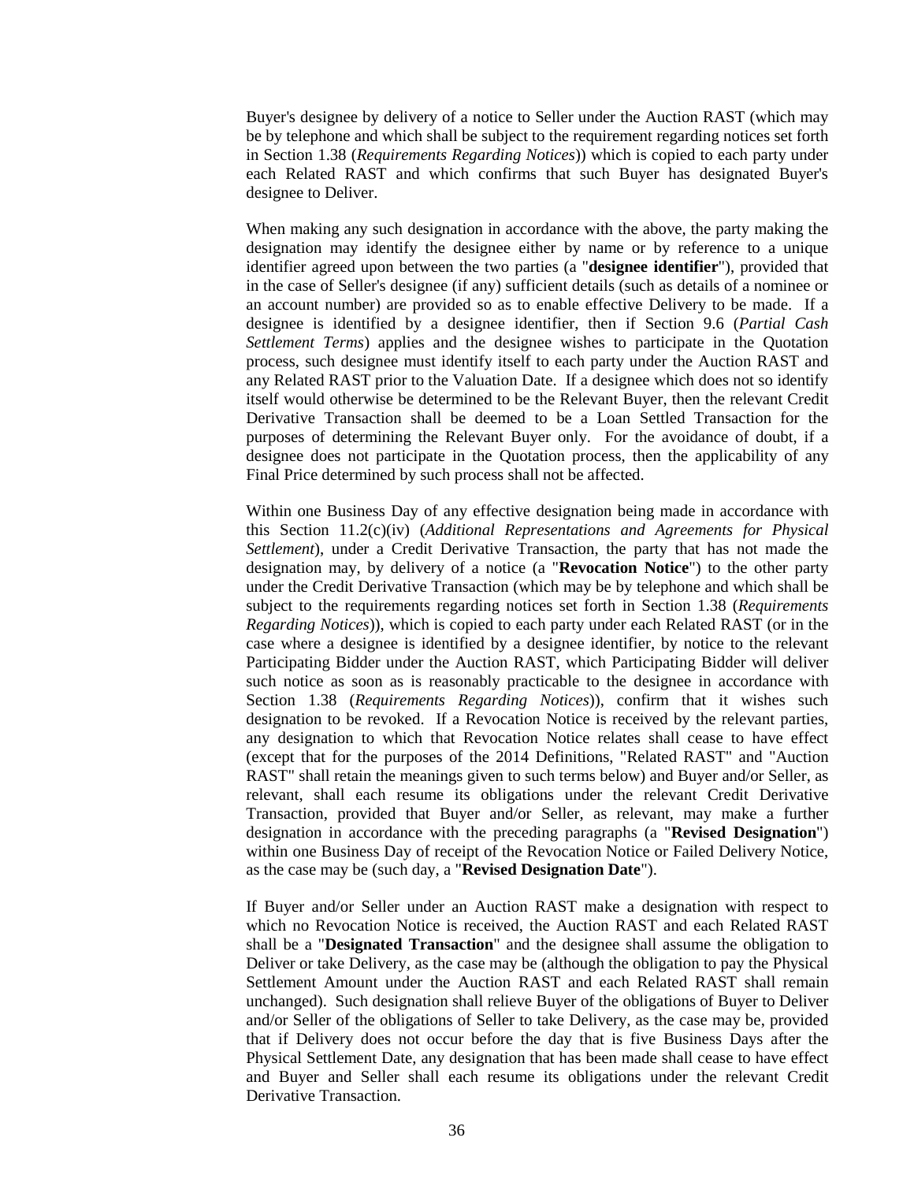Buyer's designee by delivery of a notice to Seller under the Auction RAST (which may be by telephone and which shall be subject to the requirement regarding notices set forth in Section 1.38 (*Requirements Regarding Notices*)) which is copied to each party under each Related RAST and which confirms that such Buyer has designated Buyer's designee to Deliver.

When making any such designation in accordance with the above, the party making the designation may identify the designee either by name or by reference to a unique identifier agreed upon between the two parties (a "**designee identifier**"), provided that in the case of Seller's designee (if any) sufficient details (such as details of a nominee or an account number) are provided so as to enable effective Delivery to be made. If a designee is identified by a designee identifier, then if Section 9.6 (*Partial Cash Settlement Terms*) applies and the designee wishes to participate in the Quotation process, such designee must identify itself to each party under the Auction RAST and any Related RAST prior to the Valuation Date. If a designee which does not so identify itself would otherwise be determined to be the Relevant Buyer, then the relevant Credit Derivative Transaction shall be deemed to be a Loan Settled Transaction for the purposes of determining the Relevant Buyer only. For the avoidance of doubt, if a designee does not participate in the Quotation process, then the applicability of any Final Price determined by such process shall not be affected.

Within one Business Day of any effective designation being made in accordance with this Section 11.2(c)(iv) (*Additional Representations and Agreements for Physical Settlement*), under a Credit Derivative Transaction, the party that has not made the designation may, by delivery of a notice (a "**Revocation Notice**") to the other party under the Credit Derivative Transaction (which may be by telephone and which shall be subject to the requirements regarding notices set forth in Section 1.38 (*Requirements Regarding Notices*)), which is copied to each party under each Related RAST (or in the case where a designee is identified by a designee identifier, by notice to the relevant Participating Bidder under the Auction RAST, which Participating Bidder will deliver such notice as soon as is reasonably practicable to the designee in accordance with Section 1.38 (*Requirements Regarding Notices*)), confirm that it wishes such designation to be revoked. If a Revocation Notice is received by the relevant parties, any designation to which that Revocation Notice relates shall cease to have effect (except that for the purposes of the 2014 Definitions, "Related RAST" and "Auction RAST" shall retain the meanings given to such terms below) and Buyer and/or Seller, as relevant, shall each resume its obligations under the relevant Credit Derivative Transaction, provided that Buyer and/or Seller, as relevant, may make a further designation in accordance with the preceding paragraphs (a "**Revised Designation**") within one Business Day of receipt of the Revocation Notice or Failed Delivery Notice, as the case may be (such day, a "**Revised Designation Date**").

If Buyer and/or Seller under an Auction RAST make a designation with respect to which no Revocation Notice is received, the Auction RAST and each Related RAST shall be a "**Designated Transaction**" and the designee shall assume the obligation to Deliver or take Delivery, as the case may be (although the obligation to pay the Physical Settlement Amount under the Auction RAST and each Related RAST shall remain unchanged). Such designation shall relieve Buyer of the obligations of Buyer to Deliver and/or Seller of the obligations of Seller to take Delivery, as the case may be, provided that if Delivery does not occur before the day that is five Business Days after the Physical Settlement Date, any designation that has been made shall cease to have effect and Buyer and Seller shall each resume its obligations under the relevant Credit Derivative Transaction.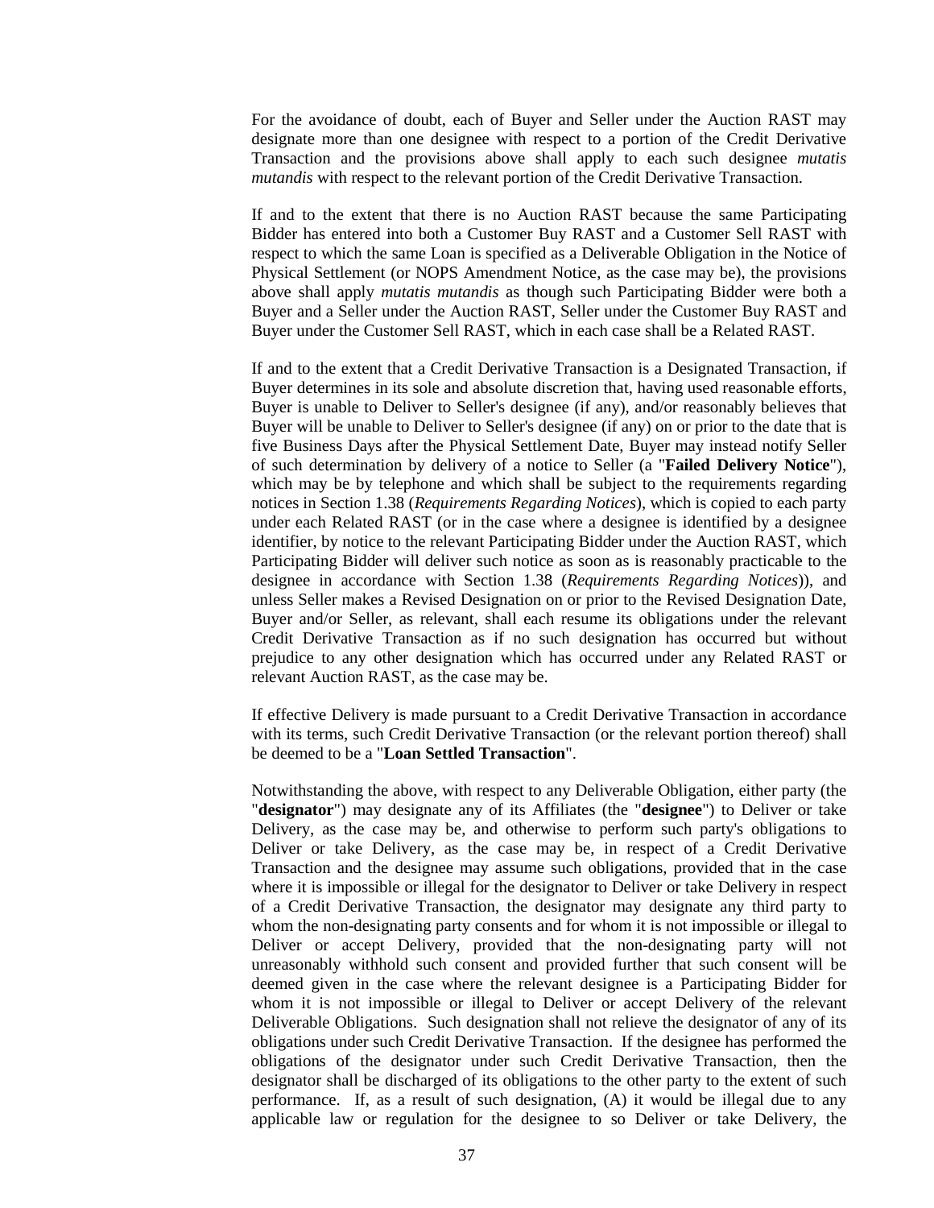For the avoidance of doubt, each of Buyer and Seller under the Auction RAST may designate more than one designee with respect to a portion of the Credit Derivative Transaction and the provisions above shall apply to each such designee *mutatis mutandis* with respect to the relevant portion of the Credit Derivative Transaction.

If and to the extent that there is no Auction RAST because the same Participating Bidder has entered into both a Customer Buy RAST and a Customer Sell RAST with respect to which the same Loan is specified as a Deliverable Obligation in the Notice of Physical Settlement (or NOPS Amendment Notice, as the case may be), the provisions above shall apply *mutatis mutandis* as though such Participating Bidder were both a Buyer and a Seller under the Auction RAST, Seller under the Customer Buy RAST and Buyer under the Customer Sell RAST, which in each case shall be a Related RAST.

If and to the extent that a Credit Derivative Transaction is a Designated Transaction, if Buyer determines in its sole and absolute discretion that, having used reasonable efforts, Buyer is unable to Deliver to Seller's designee (if any), and/or reasonably believes that Buyer will be unable to Deliver to Seller's designee (if any) on or prior to the date that is five Business Days after the Physical Settlement Date, Buyer may instead notify Seller of such determination by delivery of a notice to Seller (a "**Failed Delivery Notice**"), which may be by telephone and which shall be subject to the requirements regarding notices in Section 1.38 (*Requirements Regarding Notices*), which is copied to each party under each Related RAST (or in the case where a designee is identified by a designee identifier, by notice to the relevant Participating Bidder under the Auction RAST, which Participating Bidder will deliver such notice as soon as is reasonably practicable to the designee in accordance with Section 1.38 (*Requirements Regarding Notices*)), and unless Seller makes a Revised Designation on or prior to the Revised Designation Date, Buyer and/or Seller, as relevant, shall each resume its obligations under the relevant Credit Derivative Transaction as if no such designation has occurred but without prejudice to any other designation which has occurred under any Related RAST or relevant Auction RAST, as the case may be.

If effective Delivery is made pursuant to a Credit Derivative Transaction in accordance with its terms, such Credit Derivative Transaction (or the relevant portion thereof) shall be deemed to be a "**Loan Settled Transaction**".

Notwithstanding the above, with respect to any Deliverable Obligation, either party (the "**designator**") may designate any of its Affiliates (the "**designee**") to Deliver or take Delivery, as the case may be, and otherwise to perform such party's obligations to Deliver or take Delivery, as the case may be, in respect of a Credit Derivative Transaction and the designee may assume such obligations, provided that in the case where it is impossible or illegal for the designator to Deliver or take Delivery in respect of a Credit Derivative Transaction, the designator may designate any third party to whom the non-designating party consents and for whom it is not impossible or illegal to Deliver or accept Delivery, provided that the non-designating party will not unreasonably withhold such consent and provided further that such consent will be deemed given in the case where the relevant designee is a Participating Bidder for whom it is not impossible or illegal to Deliver or accept Delivery of the relevant Deliverable Obligations. Such designation shall not relieve the designator of any of its obligations under such Credit Derivative Transaction. If the designee has performed the obligations of the designator under such Credit Derivative Transaction, then the designator shall be discharged of its obligations to the other party to the extent of such performance. If, as a result of such designation, (A) it would be illegal due to any applicable law or regulation for the designee to so Deliver or take Delivery, the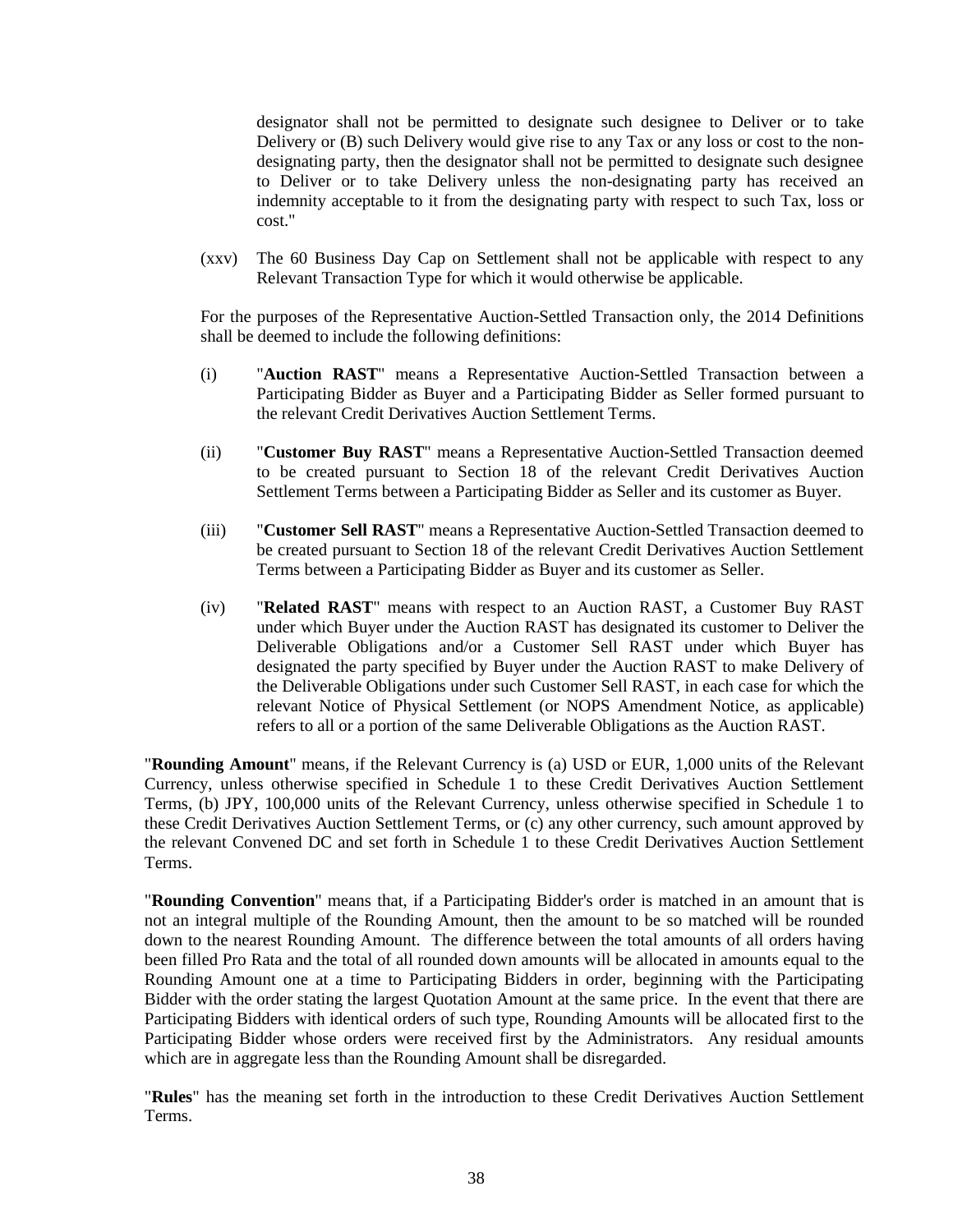designator shall not be permitted to designate such designee to Deliver or to take Delivery or (B) such Delivery would give rise to any Tax or any loss or cost to the non-designating party, then the designator shall not be permitted to designate such designee to Deliver or to take Delivery unless the non-designating party has received an indemnity acceptable to it from the designating party with respect to such Tax, loss or cost."

(xxv) The 60 Business Day Cap on Settlement shall not be applicable with respect to any Relevant Transaction Type for which it would otherwise be applicable.

For the purposes of the Representative Auction-Settled Transaction only, the 2014 Definitions shall be deemed to include the following definitions:

(i) "**Auction RAST**" means a Representative Auction-Settled Transaction between a Participating Bidder as Buyer and a Participating Bidder as Seller formed pursuant to the relevant Credit Derivatives Auction Settlement Terms.

(ii) "**Customer Buy RAST**" means a Representative Auction-Settled Transaction deemed to be created pursuant to Section 18 of the relevant Credit Derivatives Auction Settlement Terms between a Participating Bidder as Seller and its customer as Buyer.

(iii) "**Customer Sell RAST**" means a Representative Auction-Settled Transaction deemed to be created pursuant to Section 18 of the relevant Credit Derivatives Auction Settlement Terms between a Participating Bidder as Buyer and its customer as Seller.

(iv) "**Related RAST**" means with respect to an Auction RAST, a Customer Buy RAST under which Buyer under the Auction RAST has designated its customer to Deliver the Deliverable Obligations and/or a Customer Sell RAST under which Buyer has designated the party specified by Buyer under the Auction RAST to make Delivery of the Deliverable Obligations under such Customer Sell RAST, in each case for which the relevant Notice of Physical Settlement (or NOPS Amendment Notice, as applicable) refers to all or a portion of the same Deliverable Obligations as the Auction RAST.

"**Rounding Amount**" means, if the Relevant Currency is (a) USD or EUR, 1,000 units of the Relevant Currency, unless otherwise specified in Schedule 1 to these Credit Derivatives Auction Settlement Terms, (b) JPY, 100,000 units of the Relevant Currency, unless otherwise specified in Schedule 1 to these Credit Derivatives Auction Settlement Terms, or (c) any other currency, such amount approved by the relevant Convened DC and set forth in Schedule 1 to these Credit Derivatives Auction Settlement Terms.

"**Rounding Convention**" means that, if a Participating Bidder's order is matched in an amount that is not an integral multiple of the Rounding Amount, then the amount to be so matched will be rounded down to the nearest Rounding Amount. The difference between the total amounts of all orders having been filled Pro Rata and the total of all rounded down amounts will be allocated in amounts equal to the Rounding Amount one at a time to Participating Bidders in order, beginning with the Participating Bidder with the order stating the largest Quotation Amount at the same price. In the event that there are Participating Bidders with identical orders of such type, Rounding Amounts will be allocated first to the Participating Bidder whose orders were received first by the Administrators. Any residual amounts which are in aggregate less than the Rounding Amount shall be disregarded.

"**Rules**" has the meaning set forth in the introduction to these Credit Derivatives Auction Settlement Terms.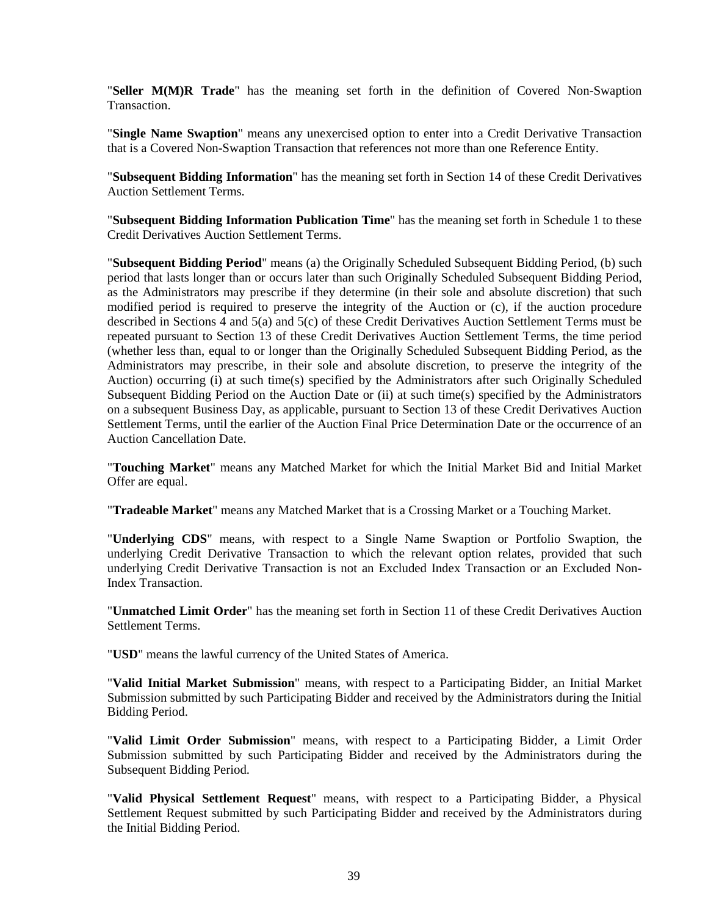"**Seller M(M)R Trade**" has the meaning set forth in the definition of Covered Non-Swaption Transaction.

"**Single Name Swaption**" means any unexercised option to enter into a Credit Derivative Transaction that is a Covered Non-Swaption Transaction that references not more than one Reference Entity.

"**Subsequent Bidding Information**" has the meaning set forth in Section 14 of these Credit Derivatives Auction Settlement Terms.

"**Subsequent Bidding Information Publication Time**" has the meaning set forth in Schedule 1 to these Credit Derivatives Auction Settlement Terms.

"**Subsequent Bidding Period**" means (a) the Originally Scheduled Subsequent Bidding Period, (b) such period that lasts longer than or occurs later than such Originally Scheduled Subsequent Bidding Period, as the Administrators may prescribe if they determine (in their sole and absolute discretion) that such modified period is required to preserve the integrity of the Auction or (c), if the auction procedure described in Sections 4 and 5(a) and 5(c) of these Credit Derivatives Auction Settlement Terms must be repeated pursuant to Section 13 of these Credit Derivatives Auction Settlement Terms, the time period (whether less than, equal to or longer than the Originally Scheduled Subsequent Bidding Period, as the Administrators may prescribe, in their sole and absolute discretion, to preserve the integrity of the Auction) occurring (i) at such time(s) specified by the Administrators after such Originally Scheduled Subsequent Bidding Period on the Auction Date or (ii) at such time(s) specified by the Administrators on a subsequent Business Day, as applicable, pursuant to Section 13 of these Credit Derivatives Auction Settlement Terms, until the earlier of the Auction Final Price Determination Date or the occurrence of an Auction Cancellation Date.

"**Touching Market**" means any Matched Market for which the Initial Market Bid and Initial Market Offer are equal.

"**Tradeable Market**" means any Matched Market that is a Crossing Market or a Touching Market.

"**Underlying CDS**" means, with respect to a Single Name Swaption or Portfolio Swaption, the underlying Credit Derivative Transaction to which the relevant option relates, provided that such underlying Credit Derivative Transaction is not an Excluded Index Transaction or an Excluded Non-Index Transaction.

"**Unmatched Limit Order**" has the meaning set forth in Section 11 of these Credit Derivatives Auction Settlement Terms.

"**USD**" means the lawful currency of the United States of America.

"**Valid Initial Market Submission**" means, with respect to a Participating Bidder, an Initial Market Submission submitted by such Participating Bidder and received by the Administrators during the Initial Bidding Period.

"**Valid Limit Order Submission**" means, with respect to a Participating Bidder, a Limit Order Submission submitted by such Participating Bidder and received by the Administrators during the Subsequent Bidding Period.

"**Valid Physical Settlement Request**" means, with respect to a Participating Bidder, a Physical Settlement Request submitted by such Participating Bidder and received by the Administrators during the Initial Bidding Period.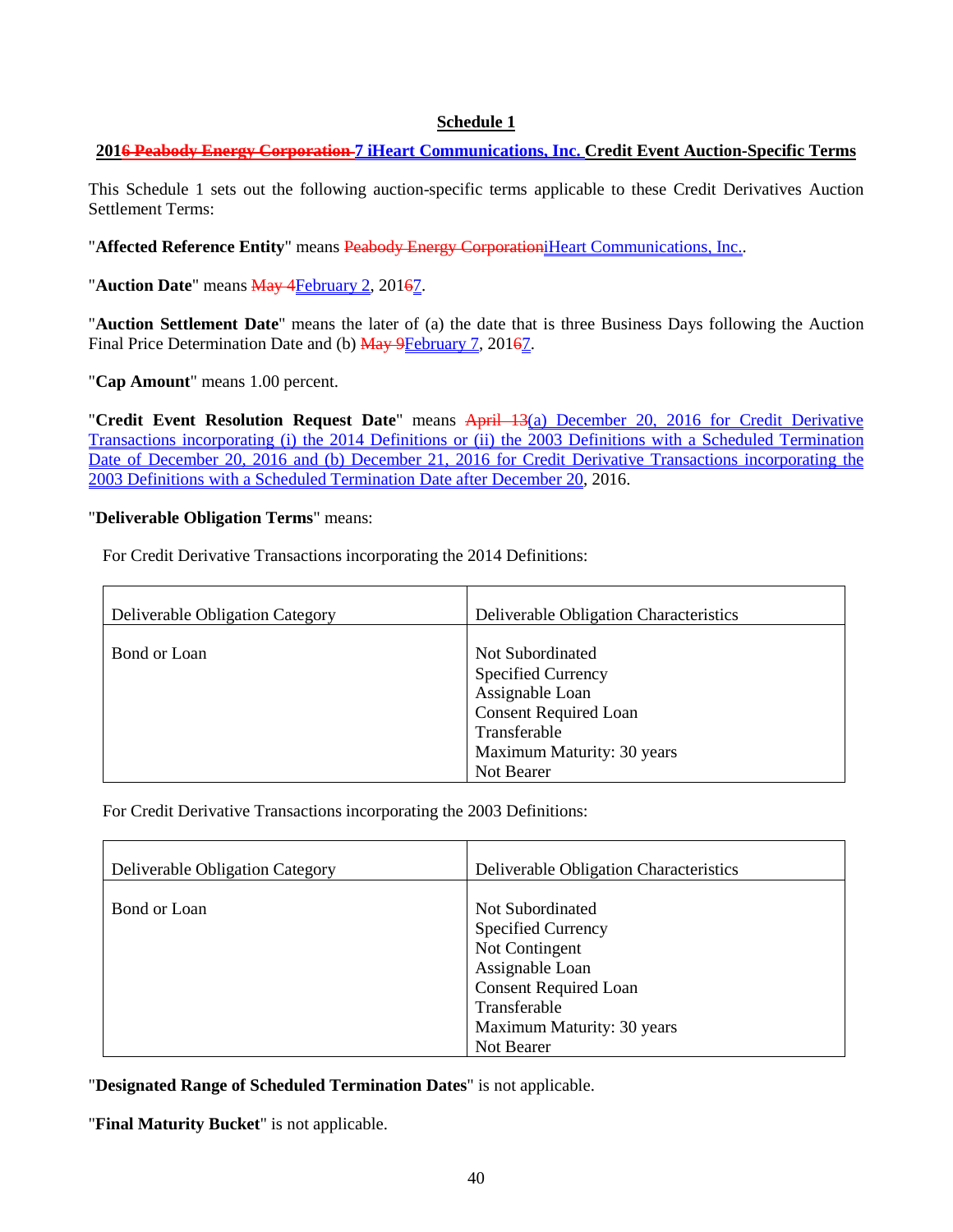# Schedule 1

## 201~~6 Peabody Energy Corporation~~ 7 iHeart Communications, Inc. Credit Event Auction-Specific Terms

This Schedule 1 sets out the following auction-specific terms applicable to these Credit Derivatives Auction Settlement Terms:

"**Affected Reference Entity**" means ~~Peabody Energy Corporation~~iHeart Communications, Inc..

"**Auction Date**" means ~~May 4~~February 2, 201~~6~~7.

"**Auction Settlement Date**" means the later of (a) the date that is three Business Days following the Auction Final Price Determination Date and (b) ~~May 9~~February 7, 201~~6~~7.

"**Cap Amount**" means 1.00 percent.

"**Credit Event Resolution Request Date**" means ~~April 13~~(a) December 20, 2016 for Credit Derivative Transactions incorporating (i) the 2014 Definitions or (ii) the 2003 Definitions with a Scheduled Termination Date of December 20, 2016 and (b) December 21, 2016 for Credit Derivative Transactions incorporating the 2003 Definitions with a Scheduled Termination Date after December 20, 2016.

"**Deliverable Obligation Terms**" means:

For Credit Derivative Transactions incorporating the 2014 Definitions:

| Deliverable Obligation Category | Deliverable Obligation Characteristics |
|---|---|
| Bond or Loan | Not Subordinated<br>Specified Currency<br>Assignable Loan<br>Consent Required Loan<br>Transferable<br>Maximum Maturity: 30 years<br>Not Bearer |

For Credit Derivative Transactions incorporating the 2003 Definitions:

| Deliverable Obligation Category | Deliverable Obligation Characteristics |
|---|---|
| Bond or Loan | Not Subordinated<br>Specified Currency<br>Not Contingent<br>Assignable Loan<br>Consent Required Loan<br>Transferable<br>Maximum Maturity: 30 years<br>Not Bearer |

"**Designated Range of Scheduled Termination Dates**" is not applicable.

"**Final Maturity Bucket**" is not applicable.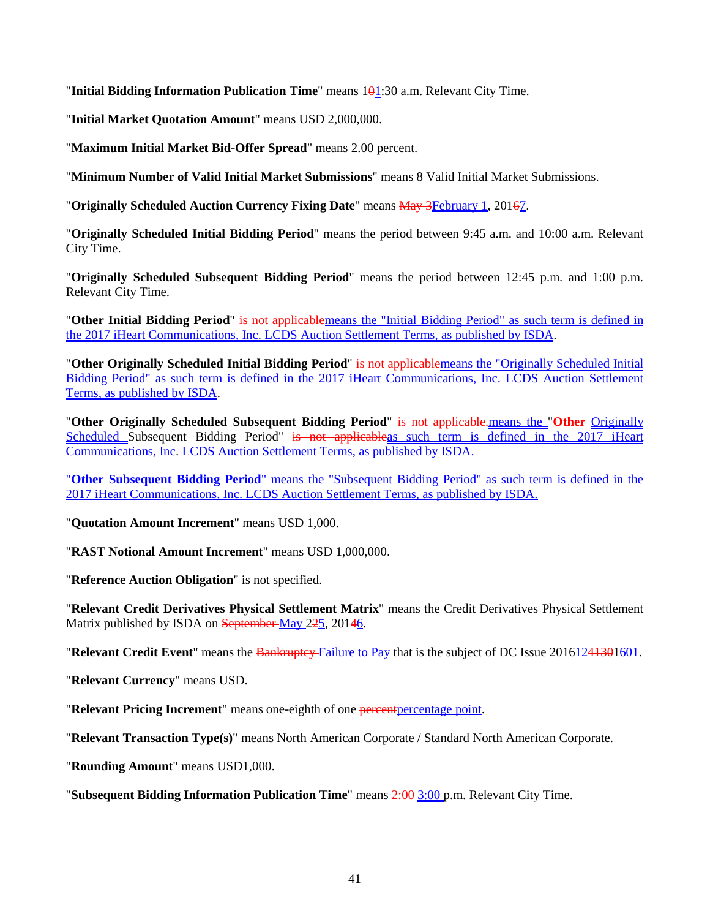"**Initial Bidding Information Publication Time**" means 1~~0~~1:30 a.m. Relevant City Time.

"**Initial Market Quotation Amount**" means USD 2,000,000.

"**Maximum Initial Market Bid-Offer Spread**" means 2.00 percent.

"**Minimum Number of Valid Initial Market Submissions**" means 8 Valid Initial Market Submissions.

"**Originally Scheduled Auction Currency Fixing Date**" means ~~May 3~~February 1, 201~~6~~7.

"**Originally Scheduled Initial Bidding Period**" means the period between 9:45 a.m. and 10:00 a.m. Relevant City Time.

"**Originally Scheduled Subsequent Bidding Period**" means the period between 12:45 p.m. and 1:00 p.m. Relevant City Time.

"**Other Initial Bidding Period**" ~~is not applicable~~means the "Initial Bidding Period" as such term is defined in the 2017 iHeart Communications, Inc. LCDS Auction Settlement Terms, as published by ISDA.

"**Other Originally Scheduled Initial Bidding Period**" ~~is not applicable~~means the "Originally Scheduled Initial Bidding Period" as such term is defined in the 2017 iHeart Communications, Inc. LCDS Auction Settlement Terms, as published by ISDA.

"**Other Originally Scheduled Subsequent Bidding Period**" ~~is not applicable.~~means the "~~**Other**~~ Originally Scheduled Subsequent Bidding Period" ~~is not applicable~~as such term is defined in the 2017 iHeart Communications, Inc. LCDS Auction Settlement Terms, as published by ISDA.

"**Other Subsequent Bidding Period**" means the "Subsequent Bidding Period" as such term is defined in the 2017 iHeart Communications, Inc. LCDS Auction Settlement Terms, as published by ISDA.

"**Quotation Amount Increment**" means USD 1,000.

"**RAST Notional Amount Increment**" means USD 1,000,000.

"**Reference Auction Obligation**" is not specified.

"**Relevant Credit Derivatives Physical Settlement Matrix**" means the Credit Derivatives Physical Settlement Matrix published by ISDA on ~~September~~ May 2~~2~~5, 201~~4~~6.

"**Relevant Credit Event**" means the ~~Bankruptcy~~ Failure to Pay that is the subject of DC Issue 201612~~4130~~1601.

"**Relevant Currency**" means USD.

"**Relevant Pricing Increment**" means one-eighth of one ~~percent~~percentage point.

"**Relevant Transaction Type(s)**" means North American Corporate / Standard North American Corporate.

"**Rounding Amount**" means USD1,000.

"**Subsequent Bidding Information Publication Time**" means ~~2:00~~ 3:00 p.m. Relevant City Time.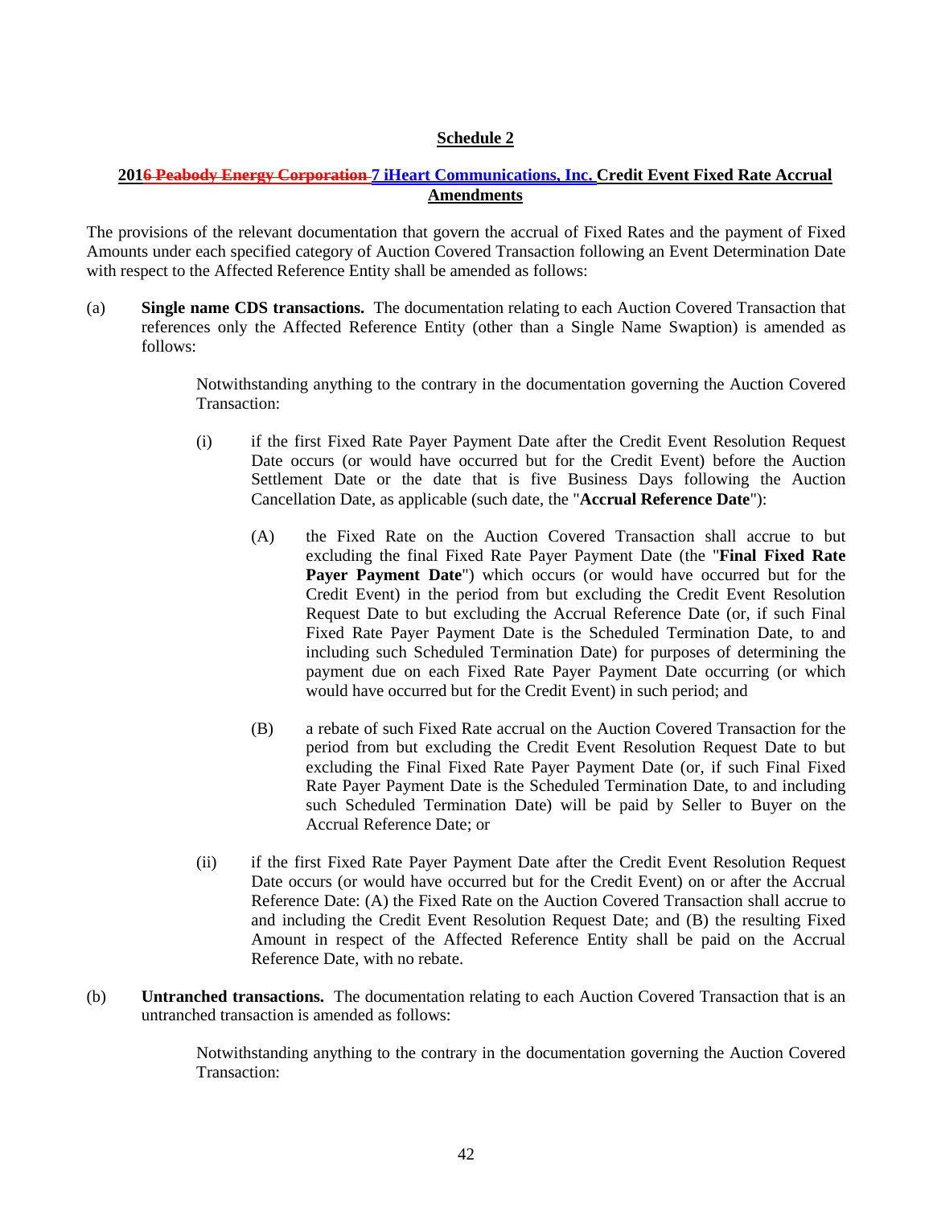## Schedule 2

### 2016 Peabody Energy Corporation 7 iHeart Communications, Inc. Credit Event Fixed Rate Accrual Amendments

The provisions of the relevant documentation that govern the accrual of Fixed Rates and the payment of Fixed Amounts under each specified category of Auction Covered Transaction following an Event Determination Date with respect to the Affected Reference Entity shall be amended as follows:

(a) **Single name CDS transactions.** The documentation relating to each Auction Covered Transaction that references only the Affected Reference Entity (other than a Single Name Swaption) is amended as follows:

> Notwithstanding anything to the contrary in the documentation governing the Auction Covered Transaction:
>
> (i) if the first Fixed Rate Payer Payment Date after the Credit Event Resolution Request Date occurs (or would have occurred but for the Credit Event) before the Auction Settlement Date or the date that is five Business Days following the Auction Cancellation Date, as applicable (such date, the "**Accrual Reference Date**"):
>
> > (A) the Fixed Rate on the Auction Covered Transaction shall accrue to but excluding the final Fixed Rate Payer Payment Date (the "**Final Fixed Rate Payer Payment Date**") which occurs (or would have occurred but for the Credit Event) in the period from but excluding the Credit Event Resolution Request Date to but excluding the Accrual Reference Date (or, if such Final Fixed Rate Payer Payment Date is the Scheduled Termination Date, to and including such Scheduled Termination Date) for purposes of determining the payment due on each Fixed Rate Payer Payment Date occurring (or which would have occurred but for the Credit Event) in such period; and
> >
> > (B) a rebate of such Fixed Rate accrual on the Auction Covered Transaction for the period from but excluding the Credit Event Resolution Request Date to but excluding the Final Fixed Rate Payer Payment Date (or, if such Final Fixed Rate Payer Payment Date is the Scheduled Termination Date, to and including such Scheduled Termination Date) will be paid by Seller to Buyer on the Accrual Reference Date; or
>
> (ii) if the first Fixed Rate Payer Payment Date after the Credit Event Resolution Request Date occurs (or would have occurred but for the Credit Event) on or after the Accrual Reference Date: (A) the Fixed Rate on the Auction Covered Transaction shall accrue to and including the Credit Event Resolution Request Date; and (B) the resulting Fixed Amount in respect of the Affected Reference Entity shall be paid on the Accrual Reference Date, with no rebate.

(b) **Untranched transactions.** The documentation relating to each Auction Covered Transaction that is an untranched transaction is amended as follows:

> Notwithstanding anything to the contrary in the documentation governing the Auction Covered Transaction: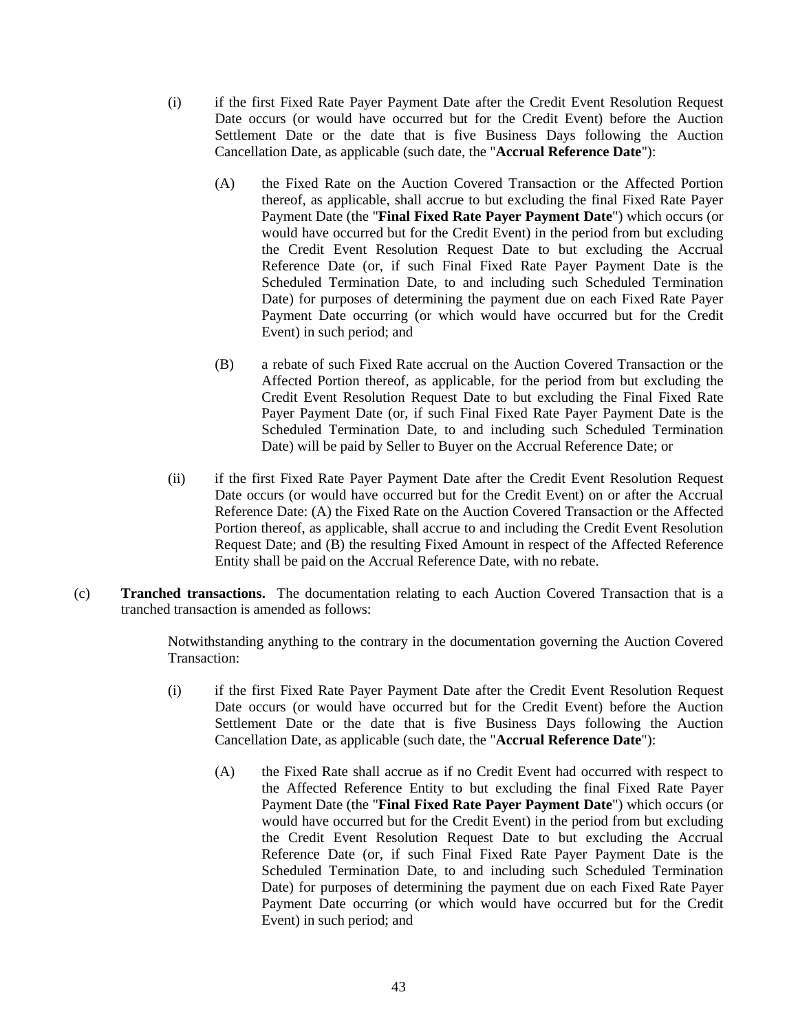(i) if the first Fixed Rate Payer Payment Date after the Credit Event Resolution Request Date occurs (or would have occurred but for the Credit Event) before the Auction Settlement Date or the date that is five Business Days following the Auction Cancellation Date, as applicable (such date, the "**Accrual Reference Date**"):

(A) the Fixed Rate on the Auction Covered Transaction or the Affected Portion thereof, as applicable, shall accrue to but excluding the final Fixed Rate Payer Payment Date (the "**Final Fixed Rate Payer Payment Date**") which occurs (or would have occurred but for the Credit Event) in the period from but excluding the Credit Event Resolution Request Date to but excluding the Accrual Reference Date (or, if such Final Fixed Rate Payer Payment Date is the Scheduled Termination Date, to and including such Scheduled Termination Date) for purposes of determining the payment due on each Fixed Rate Payer Payment Date occurring (or which would have occurred but for the Credit Event) in such period; and

(B) a rebate of such Fixed Rate accrual on the Auction Covered Transaction or the Affected Portion thereof, as applicable, for the period from but excluding the Credit Event Resolution Request Date to but excluding the Final Fixed Rate Payer Payment Date (or, if such Final Fixed Rate Payer Payment Date is the Scheduled Termination Date, to and including such Scheduled Termination Date) will be paid by Seller to Buyer on the Accrual Reference Date; or

(ii) if the first Fixed Rate Payer Payment Date after the Credit Event Resolution Request Date occurs (or would have occurred but for the Credit Event) on or after the Accrual Reference Date: (A) the Fixed Rate on the Auction Covered Transaction or the Affected Portion thereof, as applicable, shall accrue to and including the Credit Event Resolution Request Date; and (B) the resulting Fixed Amount in respect of the Affected Reference Entity shall be paid on the Accrual Reference Date, with no rebate.

(c) **Tranched transactions.** The documentation relating to each Auction Covered Transaction that is a tranched transaction is amended as follows:

Notwithstanding anything to the contrary in the documentation governing the Auction Covered Transaction:

(i) if the first Fixed Rate Payer Payment Date after the Credit Event Resolution Request Date occurs (or would have occurred but for the Credit Event) before the Auction Settlement Date or the date that is five Business Days following the Auction Cancellation Date, as applicable (such date, the "**Accrual Reference Date**"):

(A) the Fixed Rate shall accrue as if no Credit Event had occurred with respect to the Affected Reference Entity to but excluding the final Fixed Rate Payer Payment Date (the "**Final Fixed Rate Payer Payment Date**") which occurs (or would have occurred but for the Credit Event) in the period from but excluding the Credit Event Resolution Request Date to but excluding the Accrual Reference Date (or, if such Final Fixed Rate Payer Payment Date is the Scheduled Termination Date, to and including such Scheduled Termination Date) for purposes of determining the payment due on each Fixed Rate Payer Payment Date occurring (or which would have occurred but for the Credit Event) in such period; and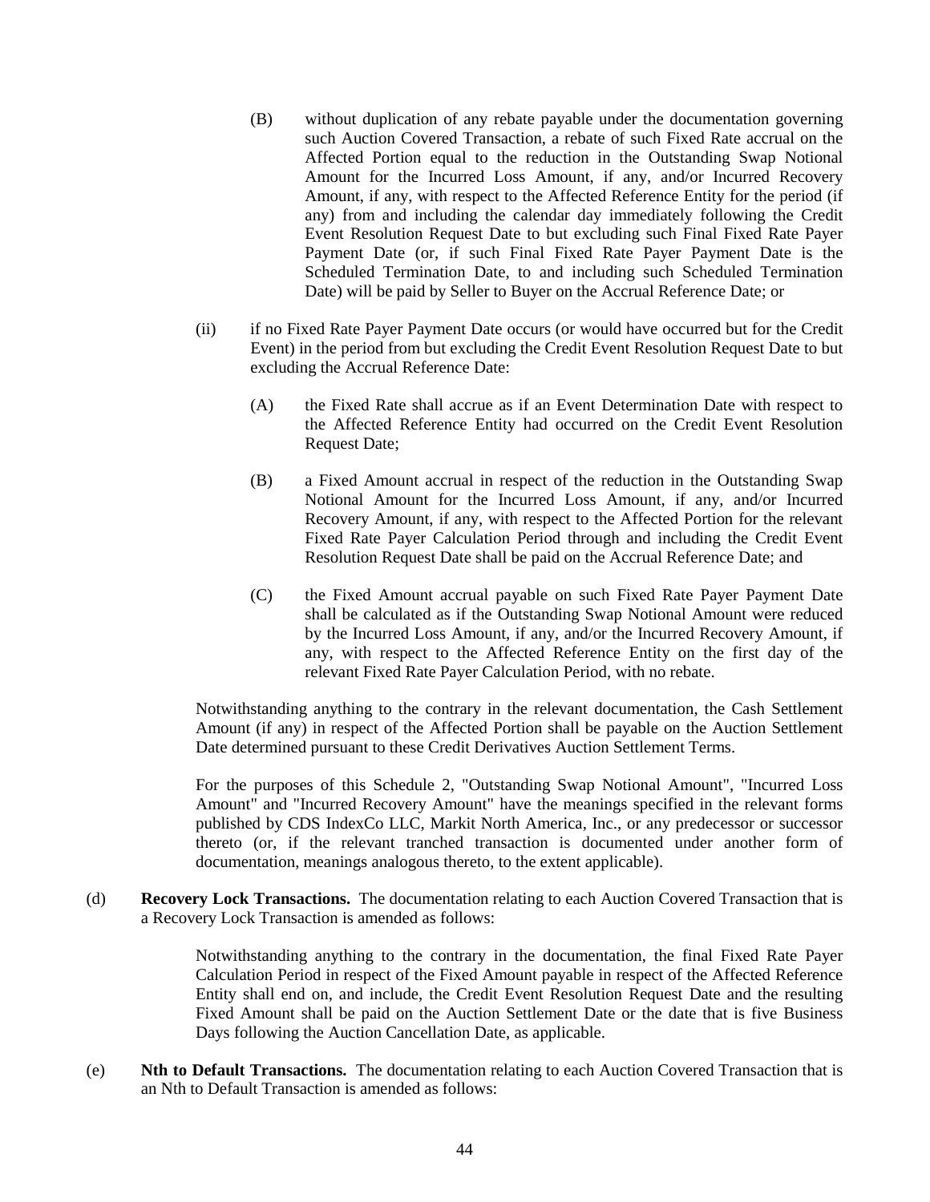(B) without duplication of any rebate payable under the documentation governing such Auction Covered Transaction, a rebate of such Fixed Rate accrual on the Affected Portion equal to the reduction in the Outstanding Swap Notional Amount for the Incurred Loss Amount, if any, and/or Incurred Recovery Amount, if any, with respect to the Affected Reference Entity for the period (if any) from and including the calendar day immediately following the Credit Event Resolution Request Date to but excluding such Final Fixed Rate Payer Payment Date (or, if such Final Fixed Rate Payer Payment Date is the Scheduled Termination Date, to and including such Scheduled Termination Date) will be paid by Seller to Buyer on the Accrual Reference Date; or

(ii) if no Fixed Rate Payer Payment Date occurs (or would have occurred but for the Credit Event) in the period from but excluding the Credit Event Resolution Request Date to but excluding the Accrual Reference Date:

(A) the Fixed Rate shall accrue as if an Event Determination Date with respect to the Affected Reference Entity had occurred on the Credit Event Resolution Request Date;

(B) a Fixed Amount accrual in respect of the reduction in the Outstanding Swap Notional Amount for the Incurred Loss Amount, if any, and/or Incurred Recovery Amount, if any, with respect to the Affected Portion for the relevant Fixed Rate Payer Calculation Period through and including the Credit Event Resolution Request Date shall be paid on the Accrual Reference Date; and

(C) the Fixed Amount accrual payable on such Fixed Rate Payer Payment Date shall be calculated as if the Outstanding Swap Notional Amount were reduced by the Incurred Loss Amount, if any, and/or the Incurred Recovery Amount, if any, with respect to the Affected Reference Entity on the first day of the relevant Fixed Rate Payer Calculation Period, with no rebate.

Notwithstanding anything to the contrary in the relevant documentation, the Cash Settlement Amount (if any) in respect of the Affected Portion shall be payable on the Auction Settlement Date determined pursuant to these Credit Derivatives Auction Settlement Terms.

For the purposes of this Schedule 2, "Outstanding Swap Notional Amount", "Incurred Loss Amount" and "Incurred Recovery Amount" have the meanings specified in the relevant forms published by CDS IndexCo LLC, Markit North America, Inc., or any predecessor or successor thereto (or, if the relevant tranched transaction is documented under another form of documentation, meanings analogous thereto, to the extent applicable).

(d) **Recovery Lock Transactions.** The documentation relating to each Auction Covered Transaction that is a Recovery Lock Transaction is amended as follows:

Notwithstanding anything to the contrary in the documentation, the final Fixed Rate Payer Calculation Period in respect of the Fixed Amount payable in respect of the Affected Reference Entity shall end on, and include, the Credit Event Resolution Request Date and the resulting Fixed Amount shall be paid on the Auction Settlement Date or the date that is five Business Days following the Auction Cancellation Date, as applicable.

(e) **Nth to Default Transactions.** The documentation relating to each Auction Covered Transaction that is an Nth to Default Transaction is amended as follows: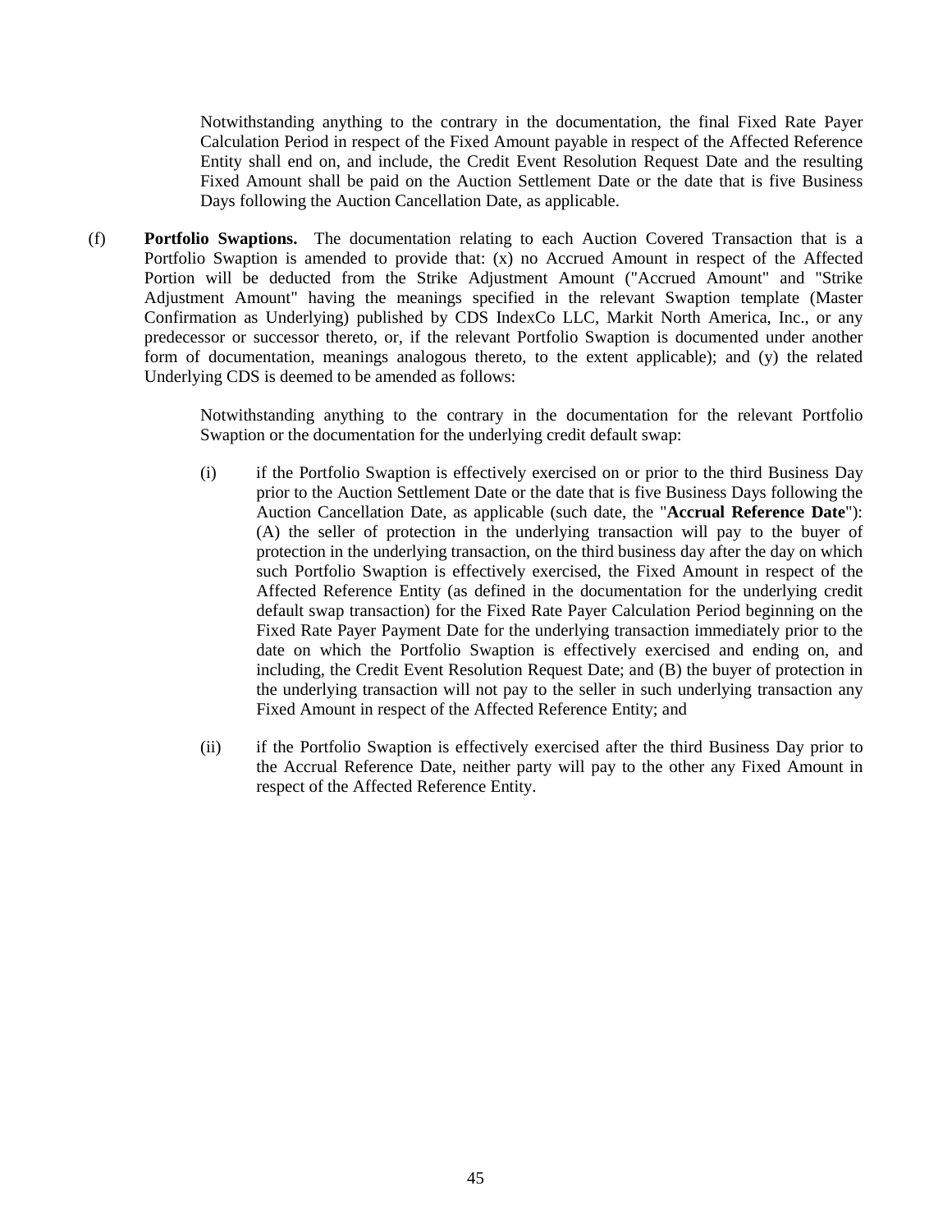Notwithstanding anything to the contrary in the documentation, the final Fixed Rate Payer Calculation Period in respect of the Fixed Amount payable in respect of the Affected Reference Entity shall end on, and include, the Credit Event Resolution Request Date and the resulting Fixed Amount shall be paid on the Auction Settlement Date or the date that is five Business Days following the Auction Cancellation Date, as applicable.

(f) **Portfolio Swaptions.** The documentation relating to each Auction Covered Transaction that is a Portfolio Swaption is amended to provide that: (x) no Accrued Amount in respect of the Affected Portion will be deducted from the Strike Adjustment Amount ("Accrued Amount" and "Strike Adjustment Amount" having the meanings specified in the relevant Swaption template (Master Confirmation as Underlying) published by CDS IndexCo LLC, Markit North America, Inc., or any predecessor or successor thereto, or, if the relevant Portfolio Swaption is documented under another form of documentation, meanings analogous thereto, to the extent applicable); and (y) the related Underlying CDS is deemed to be amended as follows:

Notwithstanding anything to the contrary in the documentation for the relevant Portfolio Swaption or the documentation for the underlying credit default swap:

(i) if the Portfolio Swaption is effectively exercised on or prior to the third Business Day prior to the Auction Settlement Date or the date that is five Business Days following the Auction Cancellation Date, as applicable (such date, the "**Accrual Reference Date**"): (A) the seller of protection in the underlying transaction will pay to the buyer of protection in the underlying transaction, on the third business day after the day on which such Portfolio Swaption is effectively exercised, the Fixed Amount in respect of the Affected Reference Entity (as defined in the documentation for the underlying credit default swap transaction) for the Fixed Rate Payer Calculation Period beginning on the Fixed Rate Payer Payment Date for the underlying transaction immediately prior to the date on which the Portfolio Swaption is effectively exercised and ending on, and including, the Credit Event Resolution Request Date; and (B) the buyer of protection in the underlying transaction will not pay to the seller in such underlying transaction any Fixed Amount in respect of the Affected Reference Entity; and

(ii) if the Portfolio Swaption is effectively exercised after the third Business Day prior to the Accrual Reference Date, neither party will pay to the other any Fixed Amount in respect of the Affected Reference Entity.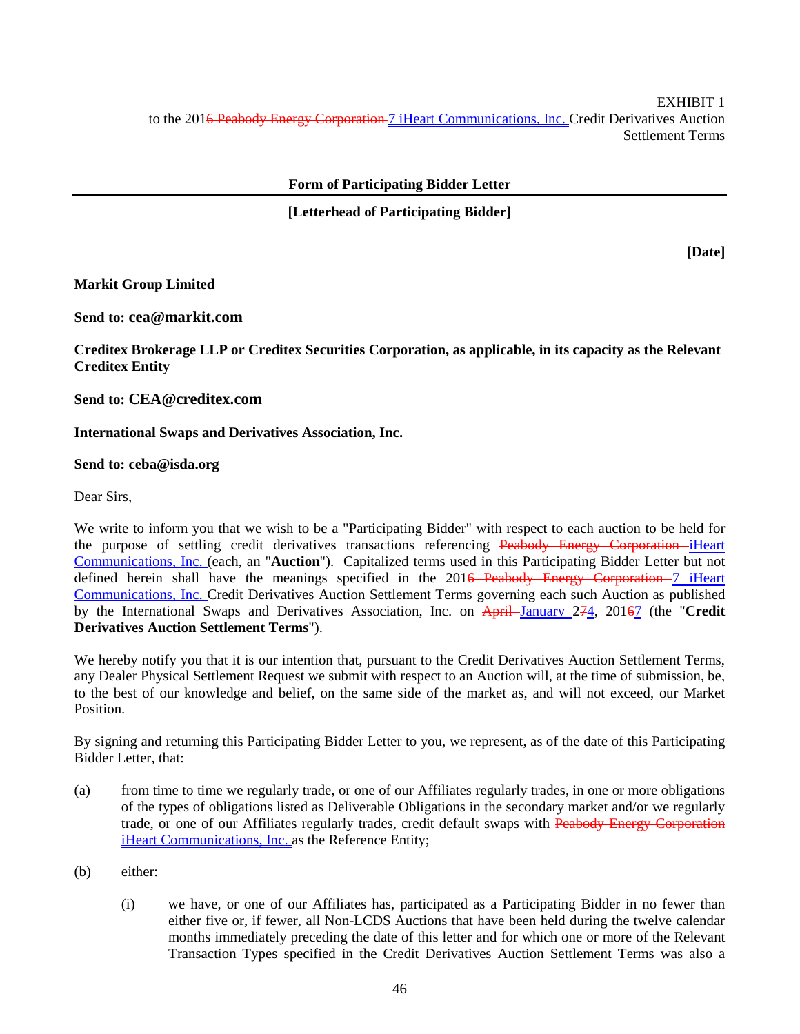EXHIBIT 1
to the 2016 Peabody Energy Corporation 7 iHeart Communications, Inc. Credit Derivatives Auction Settlement Terms

**Form of Participating Bidder Letter**

**[Letterhead of Participating Bidder]**

**[Date]**

**Markit Group Limited**

**Send to: cea@markit.com**

**Creditex Brokerage LLP or Creditex Securities Corporation, as applicable, in its capacity as the Relevant Creditex Entity**

**Send to: CEA@creditex.com**

**International Swaps and Derivatives Association, Inc.**

**Send to: ceba@isda.org**

Dear Sirs,

We write to inform you that we wish to be a "Participating Bidder" with respect to each auction to be held for the purpose of settling credit derivatives transactions referencing Peabody Energy Corporation iHeart Communications, Inc. (each, an "**Auction**"). Capitalized terms used in this Participating Bidder Letter but not defined herein shall have the meanings specified in the 2016 Peabody Energy Corporation 7 iHeart Communications, Inc. Credit Derivatives Auction Settlement Terms governing each such Auction as published by the International Swaps and Derivatives Association, Inc. on April January 274, 20167 (the "**Credit Derivatives Auction Settlement Terms**").

We hereby notify you that it is our intention that, pursuant to the Credit Derivatives Auction Settlement Terms, any Dealer Physical Settlement Request we submit with respect to an Auction will, at the time of submission, be, to the best of our knowledge and belief, on the same side of the market as, and will not exceed, our Market Position.

By signing and returning this Participating Bidder Letter to you, we represent, as of the date of this Participating Bidder Letter, that:

(a) from time to time we regularly trade, or one of our Affiliates regularly trades, in one or more obligations of the types of obligations listed as Deliverable Obligations in the secondary market and/or we regularly trade, or one of our Affiliates regularly trades, credit default swaps with Peabody Energy Corporation iHeart Communications, Inc. as the Reference Entity;

(b) either:

(i) we have, or one of our Affiliates has, participated as a Participating Bidder in no fewer than either five or, if fewer, all Non-LCDS Auctions that have been held during the twelve calendar months immediately preceding the date of this letter and for which one or more of the Relevant Transaction Types specified in the Credit Derivatives Auction Settlement Terms was also a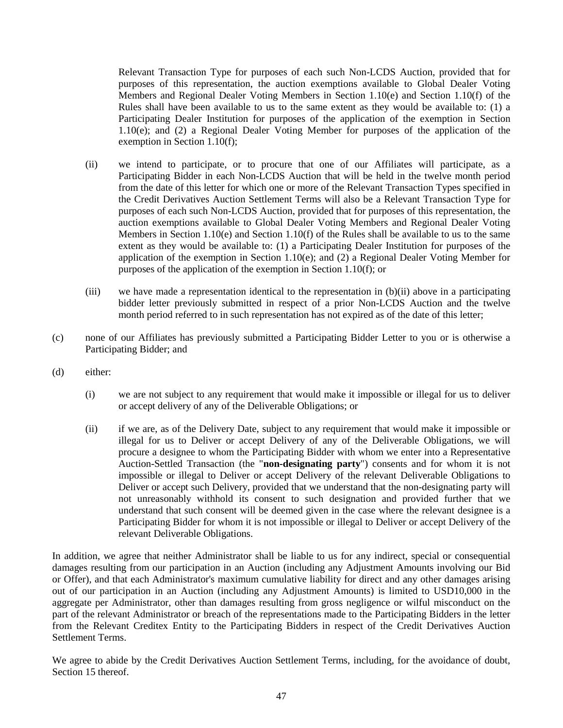Relevant Transaction Type for purposes of each such Non-LCDS Auction, provided that for purposes of this representation, the auction exemptions available to Global Dealer Voting Members and Regional Dealer Voting Members in Section 1.10(e) and Section 1.10(f) of the Rules shall have been available to us to the same extent as they would be available to: (1) a Participating Dealer Institution for purposes of the application of the exemption in Section 1.10(e); and (2) a Regional Dealer Voting Member for purposes of the application of the exemption in Section 1.10(f);

(ii) we intend to participate, or to procure that one of our Affiliates will participate, as a Participating Bidder in each Non-LCDS Auction that will be held in the twelve month period from the date of this letter for which one or more of the Relevant Transaction Types specified in the Credit Derivatives Auction Settlement Terms will also be a Relevant Transaction Type for purposes of each such Non-LCDS Auction, provided that for purposes of this representation, the auction exemptions available to Global Dealer Voting Members and Regional Dealer Voting Members in Section 1.10(e) and Section 1.10(f) of the Rules shall be available to us to the same extent as they would be available to: (1) a Participating Dealer Institution for purposes of the application of the exemption in Section 1.10(e); and (2) a Regional Dealer Voting Member for purposes of the application of the exemption in Section 1.10(f); or

(iii) we have made a representation identical to the representation in (b)(ii) above in a participating bidder letter previously submitted in respect of a prior Non-LCDS Auction and the twelve month period referred to in such representation has not expired as of the date of this letter;

(c) none of our Affiliates has previously submitted a Participating Bidder Letter to you or is otherwise a Participating Bidder; and

(d) either:

(i) we are not subject to any requirement that would make it impossible or illegal for us to deliver or accept delivery of any of the Deliverable Obligations; or

(ii) if we are, as of the Delivery Date, subject to any requirement that would make it impossible or illegal for us to Deliver or accept Delivery of any of the Deliverable Obligations, we will procure a designee to whom the Participating Bidder with whom we enter into a Representative Auction-Settled Transaction (the "**non-designating party**") consents and for whom it is not impossible or illegal to Deliver or accept Delivery of the relevant Deliverable Obligations to Deliver or accept such Delivery, provided that we understand that the non-designating party will not unreasonably withhold its consent to such designation and provided further that we understand that such consent will be deemed given in the case where the relevant designee is a Participating Bidder for whom it is not impossible or illegal to Deliver or accept Delivery of the relevant Deliverable Obligations.

In addition, we agree that neither Administrator shall be liable to us for any indirect, special or consequential damages resulting from our participation in an Auction (including any Adjustment Amounts involving our Bid or Offer), and that each Administrator's maximum cumulative liability for direct and any other damages arising out of our participation in an Auction (including any Adjustment Amounts) is limited to USD10,000 in the aggregate per Administrator, other than damages resulting from gross negligence or wilful misconduct on the part of the relevant Administrator or breach of the representations made to the Participating Bidders in the letter from the Relevant Creditex Entity to the Participating Bidders in respect of the Credit Derivatives Auction Settlement Terms.

We agree to abide by the Credit Derivatives Auction Settlement Terms, including, for the avoidance of doubt, Section 15 thereof.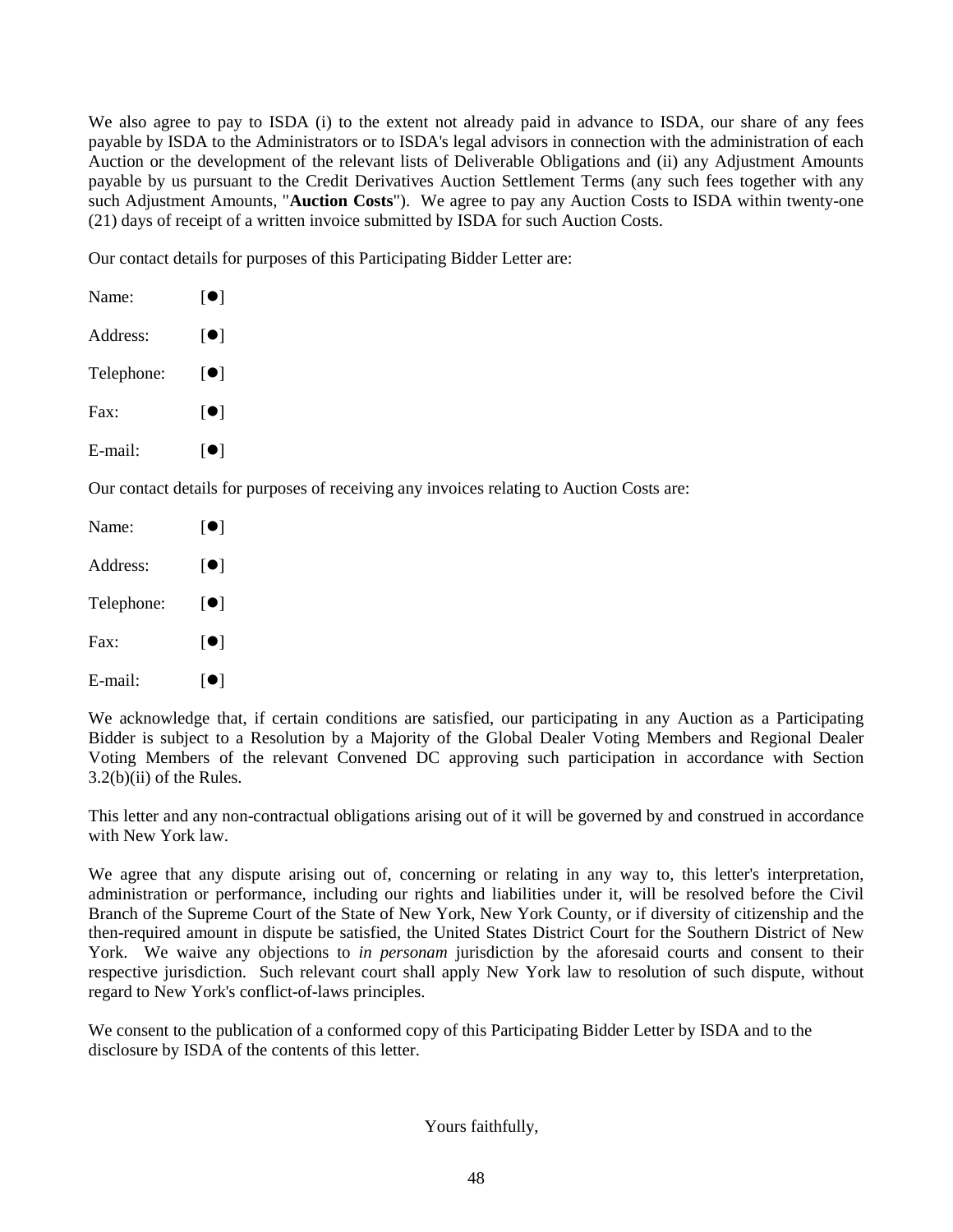We also agree to pay to ISDA (i) to the extent not already paid in advance to ISDA, our share of any fees payable by ISDA to the Administrators or to ISDA's legal advisors in connection with the administration of each Auction or the development of the relevant lists of Deliverable Obligations and (ii) any Adjustment Amounts payable by us pursuant to the Credit Derivatives Auction Settlement Terms (any such fees together with any such Adjustment Amounts, "**Auction Costs**"). We agree to pay any Auction Costs to ISDA within twenty-one (21) days of receipt of a written invoice submitted by ISDA for such Auction Costs.

Our contact details for purposes of this Participating Bidder Letter are:

Name: [●]

Address: [●]

Telephone: [●]

Fax: [●]

E-mail: [●]

Our contact details for purposes of receiving any invoices relating to Auction Costs are:

Name: [●]

Address: [●]

Telephone: [●]

Fax: [●]

E-mail: [●]

We acknowledge that, if certain conditions are satisfied, our participating in any Auction as a Participating Bidder is subject to a Resolution by a Majority of the Global Dealer Voting Members and Regional Dealer Voting Members of the relevant Convened DC approving such participation in accordance with Section 3.2(b)(ii) of the Rules.

This letter and any non-contractual obligations arising out of it will be governed by and construed in accordance with New York law.

We agree that any dispute arising out of, concerning or relating in any way to, this letter's interpretation, administration or performance, including our rights and liabilities under it, will be resolved before the Civil Branch of the Supreme Court of the State of New York, New York County, or if diversity of citizenship and the then-required amount in dispute be satisfied, the United States District Court for the Southern District of New York. We waive any objections to *in personam* jurisdiction by the aforesaid courts and consent to their respective jurisdiction. Such relevant court shall apply New York law to resolution of such dispute, without regard to New York's conflict-of-laws principles.

We consent to the publication of a conformed copy of this Participating Bidder Letter by ISDA and to the disclosure by ISDA of the contents of this letter.

Yours faithfully,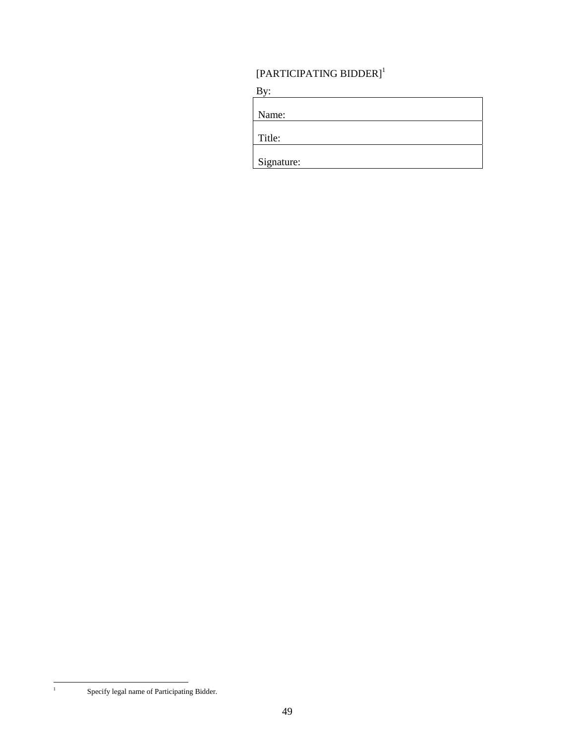[PARTICIPATING BIDDER][1]

By:

| Name: |
| --- |
| Title: |
| Signature: |

[1] Specify legal name of Participating Bidder.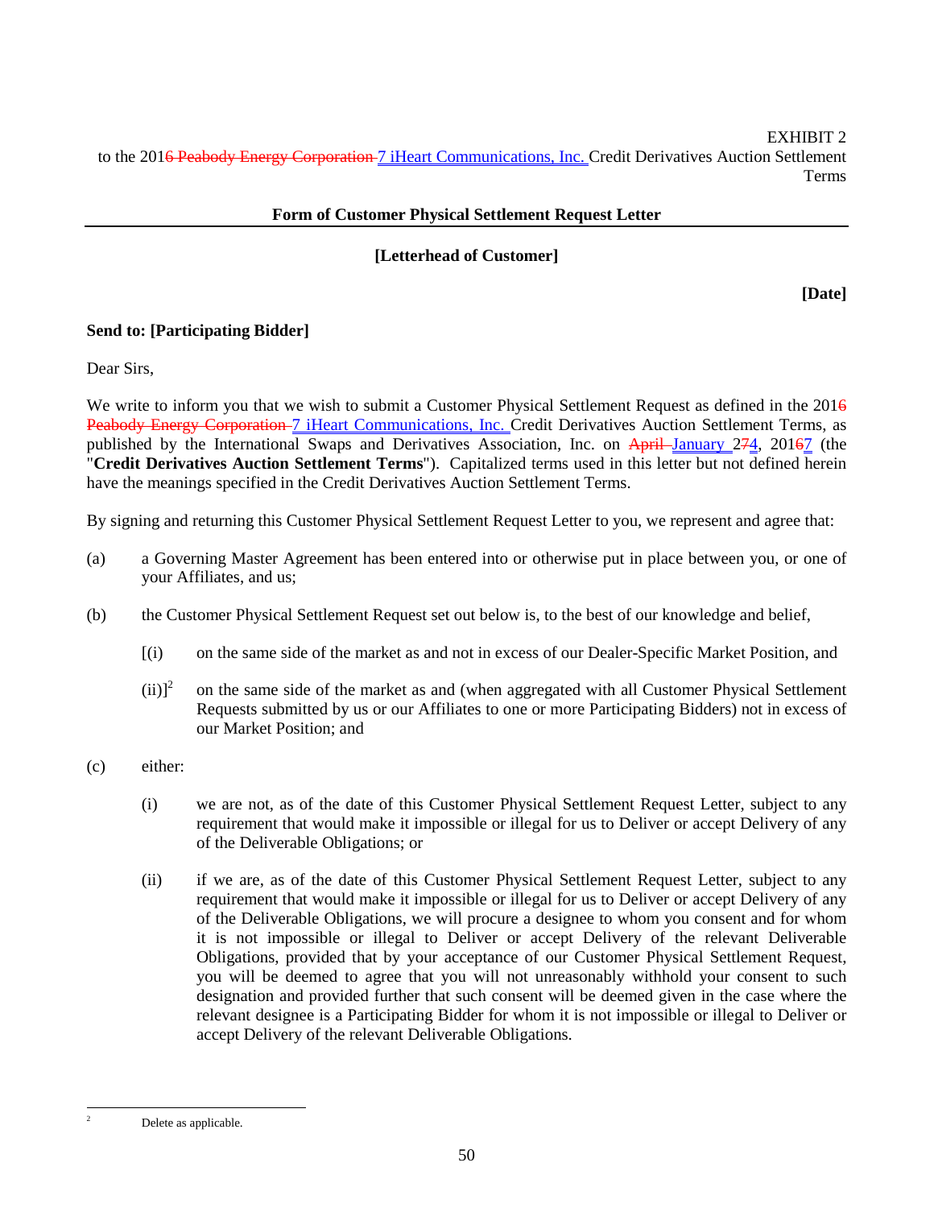EXHIBIT 2
to the 2016 Peabody Energy Corporation 7 iHeart Communications, Inc. Credit Derivatives Auction Settlement Terms

**Form of Customer Physical Settlement Request Letter**

**[Letterhead of Customer]**

**[Date]**

**Send to: [Participating Bidder]**

Dear Sirs,

We write to inform you that we wish to submit a Customer Physical Settlement Request as defined in the 2016 Peabody Energy Corporation 7 iHeart Communications, Inc. Credit Derivatives Auction Settlement Terms, as published by the International Swaps and Derivatives Association, Inc. on April January 274, 20167 (the "**Credit Derivatives Auction Settlement Terms**"). Capitalized terms used in this letter but not defined herein have the meanings specified in the Credit Derivatives Auction Settlement Terms.

By signing and returning this Customer Physical Settlement Request Letter to you, we represent and agree that:

(a) a Governing Master Agreement has been entered into or otherwise put in place between you, or one of your Affiliates, and us;

(b) the Customer Physical Settlement Request set out below is, to the best of our knowledge and belief,

[(i) on the same side of the market as and not in excess of our Dealer-Specific Market Position, and

(ii)][2] on the same side of the market as and (when aggregated with all Customer Physical Settlement Requests submitted by us or our Affiliates to one or more Participating Bidders) not in excess of our Market Position; and

(c) either:

(i) we are not, as of the date of this Customer Physical Settlement Request Letter, subject to any requirement that would make it impossible or illegal for us to Deliver or accept Delivery of any of the Deliverable Obligations; or

(ii) if we are, as of the date of this Customer Physical Settlement Request Letter, subject to any requirement that would make it impossible or illegal for us to Deliver or accept Delivery of any of the Deliverable Obligations, we will procure a designee to whom you consent and for whom it is not impossible or illegal to Deliver or accept Delivery of the relevant Deliverable Obligations, provided that by your acceptance of our Customer Physical Settlement Request, you will be deemed to agree that you will not unreasonably withhold your consent to such designation and provided further that such consent will be deemed given in the case where the relevant designee is a Participating Bidder for whom it is not impossible or illegal to Deliver or accept Delivery of the relevant Deliverable Obligations.

---

[2] Delete as applicable.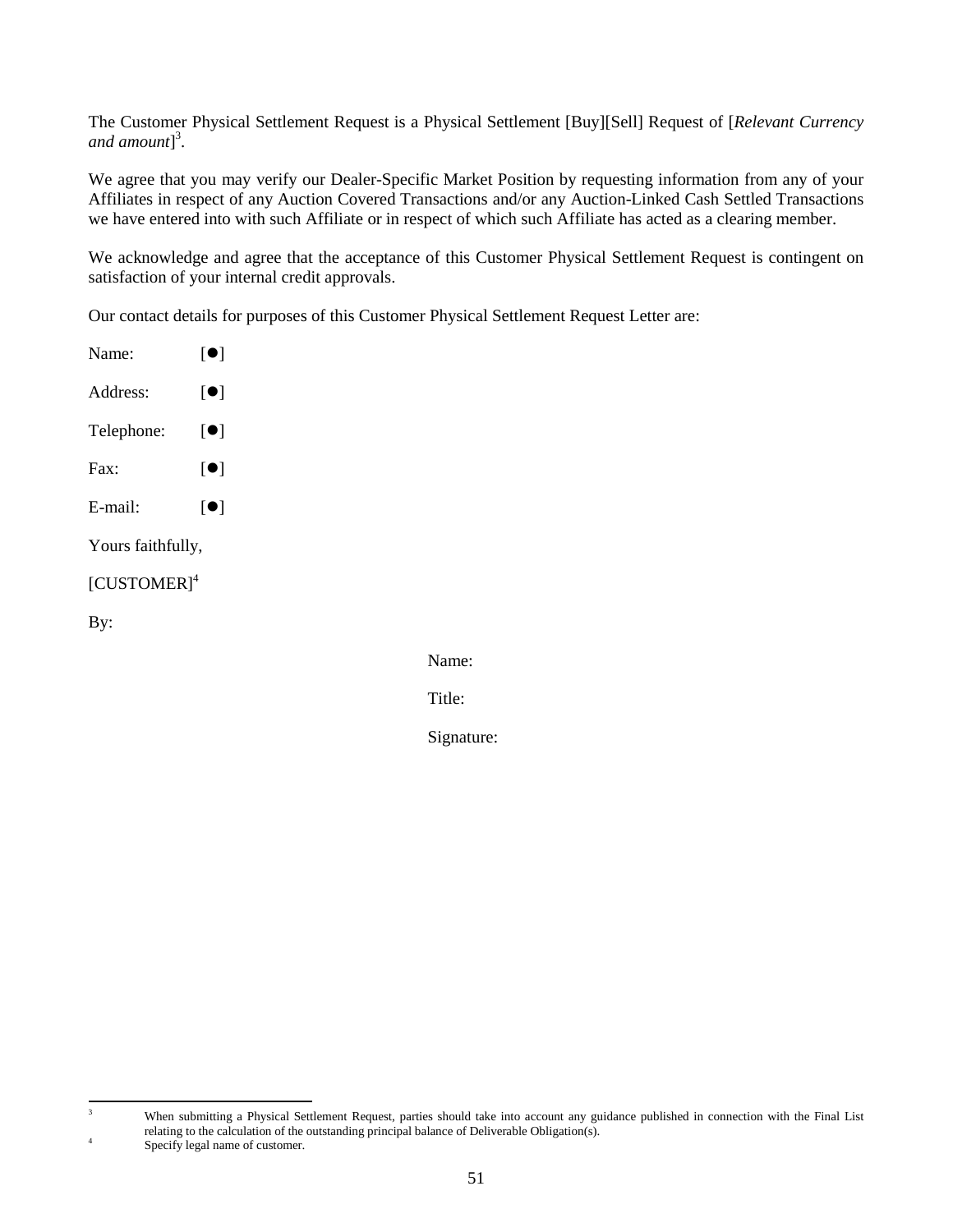The Customer Physical Settlement Request is a Physical Settlement [Buy][Sell] Request of [*Relevant Currency and amount*][3].

We agree that you may verify our Dealer-Specific Market Position by requesting information from any of your Affiliates in respect of any Auction Covered Transactions and/or any Auction-Linked Cash Settled Transactions we have entered into with such Affiliate or in respect of which such Affiliate has acted as a clearing member.

We acknowledge and agree that the acceptance of this Customer Physical Settlement Request is contingent on satisfaction of your internal credit approvals.

Our contact details for purposes of this Customer Physical Settlement Request Letter are:

Name: [●]

Address: [●]

Telephone: [●]

Fax: [●]

E-mail: [●]

Yours faithfully,

[CUSTOMER][4]

By:

Name:

Title:

Signature:

---

[3] When submitting a Physical Settlement Request, parties should take into account any guidance published in connection with the Final List relating to the calculation of the outstanding principal balance of Deliverable Obligation(s).

[4] Specify legal name of customer.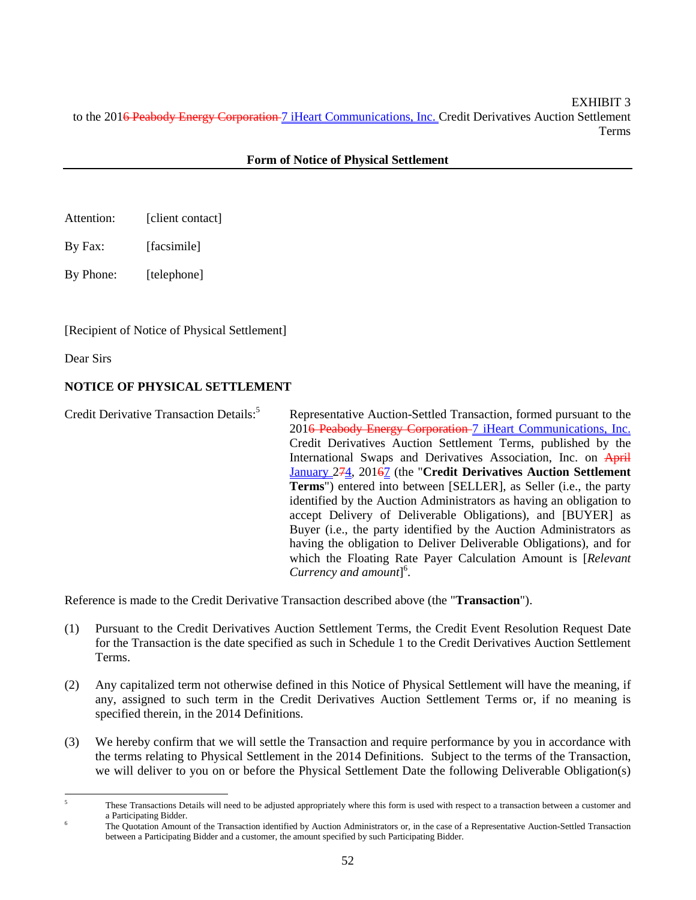EXHIBIT 3
to the 2016 Peabody Energy Corporation 7 iHeart Communications, Inc. Credit Derivatives Auction Settlement Terms

**Form of Notice of Physical Settlement**

---

Attention: [client contact]

By Fax: [facsimile]

By Phone: [telephone]

[Recipient of Notice of Physical Settlement]

Dear Sirs

**NOTICE OF PHYSICAL SETTLEMENT**

Credit Derivative Transaction Details:[5] Representative Auction-Settled Transaction, formed pursuant to the 2016 Peabody Energy Corporation 7 iHeart Communications, Inc. Credit Derivatives Auction Settlement Terms, published by the International Swaps and Derivatives Association, Inc. on April January 274, 20167 (the "**Credit Derivatives Auction Settlement Terms**") entered into between [SELLER], as Seller (i.e., the party identified by the Auction Administrators as having an obligation to accept Delivery of Deliverable Obligations), and [BUYER] as Buyer (i.e., the party identified by the Auction Administrators as having the obligation to Deliver Deliverable Obligations), and for which the Floating Rate Payer Calculation Amount is [*Relevant Currency and amount*][6].

Reference is made to the Credit Derivative Transaction described above (the "**Transaction**").

(1) Pursuant to the Credit Derivatives Auction Settlement Terms, the Credit Event Resolution Request Date for the Transaction is the date specified as such in Schedule 1 to the Credit Derivatives Auction Settlement Terms.

(2) Any capitalized term not otherwise defined in this Notice of Physical Settlement will have the meaning, if any, assigned to such term in the Credit Derivatives Auction Settlement Terms or, if no meaning is specified therein, in the 2014 Definitions.

(3) We hereby confirm that we will settle the Transaction and require performance by you in accordance with the terms relating to Physical Settlement in the 2014 Definitions. Subject to the terms of the Transaction, we will deliver to you on or before the Physical Settlement Date the following Deliverable Obligation(s)

---

[5] These Transactions Details will need to be adjusted appropriately where this form is used with respect to a transaction between a customer and a Participating Bidder.

[6] The Quotation Amount of the Transaction identified by Auction Administrators or, in the case of a Representative Auction-Settled Transaction between a Participating Bidder and a customer, the amount specified by such Participating Bidder.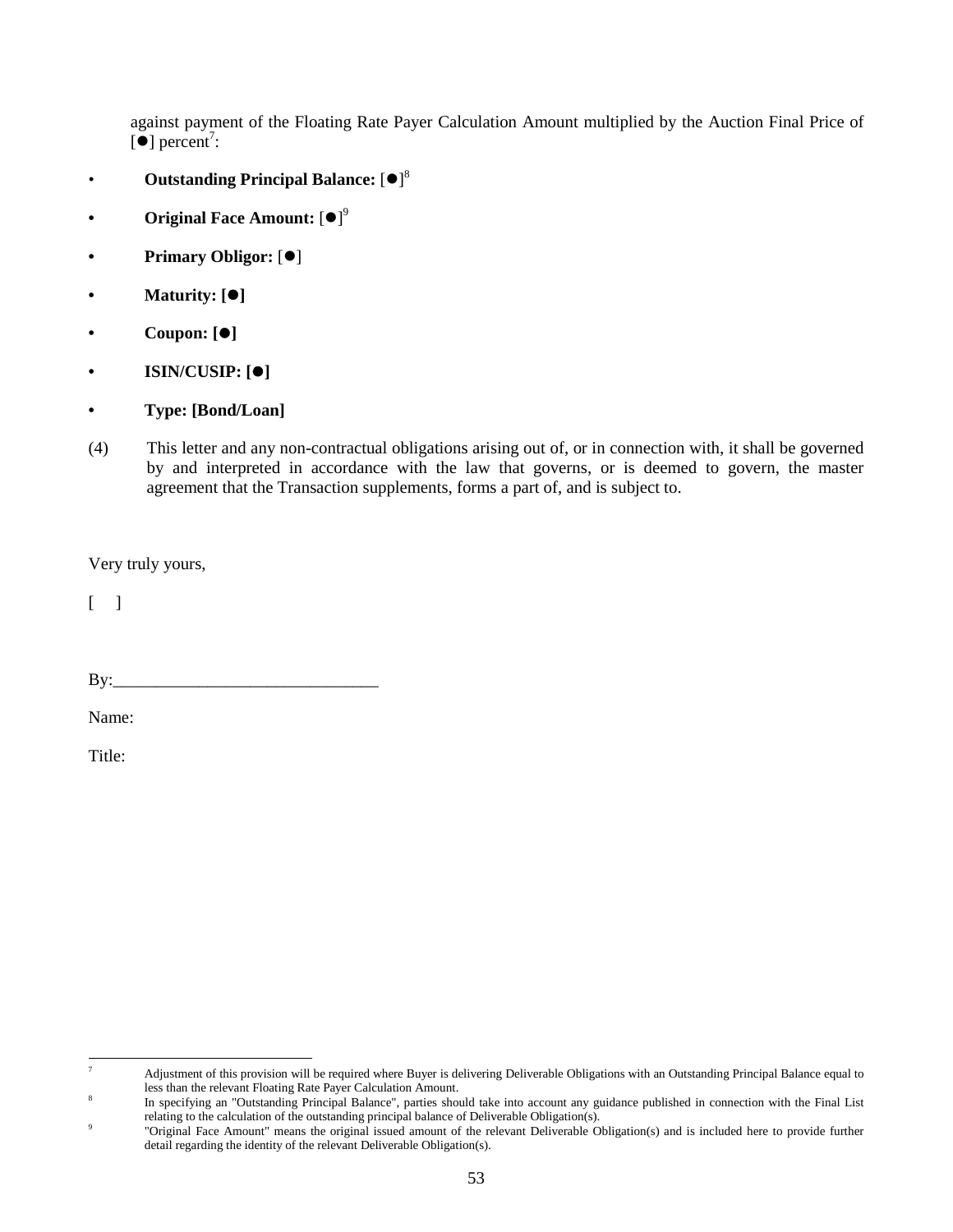against payment of the Floating Rate Payer Calculation Amount multiplied by the Auction Final Price of [●] percent[7]:

- **Outstanding Principal Balance:** [●][8]
- **Original Face Amount:** [●][9]
- **Primary Obligor:** [●]
- **Maturity: [●]**
- **Coupon: [●]**
- **ISIN/CUSIP: [●]**
- **Type: [Bond/Loan]**

(4) This letter and any non-contractual obligations arising out of, or in connection with, it shall be governed by and interpreted in accordance with the law that governs, or is deemed to govern, the master agreement that the Transaction supplements, forms a part of, and is subject to.

Very truly yours,

[ ]

By:______________________________

Name:

Title:

---

[7] Adjustment of this provision will be required where Buyer is delivering Deliverable Obligations with an Outstanding Principal Balance equal to less than the relevant Floating Rate Payer Calculation Amount.

[8] In specifying an "Outstanding Principal Balance", parties should take into account any guidance published in connection with the Final List relating to the calculation of the outstanding principal balance of Deliverable Obligation(s).

[9] "Original Face Amount" means the original issued amount of the relevant Deliverable Obligation(s) and is included here to provide further detail regarding the identity of the relevant Deliverable Obligation(s).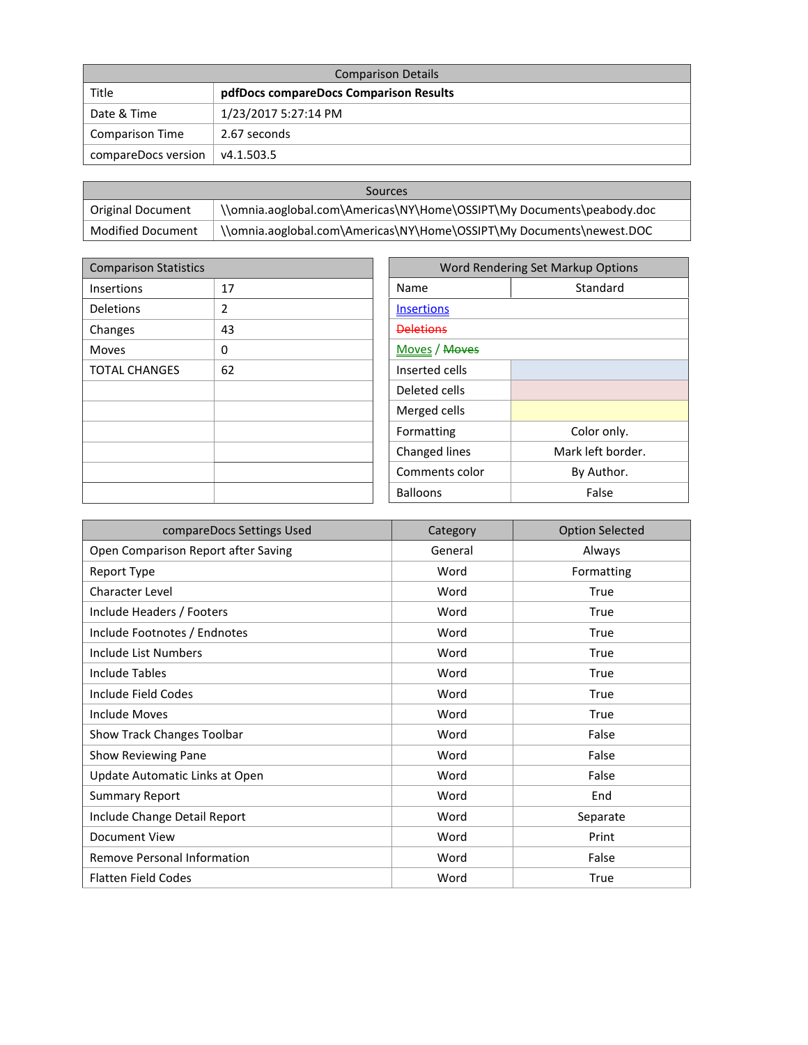| Comparison Details | |
|---|---|
| Title | **pdfDocs compareDocs Comparison Results** |
| Date & Time | 1/23/2017 5:27:14 PM |
| Comparison Time | 2.67 seconds |
| compareDocs version | v4.1.503.5 |

| Sources | |
|---|---|
| Original Document | \\omnia.aoglobal.com\Americas\NY\Home\OSSIPT\My Documents\peabody.doc |
| Modified Document | \\omnia.aoglobal.com\Americas\NY\Home\OSSIPT\My Documents\newest.DOC |

| Comparison Statistics | |
|---|---|
| Insertions | 17 |
| Deletions | 2 |
| Changes | 43 |
| Moves | 0 |
| TOTAL CHANGES | 62 |

| Word Rendering Set Markup Options | |
|---|---|
| Name | Standard |
| Insertions | |
| ~~Deletions~~ | |
| Moves / ~~Moves~~ | |
| Inserted cells | |
| Deleted cells | |
| Merged cells | |
| Formatting | Color only. |
| Changed lines | Mark left border. |
| Comments color | By Author. |
| Balloons | False |

| compareDocs Settings Used | Category | Option Selected |
|---|---|---|
| Open Comparison Report after Saving | General | Always |
| Report Type | Word | Formatting |
| Character Level | Word | True |
| Include Headers / Footers | Word | True |
| Include Footnotes / Endnotes | Word | True |
| Include List Numbers | Word | True |
| Include Tables | Word | True |
| Include Field Codes | Word | True |
| Include Moves | Word | True |
| Show Track Changes Toolbar | Word | False |
| Show Reviewing Pane | Word | False |
| Update Automatic Links at Open | Word | False |
| Summary Report | Word | End |
| Include Change Detail Report | Word | Separate |
| Document View | Word | Print |
| Remove Personal Information | Word | False |
| Flatten Field Codes | Word | True |